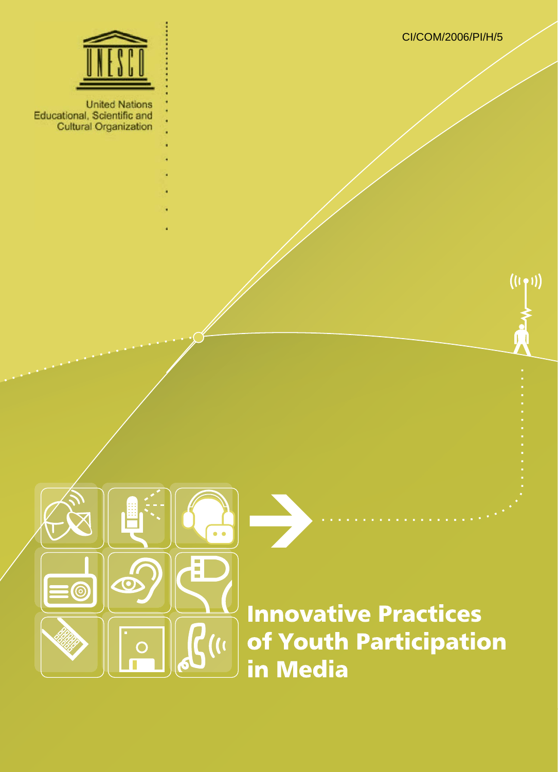United Nations
Educational, Scientific and
Cultural Organization

CI/COM/2006/PI/H/5

# Innovative Practices of Youth Participation in Media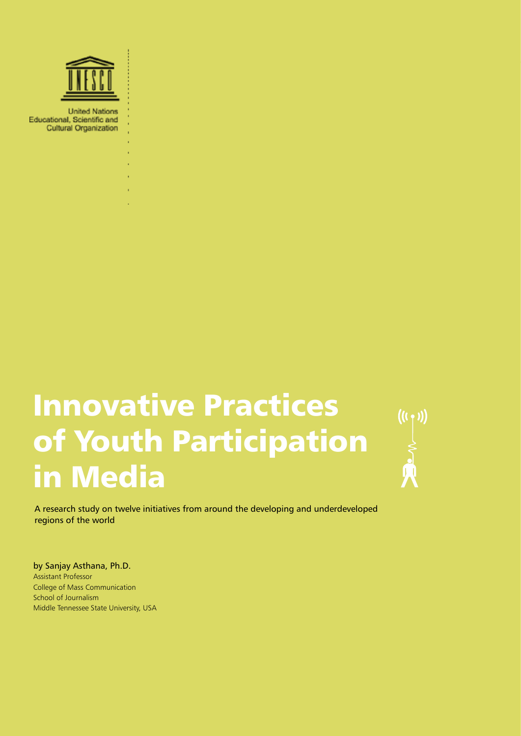United Nations
Educational, Scientific and
Cultural Organization

# Innovative Practices of Youth Participation in Media

A research study on twelve initiatives from around the developing and underdeveloped regions of the world

by Sanjay Asthana, Ph.D.
Assistant Professor
College of Mass Communication
School of Journalism
Middle Tennessee State University, USA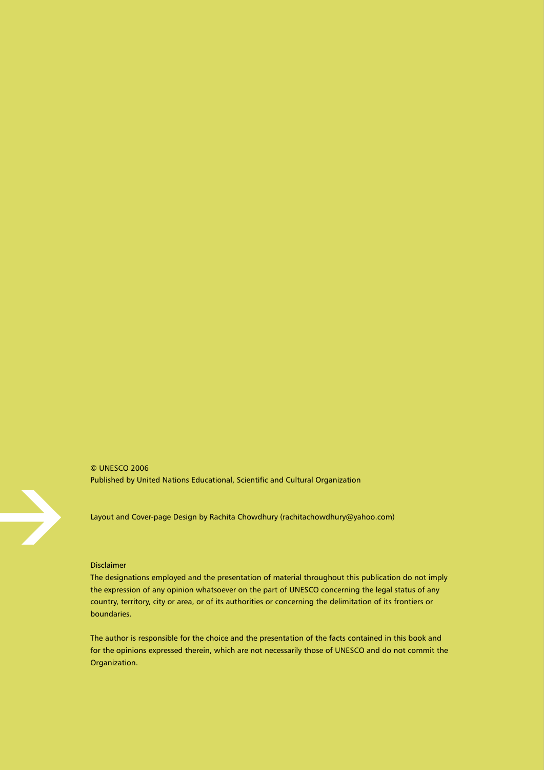© UNESCO 2006

Published by United Nations Educational, Scientific and Cultural Organization

Layout and Cover-page Design by Rachita Chowdhury (rachitachowdhury@yahoo.com)

Disclaimer

The designations employed and the presentation of material throughout this publication do not imply the expression of any opinion whatsoever on the part of UNESCO concerning the legal status of any country, territory, city or area, or of its authorities or concerning the delimitation of its frontiers or boundaries.

The author is responsible for the choice and the presentation of the facts contained in this book and for the opinions expressed therein, which are not necessarily those of UNESCO and do not commit the Organization.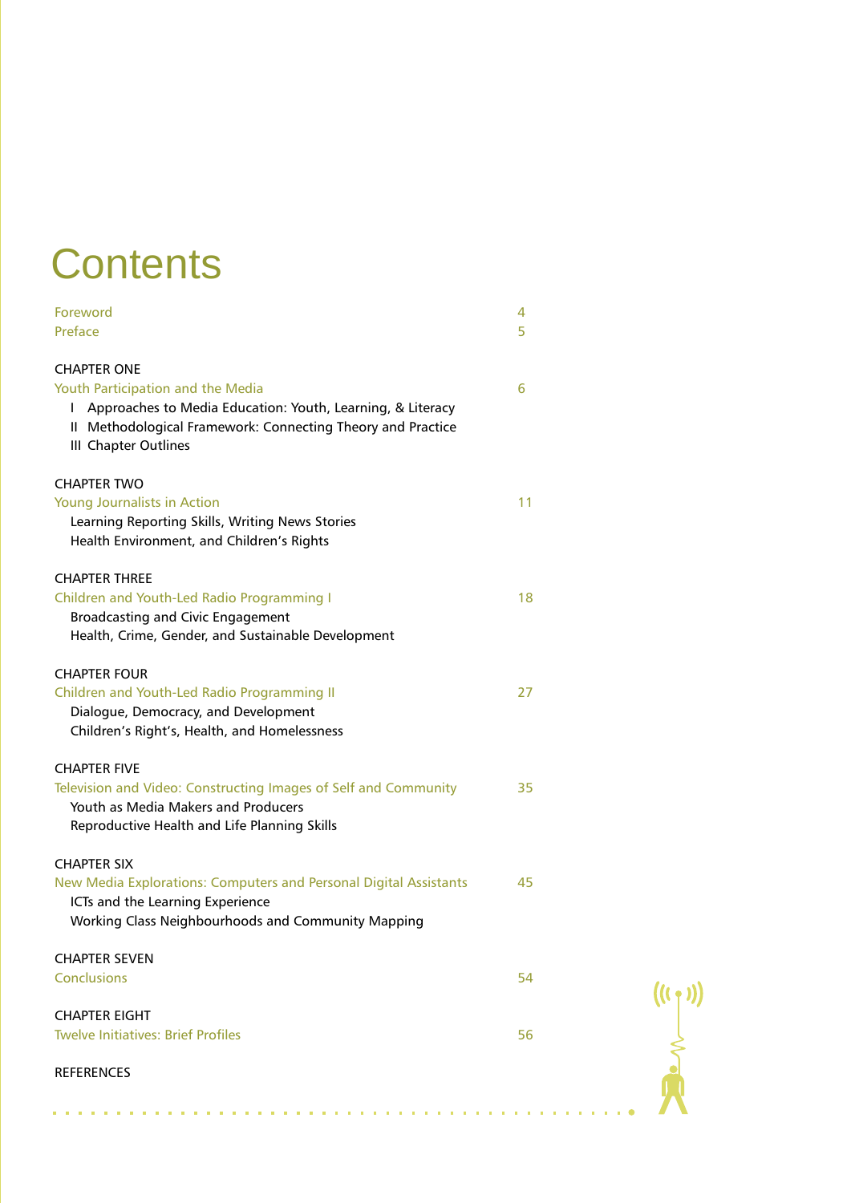# Contents

| | |
|---|---|
| Foreword | 4 |
| Preface | 5 |
| | |
| CHAPTER ONE | |
| Youth Participation and the Media | 6 |
| I Approaches to Media Education: Youth, Learning, & Literacy | |
| II Methodological Framework: Connecting Theory and Practice | |
| III Chapter Outlines | |
| | |
| CHAPTER TWO | |
| Young Journalists in Action | 11 |
| Learning Reporting Skills, Writing News Stories | |
| Health Environment, and Children's Rights | |
| | |
| CHAPTER THREE | |
| Children and Youth-Led Radio Programming I | 18 |
| Broadcasting and Civic Engagement | |
| Health, Crime, Gender, and Sustainable Development | |
| | |
| CHAPTER FOUR | |
| Children and Youth-Led Radio Programming II | 27 |
| Dialogue, Democracy, and Development | |
| Children's Right's, Health, and Homelessness | |
| | |
| CHAPTER FIVE | |
| Television and Video: Constructing Images of Self and Community | 35 |
| Youth as Media Makers and Producers | |
| Reproductive Health and Life Planning Skills | |
| | |
| CHAPTER SIX | |
| New Media Explorations: Computers and Personal Digital Assistants | 45 |
| ICTs and the Learning Experience | |
| Working Class Neighbourhoods and Community Mapping | |
| | |
| CHAPTER SEVEN | |
| Conclusions | 54 |
| | |
| CHAPTER EIGHT | |
| Twelve Initiatives: Brief Profiles | 56 |
| | |
| REFERENCES | |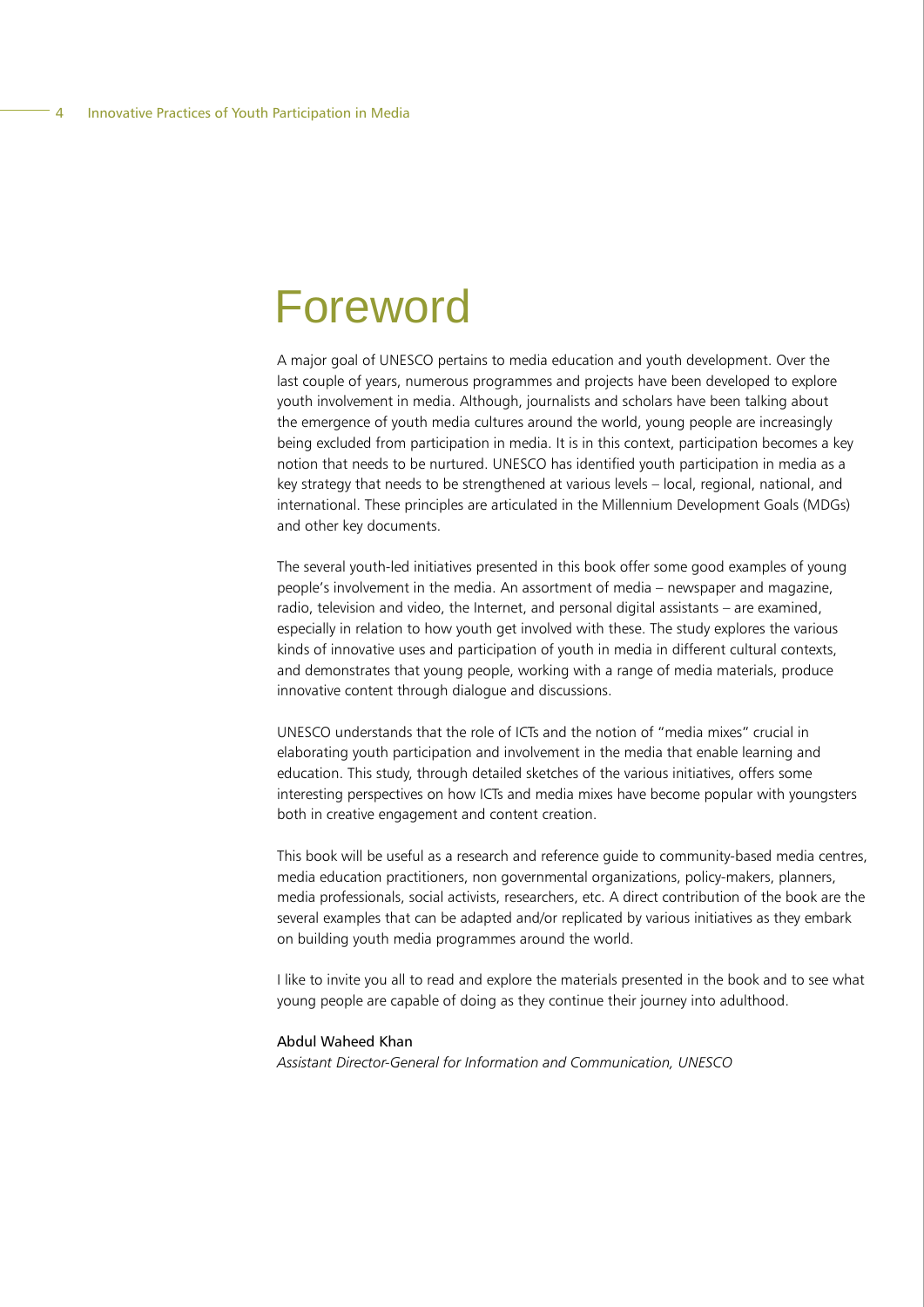# Foreword

A major goal of UNESCO pertains to media education and youth development. Over the last couple of years, numerous programmes and projects have been developed to explore youth involvement in media. Although, journalists and scholars have been talking about the emergence of youth media cultures around the world, young people are increasingly being excluded from participation in media. It is in this context, participation becomes a key notion that needs to be nurtured. UNESCO has identified youth participation in media as a key strategy that needs to be strengthened at various levels – local, regional, national, and international. These principles are articulated in the Millennium Development Goals (MDGs) and other key documents.

The several youth-led initiatives presented in this book offer some good examples of young people's involvement in the media. An assortment of media – newspaper and magazine, radio, television and video, the Internet, and personal digital assistants – are examined, especially in relation to how youth get involved with these. The study explores the various kinds of innovative uses and participation of youth in media in different cultural contexts, and demonstrates that young people, working with a range of media materials, produce innovative content through dialogue and discussions.

UNESCO understands that the role of ICTs and the notion of "media mixes" crucial in elaborating youth participation and involvement in the media that enable learning and education. This study, through detailed sketches of the various initiatives, offers some interesting perspectives on how ICTs and media mixes have become popular with youngsters both in creative engagement and content creation.

This book will be useful as a research and reference guide to community-based media centres, media education practitioners, non governmental organizations, policy-makers, planners, media professionals, social activists, researchers, etc. A direct contribution of the book are the several examples that can be adapted and/or replicated by various initiatives as they embark on building youth media programmes around the world.

I like to invite you all to read and explore the materials presented in the book and to see what young people are capable of doing as they continue their journey into adulthood.

Abdul Waheed Khan
*Assistant Director-General for Information and Communication, UNESCO*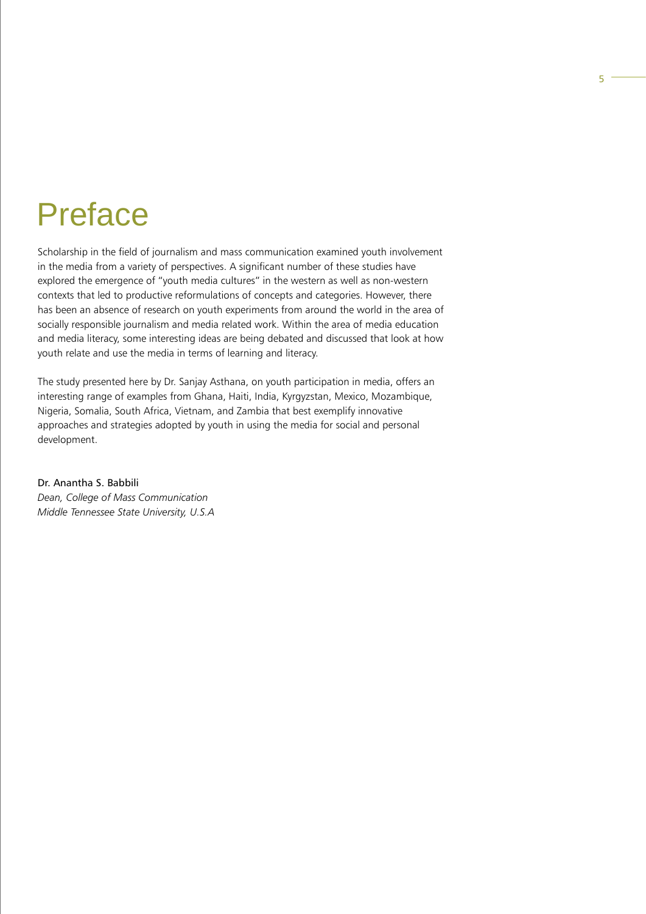# Preface

Scholarship in the field of journalism and mass communication examined youth involvement in the media from a variety of perspectives. A significant number of these studies have explored the emergence of "youth media cultures" in the western as well as non-western contexts that led to productive reformulations of concepts and categories. However, there has been an absence of research on youth experiments from around the world in the area of socially responsible journalism and media related work. Within the area of media education and media literacy, some interesting ideas are being debated and discussed that look at how youth relate and use the media in terms of learning and literacy.

The study presented here by Dr. Sanjay Asthana, on youth participation in media, offers an interesting range of examples from Ghana, Haiti, India, Kyrgyzstan, Mexico, Mozambique, Nigeria, Somalia, South Africa, Vietnam, and Zambia that best exemplify innovative approaches and strategies adopted by youth in using the media for social and personal development.

Dr. Anantha S. Babbili
*Dean, College of Mass Communication*
*Middle Tennessee State University, U.S.A*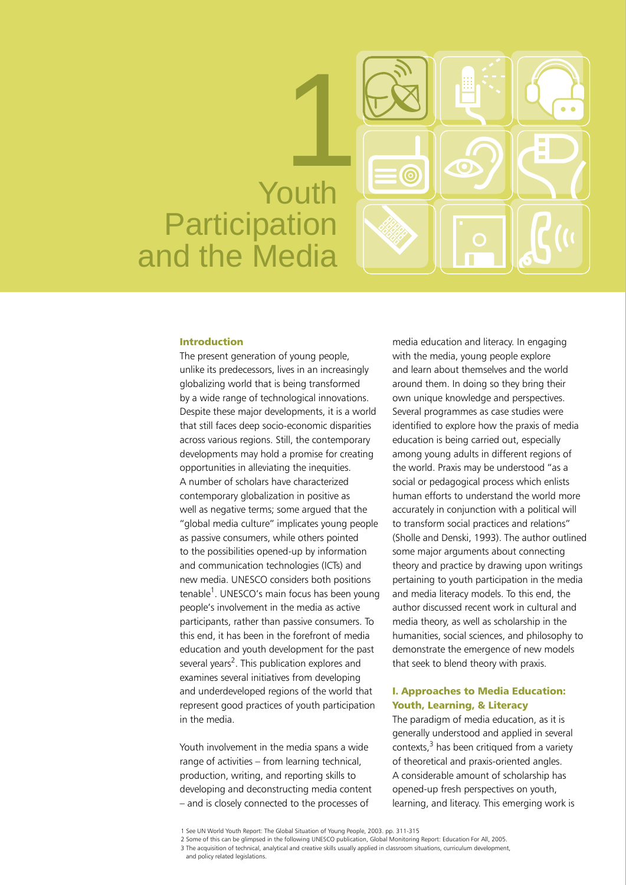# 1 Youth Participation and the Media

## Introduction

The present generation of young people, unlike its predecessors, lives in an increasingly globalizing world that is being transformed by a wide range of technological innovations. Despite these major developments, it is a world that still faces deep socio-economic disparities across various regions. Still, the contemporary developments may hold a promise for creating opportunities in alleviating the inequities. A number of scholars have characterized contemporary globalization in positive as well as negative terms; some argued that the "global media culture" implicates young people as passive consumers, while others pointed to the possibilities opened-up by information and communication technologies (ICTs) and new media. UNESCO considers both positions tenable[1]. UNESCO's main focus has been young people's involvement in the media as active participants, rather than passive consumers. To this end, it has been in the forefront of media education and youth development for the past several years[2]. This publication explores and examines several initiatives from developing and underdeveloped regions of the world that represent good practices of youth participation in the media.

Youth involvement in the media spans a wide range of activities – from learning technical, production, writing, and reporting skills to developing and deconstructing media content – and is closely connected to the processes of media education and literacy. In engaging with the media, young people explore and learn about themselves and the world around them. In doing so they bring their own unique knowledge and perspectives. Several programmes as case studies were identified to explore how the praxis of media education is being carried out, especially among young adults in different regions of the world. Praxis may be understood "as a social or pedagogical process which enlists human efforts to understand the world more accurately in conjunction with a political will to transform social practices and relations" (Sholle and Denski, 1993). The author outlined some major arguments about connecting theory and practice by drawing upon writings pertaining to youth participation in the media and media literacy models. To this end, the author discussed recent work in cultural and media theory, as well as scholarship in the humanities, social sciences, and philosophy to demonstrate the emergence of new models that seek to blend theory with praxis.

## I. Approaches to Media Education: Youth, Learning, & Literacy

The paradigm of media education, as it is generally understood and applied in several contexts,[3] has been critiqued from a variety of theoretical and praxis-oriented angles. A considerable amount of scholarship has opened-up fresh perspectives on youth, learning, and literacy. This emerging work is

---

1 See UN World Youth Report: The Global Situation of Young People, 2003. pp. 311-315

2 Some of this can be glimpsed in the following UNESCO publication, Global Monitoring Report: Education For All, 2005.

3 The acquisition of technical, analytical and creative skills usually applied in classroom situations, curriculum development, and policy related legislations.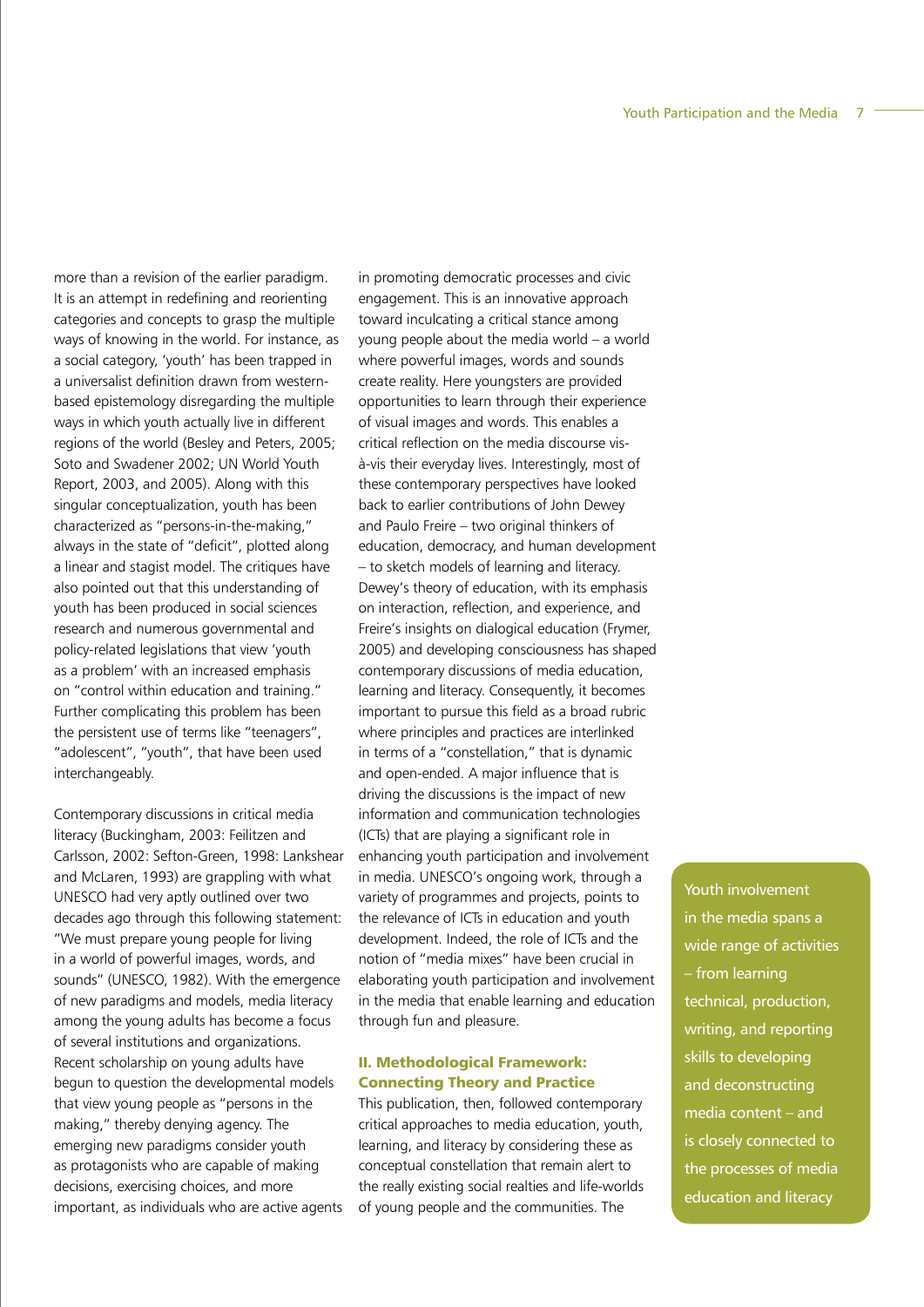more than a revision of the earlier paradigm. It is an attempt in redefining and reorienting categories and concepts to grasp the multiple ways of knowing in the world. For instance, as a social category, 'youth' has been trapped in a universalist definition drawn from western-based epistemology disregarding the multiple ways in which youth actually live in different regions of the world (Besley and Peters, 2005; Soto and Swadener 2002; UN World Youth Report, 2003, and 2005). Along with this singular conceptualization, youth has been characterized as "persons-in-the-making," always in the state of "deficit", plotted along a linear and stagist model. The critiques have also pointed out that this understanding of youth has been produced in social sciences research and numerous governmental and policy-related legislations that view 'youth as a problem' with an increased emphasis on "control within education and training." Further complicating this problem has been the persistent use of terms like "teenagers", "adolescent", "youth", that have been used interchangeably.

Contemporary discussions in critical media literacy (Buckingham, 2003: Feilitzen and Carlsson, 2002: Sefton-Green, 1998: Lankshear and McLaren, 1993) are grappling with what UNESCO had very aptly outlined over two decades ago through this following statement: "We must prepare young people for living in a world of powerful images, words, and sounds" (UNESCO, 1982). With the emergence of new paradigms and models, media literacy among the young adults has become a focus of several institutions and organizations. Recent scholarship on young adults have begun to question the developmental models that view young people as "persons in the making," thereby denying agency. The emerging new paradigms consider youth as protagonists who are capable of making decisions, exercising choices, and more important, as individuals who are active agents in promoting democratic processes and civic engagement. This is an innovative approach toward inculcating a critical stance among young people about the media world – a world where powerful images, words and sounds create reality. Here youngsters are provided opportunities to learn through their experience of visual images and words. This enables a critical reflection on the media discourse vis-à-vis their everyday lives. Interestingly, most of these contemporary perspectives have looked back to earlier contributions of John Dewey and Paulo Freire – two original thinkers of education, democracy, and human development – to sketch models of learning and literacy. Dewey's theory of education, with its emphasis on interaction, reflection, and experience, and Freire's insights on dialogical education (Frymer, 2005) and developing consciousness has shaped contemporary discussions of media education, learning and literacy. Consequently, it becomes important to pursue this field as a broad rubric where principles and practices are interlinked in terms of a "constellation," that is dynamic and open-ended. A major influence that is driving the discussions is the impact of new information and communication technologies (ICTs) that are playing a significant role in enhancing youth participation and involvement in media. UNESCO's ongoing work, through a variety of programmes and projects, points to the relevance of ICTs in education and youth development. Indeed, the role of ICTs and the notion of "media mixes" have been crucial in elaborating youth participation and involvement in the media that enable learning and education through fun and pleasure.

## II. Methodological Framework: Connecting Theory and Practice

This publication, then, followed contemporary critical approaches to media education, youth, learning, and literacy by considering these as conceptual constellation that remain alert to the really existing social realties and life-worlds of young people and the communities. The

Youth involvement in the media spans a wide range of activities – from learning technical, production, writing, and reporting skills to developing and deconstructing media content – and is closely connected to the processes of media education and literacy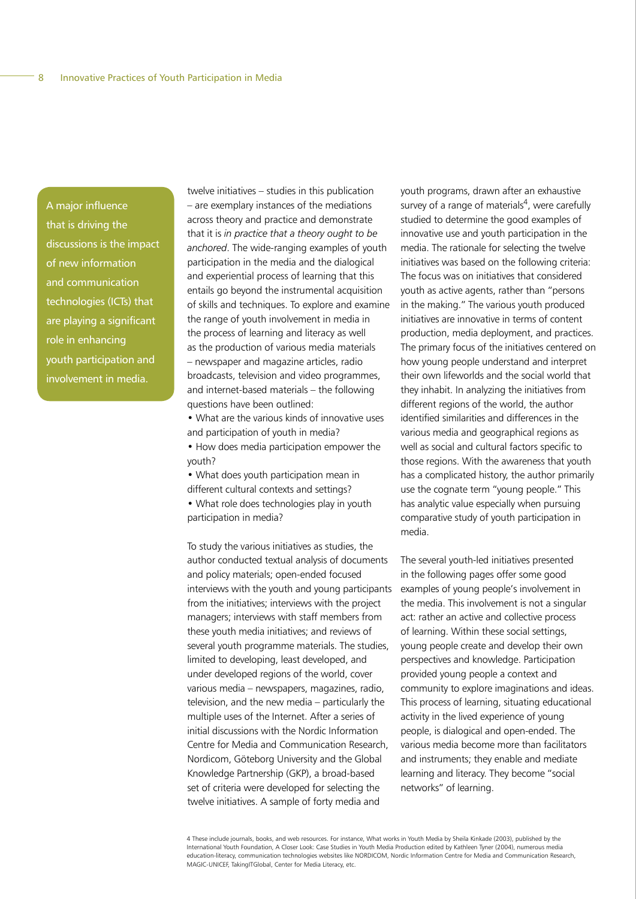> A major influence that is driving the discussions is the impact of new information and communication technologies (ICTs) that are playing a significant role in enhancing youth participation and involvement in media.

twelve initiatives – studies in this publication – are exemplary instances of the mediations across theory and practice and demonstrate that it is *in practice that a theory ought to be anchored*. The wide-ranging examples of youth participation in the media and the dialogical and experiential process of learning that this entails go beyond the instrumental acquisition of skills and techniques. To explore and examine the range of youth involvement in media in the process of learning and literacy as well as the production of various media materials – newspaper and magazine articles, radio broadcasts, television and video programmes, and internet-based materials – the following questions have been outlined:

- What are the various kinds of innovative uses and participation of youth in media?
- How does media participation empower the youth?
- What does youth participation mean in different cultural contexts and settings?
- What role does technologies play in youth participation in media?

To study the various initiatives as studies, the author conducted textual analysis of documents and policy materials; open-ended focused interviews with the youth and young participants from the initiatives; interviews with the project managers; interviews with staff members from these youth media initiatives; and reviews of several youth programme materials. The studies, limited to developing, least developed, and under developed regions of the world, cover various media – newspapers, magazines, radio, television, and the new media – particularly the multiple uses of the Internet. After a series of initial discussions with the Nordic Information Centre for Media and Communication Research, Nordicom, Göteborg University and the Global Knowledge Partnership (GKP), a broad-based set of criteria were developed for selecting the twelve initiatives. A sample of forty media and youth programs, drawn after an exhaustive survey of a range of materials[4], were carefully studied to determine the good examples of innovative use and youth participation in the media. The rationale for selecting the twelve initiatives was based on the following criteria: The focus was on initiatives that considered youth as active agents, rather than "persons in the making." The various youth produced initiatives are innovative in terms of content production, media deployment, and practices. The primary focus of the initiatives centered on how young people understand and interpret their own lifeworlds and the social world that they inhabit. In analyzing the initiatives from different regions of the world, the author identified similarities and differences in the various media and geographical regions as well as social and cultural factors specific to those regions. With the awareness that youth has a complicated history, the author primarily use the cognate term "young people." This has analytic value especially when pursuing comparative study of youth participation in media.

The several youth-led initiatives presented in the following pages offer some good examples of young people's involvement in the media. This involvement is not a singular act: rather an active and collective process of learning. Within these social settings, young people create and develop their own perspectives and knowledge. Participation provided young people a context and community to explore imaginations and ideas. This process of learning, situating educational activity in the lived experience of young people, is dialogical and open-ended. The various media become more than facilitators and instruments; they enable and mediate learning and literacy. They become "social networks" of learning.

---

4 These include journals, books, and web resources. For instance, What works in Youth Media by Sheila Kinkade (2003), published by the International Youth Foundation, A Closer Look: Case Studies in Youth Media Production edited by Kathleen Tyner (2004), numerous media education-literacy, communication technologies websites like NORDICOM, Nordic Information Centre for Media and Communication Research, MAGIC-UNICEF, TakingITGlobal, Center for Media Literacy, etc.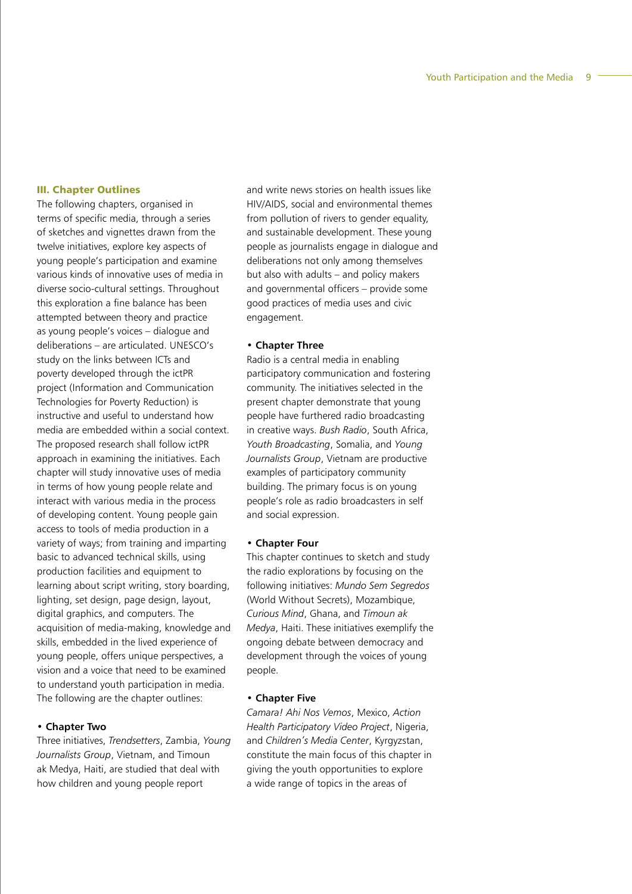### III. Chapter Outlines

The following chapters, organised in terms of specific media, through a series of sketches and vignettes drawn from the twelve initiatives, explore key aspects of young people's participation and examine various kinds of innovative uses of media in diverse socio-cultural settings. Throughout this exploration a fine balance has been attempted between theory and practice as young people's voices – dialogue and deliberations – are articulated. UNESCO's study on the links between ICTs and poverty developed through the ictPR project (Information and Communication Technologies for Poverty Reduction) is instructive and useful to understand how media are embedded within a social context. The proposed research shall follow ictPR approach in examining the initiatives. Each chapter will study innovative uses of media in terms of how young people relate and interact with various media in the process of developing content. Young people gain access to tools of media production in a variety of ways; from training and imparting basic to advanced technical skills, using production facilities and equipment to learning about script writing, story boarding, lighting, set design, page design, layout, digital graphics, and computers. The acquisition of media-making, knowledge and skills, embedded in the lived experience of young people, offers unique perspectives, a vision and a voice that need to be examined to understand youth participation in media. The following are the chapter outlines:

- **Chapter Two**

Three initiatives, *Trendsetters*, Zambia, *Young Journalists Group*, Vietnam, and Timoun ak Medya, Haiti, are studied that deal with how children and young people report and write news stories on health issues like HIV/AIDS, social and environmental themes from pollution of rivers to gender equality, and sustainable development. These young people as journalists engage in dialogue and deliberations not only among themselves but also with adults – and policy makers and governmental officers – provide some good practices of media uses and civic engagement.

- **Chapter Three**

Radio is a central media in enabling participatory communication and fostering community. The initiatives selected in the present chapter demonstrate that young people have furthered radio broadcasting in creative ways. *Bush Radio*, South Africa, *Youth Broadcasting*, Somalia, and *Young Journalists Group*, Vietnam are productive examples of participatory community building. The primary focus is on young people's role as radio broadcasters in self and social expression.

- **Chapter Four**

This chapter continues to sketch and study the radio explorations by focusing on the following initiatives: *Mundo Sem Segredos* (World Without Secrets), Mozambique, *Curious Mind*, Ghana, and *Timoun ak Medya*, Haiti. These initiatives exemplify the ongoing debate between democracy and development through the voices of young people.

- **Chapter Five**

*Camara! Ahi Nos Vemos*, Mexico, *Action Health Participatory Video Project*, Nigeria, and *Children's Media Center*, Kyrgyzstan, constitute the main focus of this chapter in giving the youth opportunities to explore a wide range of topics in the areas of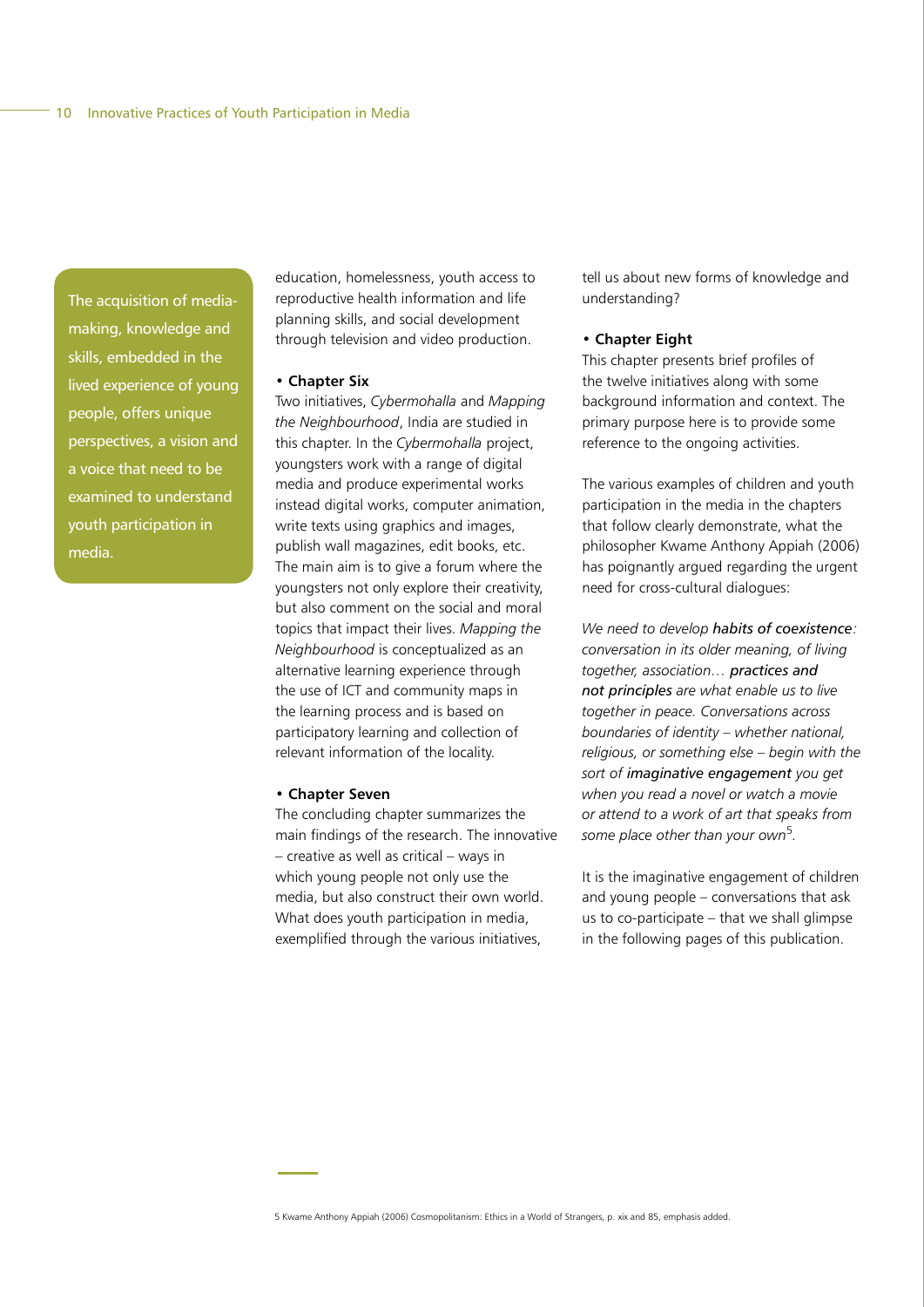> The acquisition of media-making, knowledge and skills, embedded in the lived experience of young people, offers unique perspectives, a vision and a voice that need to be examined to understand youth participation in media.

education, homelessness, youth access to reproductive health information and life planning skills, and social development through television and video production.

- **Chapter Six**

Two initiatives, *Cybermohalla* and *Mapping the Neighbourhood*, India are studied in this chapter. In the *Cybermohalla* project, youngsters work with a range of digital media and produce experimental works instead digital works, computer animation, write texts using graphics and images, publish wall magazines, edit books, etc. The main aim is to give a forum where the youngsters not only explore their creativity, but also comment on the social and moral topics that impact their lives. *Mapping the Neighbourhood* is conceptualized as an alternative learning experience through the use of ICT and community maps in the learning process and is based on participatory learning and collection of relevant information of the locality.

- **Chapter Seven**

The concluding chapter summarizes the main findings of the research. The innovative – creative as well as critical – ways in which young people not only use the media, but also construct their own world. What does youth participation in media, exemplified through the various initiatives, tell us about new forms of knowledge and understanding?

- **Chapter Eight**

This chapter presents brief profiles of the twelve initiatives along with some background information and context. The primary purpose here is to provide some reference to the ongoing activities.

The various examples of children and youth participation in the media in the chapters that follow clearly demonstrate, what the philosopher Kwame Anthony Appiah (2006) has poignantly argued regarding the urgent need for cross-cultural dialogues:

*We need to develop **habits of coexistence**: conversation in its older meaning, of living together, association… **practices and not principles** are what enable us to live together in peace. Conversations across boundaries of identity – whether national, religious, or something else – begin with the sort of **imaginative engagement** you get when you read a novel or watch a movie or attend to a work of art that speaks from some place other than your own*[5].

It is the imaginative engagement of children and young people – conversations that ask us to co-participate – that we shall glimpse in the following pages of this publication.

5 Kwame Anthony Appiah (2006) Cosmopolitanism: Ethics in a World of Strangers, p. xix and 85, emphasis added.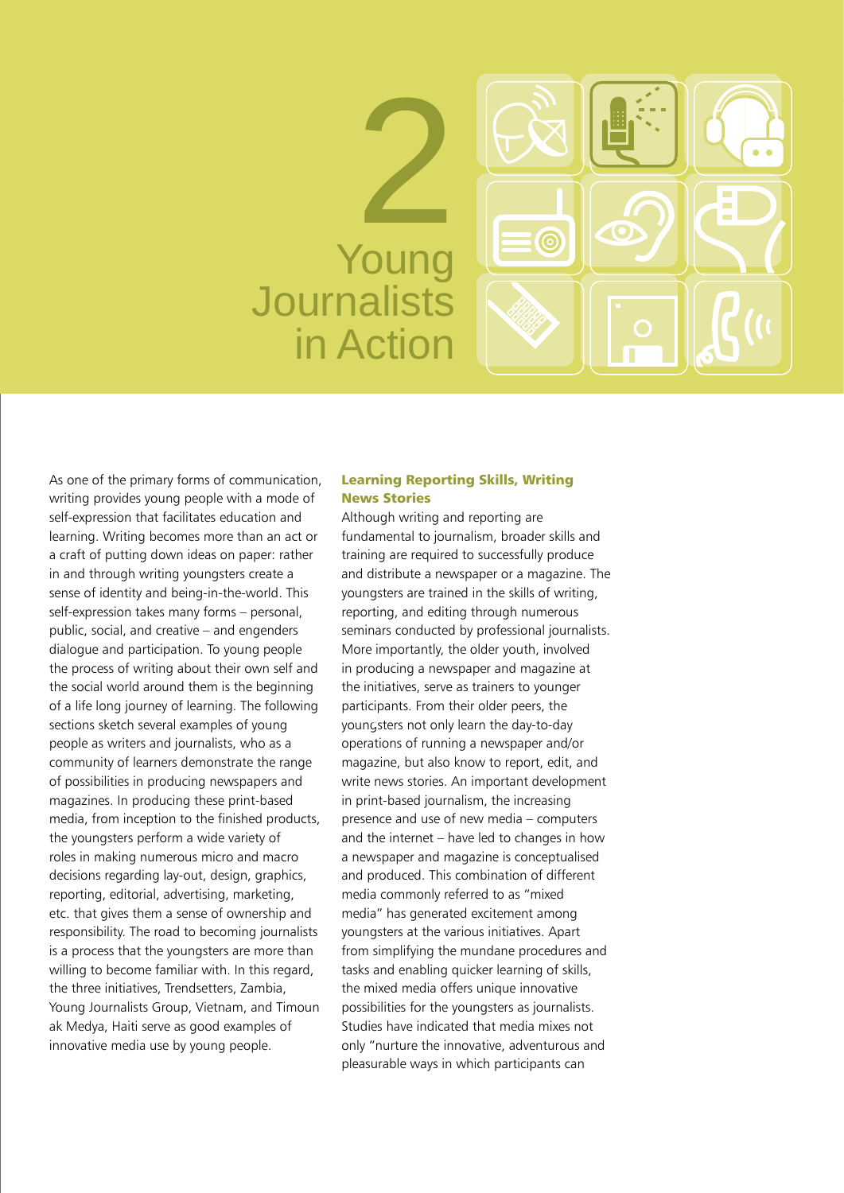# 2 Young Journalists in Action

As one of the primary forms of communication, writing provides young people with a mode of self-expression that facilitates education and learning. Writing becomes more than an act or a craft of putting down ideas on paper: rather in and through writing youngsters create a sense of identity and being-in-the-world. This self-expression takes many forms – personal, public, social, and creative – and engenders dialogue and participation. To young people the process of writing about their own self and the social world around them is the beginning of a life long journey of learning. The following sections sketch several examples of young people as writers and journalists, who as a community of learners demonstrate the range of possibilities in producing newspapers and magazines. In producing these print-based media, from inception to the finished products, the youngsters perform a wide variety of roles in making numerous micro and macro decisions regarding lay-out, design, graphics, reporting, editorial, advertising, marketing, etc. that gives them a sense of ownership and responsibility. The road to becoming journalists is a process that the youngsters are more than willing to become familiar with. In this regard, the three initiatives, Trendsetters, Zambia, Young Journalists Group, Vietnam, and Timoun ak Medya, Haiti serve as good examples of innovative media use by young people.

### Learning Reporting Skills, Writing News Stories

Although writing and reporting are fundamental to journalism, broader skills and training are required to successfully produce and distribute a newspaper or a magazine. The youngsters are trained in the skills of writing, reporting, and editing through numerous seminars conducted by professional journalists. More importantly, the older youth, involved in producing a newspaper and magazine at the initiatives, serve as trainers to younger participants. From their older peers, the youngsters not only learn the day-to-day operations of running a newspaper and/or magazine, but also know to report, edit, and write news stories. An important development in print-based journalism, the increasing presence and use of new media – computers and the internet – have led to changes in how a newspaper and magazine is conceptualised and produced. This combination of different media commonly referred to as "mixed media" has generated excitement among youngsters at the various initiatives. Apart from simplifying the mundane procedures and tasks and enabling quicker learning of skills, the mixed media offers unique innovative possibilities for the youngsters as journalists. Studies have indicated that media mixes not only "nurture the innovative, adventurous and pleasurable ways in which participants can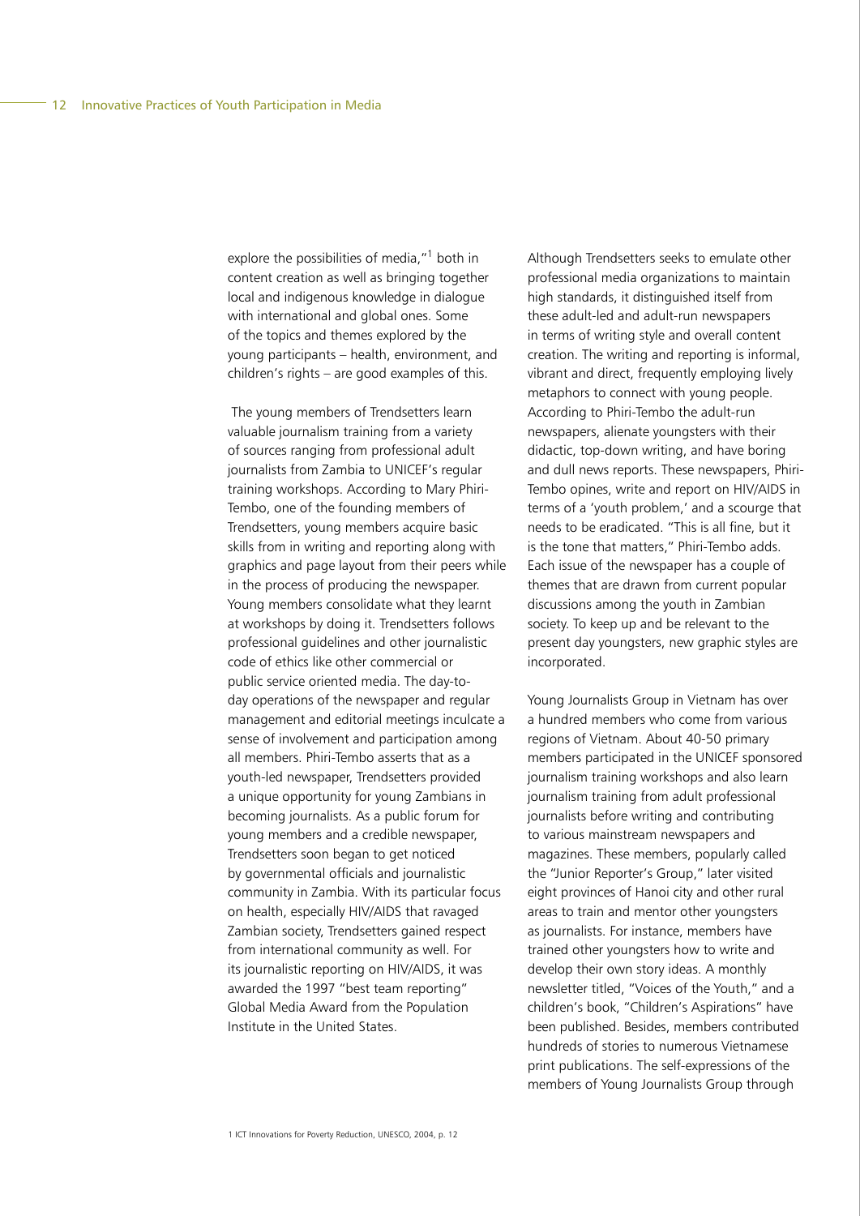explore the possibilities of media,"[1] both in content creation as well as bringing together local and indigenous knowledge in dialogue with international and global ones. Some of the topics and themes explored by the young participants – health, environment, and children's rights – are good examples of this.

The young members of Trendsetters learn valuable journalism training from a variety of sources ranging from professional adult journalists from Zambia to UNICEF's regular training workshops. According to Mary Phiri-Tembo, one of the founding members of Trendsetters, young members acquire basic skills from in writing and reporting along with graphics and page layout from their peers while in the process of producing the newspaper. Young members consolidate what they learnt at workshops by doing it. Trendsetters follows professional guidelines and other journalistic code of ethics like other commercial or public service oriented media. The day-to-day operations of the newspaper and regular management and editorial meetings inculcate a sense of involvement and participation among all members. Phiri-Tembo asserts that as a youth-led newspaper, Trendsetters provided a unique opportunity for young Zambians in becoming journalists. As a public forum for young members and a credible newspaper, Trendsetters soon began to get noticed by governmental officials and journalistic community in Zambia. With its particular focus on health, especially HIV/AIDS that ravaged Zambian society, Trendsetters gained respect from international community as well. For its journalistic reporting on HIV/AIDS, it was awarded the 1997 "best team reporting" Global Media Award from the Population Institute in the United States.

Although Trendsetters seeks to emulate other professional media organizations to maintain high standards, it distinguished itself from these adult-led and adult-run newspapers in terms of writing style and overall content creation. The writing and reporting is informal, vibrant and direct, frequently employing lively metaphors to connect with young people. According to Phiri-Tembo the adult-run newspapers, alienate youngsters with their didactic, top-down writing, and have boring and dull news reports. These newspapers, Phiri-Tembo opines, write and report on HIV/AIDS in terms of a 'youth problem,' and a scourge that needs to be eradicated. "This is all fine, but it is the tone that matters," Phiri-Tembo adds. Each issue of the newspaper has a couple of themes that are drawn from current popular discussions among the youth in Zambian society. To keep up and be relevant to the present day youngsters, new graphic styles are incorporated.

Young Journalists Group in Vietnam has over a hundred members who come from various regions of Vietnam. About 40-50 primary members participated in the UNICEF sponsored journalism training workshops and also learn journalism training from adult professional journalists before writing and contributing to various mainstream newspapers and magazines. These members, popularly called the "Junior Reporter's Group," later visited eight provinces of Hanoi city and other rural areas to train and mentor other youngsters as journalists. For instance, members have trained other youngsters how to write and develop their own story ideas. A monthly newsletter titled, "Voices of the Youth," and a children's book, "Children's Aspirations" have been published. Besides, members contributed hundreds of stories to numerous Vietnamese print publications. The self-expressions of the members of Young Journalists Group through

[1] ICT Innovations for Poverty Reduction, UNESCO, 2004, p. 12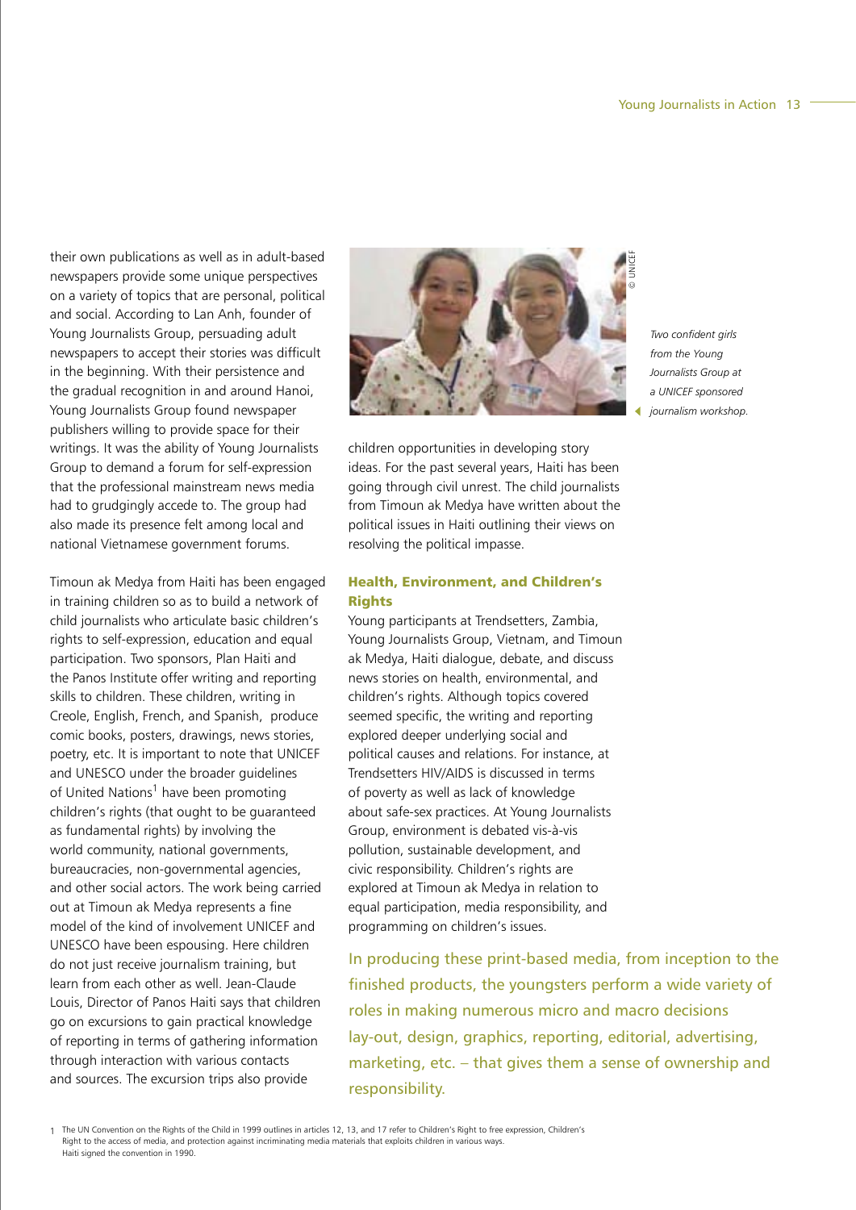their own publications as well as in adult-based newspapers provide some unique perspectives on a variety of topics that are personal, political and social. According to Lan Anh, founder of Young Journalists Group, persuading adult newspapers to accept their stories was difficult in the beginning. With their persistence and the gradual recognition in and around Hanoi, Young Journalists Group found newspaper publishers willing to provide space for their writings. It was the ability of Young Journalists Group to demand a forum for self-expression that the professional mainstream news media had to grudgingly accede to. The group had also made its presence felt among local and national Vietnamese government forums.

Timoun ak Medya from Haiti has been engaged in training children so as to build a network of child journalists who articulate basic children's rights to self-expression, education and equal participation. Two sponsors, Plan Haiti and the Panos Institute offer writing and reporting skills to children. These children, writing in Creole, English, French, and Spanish, produce comic books, posters, drawings, news stories, poetry, etc. It is important to note that UNICEF and UNESCO under the broader guidelines of United Nations[1] have been promoting children's rights (that ought to be guaranteed as fundamental rights) by involving the world community, national governments, bureaucracies, non-governmental agencies, and other social actors. The work being carried out at Timoun ak Medya represents a fine model of the kind of involvement UNICEF and UNESCO have been espousing. Here children do not just receive journalism training, but learn from each other as well. Jean-Claude Louis, Director of Panos Haiti says that children go on excursions to gain practical knowledge of reporting in terms of gathering information through interaction with various contacts and sources. The excursion trips also provide children opportunities in developing story ideas. For the past several years, Haiti has been going through civil unrest. The child journalists from Timoun ak Medya have written about the political issues in Haiti outlining their views on resolving the political impasse.

© UNICEF

*Two confident girls from the Young Journalists Group at a UNICEF sponsored journalism workshop.*

### Health, Environment, and Children's Rights

Young participants at Trendsetters, Zambia, Young Journalists Group, Vietnam, and Timoun ak Medya, Haiti dialogue, debate, and discuss news stories on health, environmental, and children's rights. Although topics covered seemed specific, the writing and reporting explored deeper underlying social and political causes and relations. For instance, at Trendsetters HIV/AIDS is discussed in terms of poverty as well as lack of knowledge about safe-sex practices. At Young Journalists Group, environment is debated vis-à-vis pollution, sustainable development, and civic responsibility. Children's rights are explored at Timoun ak Medya in relation to equal participation, media responsibility, and programming on children's issues.

In producing these print-based media, from inception to the finished products, the youngsters perform a wide variety of roles in making numerous micro and macro decisions lay-out, design, graphics, reporting, editorial, advertising, marketing, etc. – that gives them a sense of ownership and responsibility.

1 The UN Convention on the Rights of the Child in 1999 outlines in articles 12, 13, and 17 refer to Children's Right to free expression, Children's Right to the access of media, and protection against incriminating media materials that exploits children in various ways. Haiti signed the convention in 1990.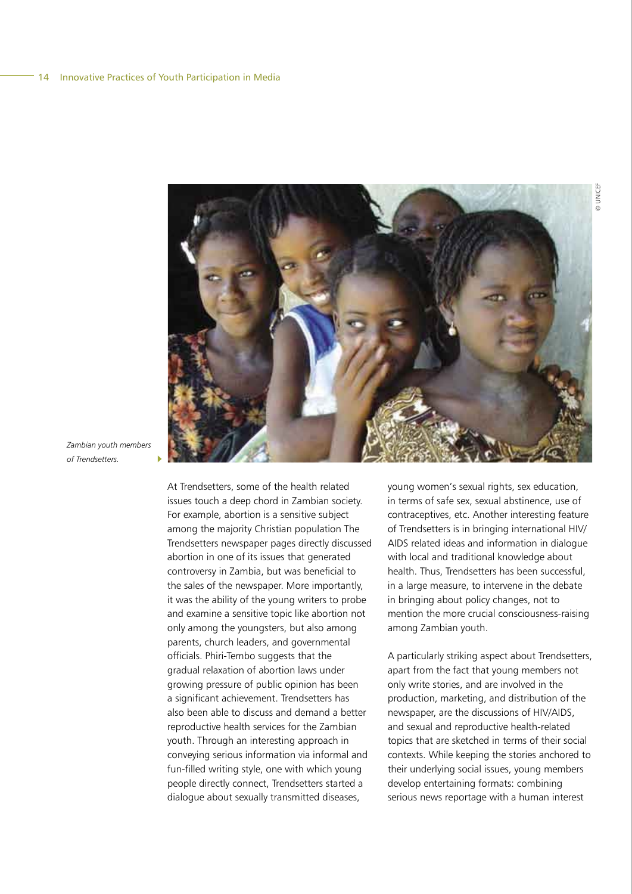*Zambian youth members of Trendsetters.*

At Trendsetters, some of the health related issues touch a deep chord in Zambian society. For example, abortion is a sensitive subject among the majority Christian population The Trendsetters newspaper pages directly discussed abortion in one of its issues that generated controversy in Zambia, but was beneficial to the sales of the newspaper. More importantly, it was the ability of the young writers to probe and examine a sensitive topic like abortion not only among the youngsters, but also among parents, church leaders, and governmental officials. Phiri-Tembo suggests that the gradual relaxation of abortion laws under growing pressure of public opinion has been a significant achievement. Trendsetters has also been able to discuss and demand a better reproductive health services for the Zambian youth. Through an interesting approach in conveying serious information via informal and fun-filled writing style, one with which young people directly connect, Trendsetters started a dialogue about sexually transmitted diseases, young women's sexual rights, sex education, in terms of safe sex, sexual abstinence, use of contraceptives, etc. Another interesting feature of Trendsetters is in bringing international HIV/AIDS related ideas and information in dialogue with local and traditional knowledge about health. Thus, Trendsetters has been successful, in a large measure, to intervene in the debate in bringing about policy changes, not to mention the more crucial consciousness-raising among Zambian youth.

A particularly striking aspect about Trendsetters, apart from the fact that young members not only write stories, and are involved in the production, marketing, and distribution of the newspaper, are the discussions of HIV/AIDS, and sexual and reproductive health-related topics that are sketched in terms of their social contexts. While keeping the stories anchored to their underlying social issues, young members develop entertaining formats: combining serious news reportage with a human interest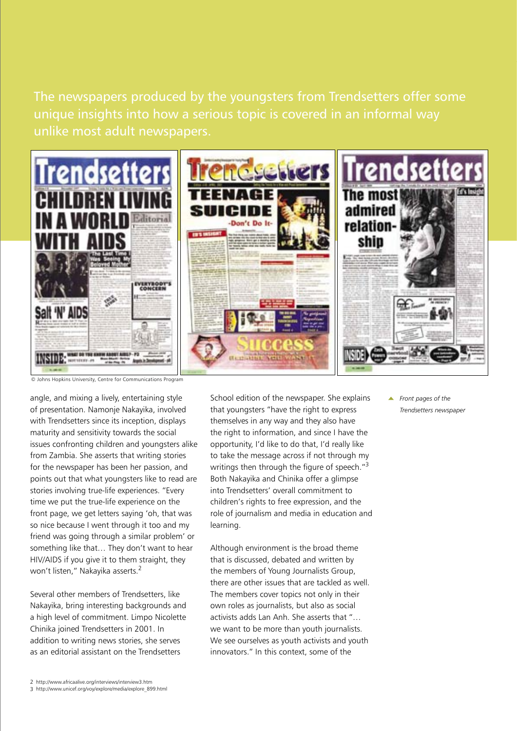The newspapers produced by the youngsters from Trendsetters offer some unique insights into how a serious topic is covered in an informal way unlike most adult newspapers.

© Johns Hopkins University, Centre for Communications Program

*Front pages of the Trendsetters newspaper*

angle, and mixing a lively, entertaining style of presentation. Namonje Nakayika, involved with Trendsetters since its inception, displays maturity and sensitivity towards the social issues confronting children and youngsters alike from Zambia. She asserts that writing stories for the newspaper has been her passion, and points out that what youngsters like to read are stories involving true-life experiences. "Every time we put the true-life experience on the front page, we get letters saying 'oh, that was so nice because I went through it too and my friend was going through a similar problem' or something like that… They don't want to hear HIV/AIDS if you give it to them straight, they won't listen," Nakayika asserts.[2]

Several other members of Trendsetters, like Nakayika, bring interesting backgrounds and a high level of commitment. Limpo Nicolette Chinika joined Trendsetters in 2001. In addition to writing news stories, she serves as an editorial assistant on the Trendsetters School edition of the newspaper. She explains that youngsters "have the right to express themselves in any way and they also have the right to information, and since I have the opportunity, I'd like to do that, I'd really like to take the message across if not through my writings then through the figure of speech."[3] Both Nakayika and Chinika offer a glimpse into Trendsetters' overall commitment to children's rights to free expression, and the role of journalism and media in education and learning.

Although environment is the broad theme that is discussed, debated and written by the members of Young Journalists Group, there are other issues that are tackled as well. The members cover topics not only in their own roles as journalists, but also as social activists adds Lan Anh. She asserts that "… we want to be more than youth journalists. We see ourselves as youth activists and youth innovators." In this context, some of the

2 http://www.africaalive.org/interviews/interview3.htm
3 http://www.unicef.org/voy/explore/media/explore_899.html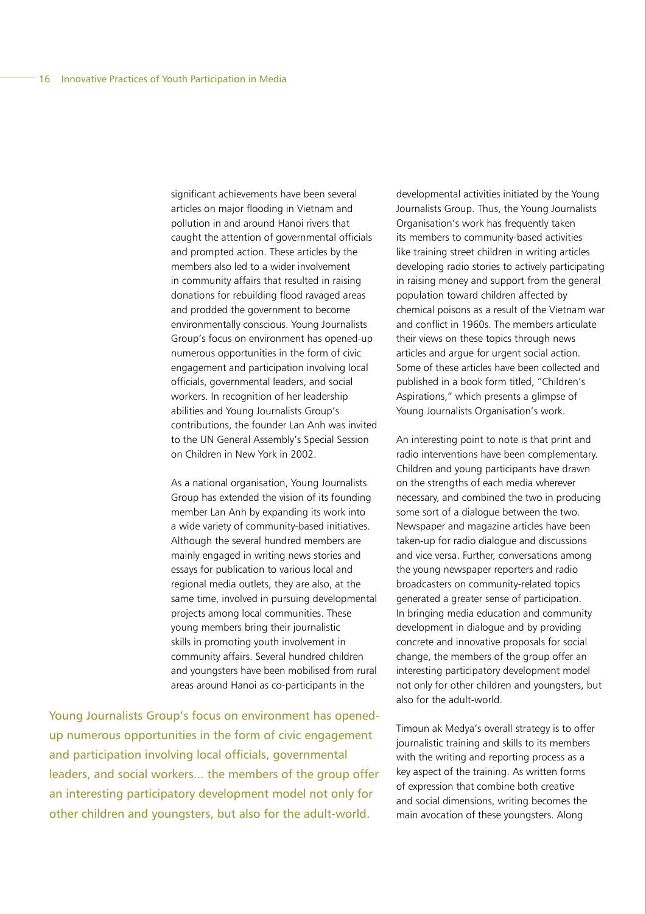significant achievements have been several articles on major flooding in Vietnam and pollution in and around Hanoi rivers that caught the attention of governmental officials and prompted action. These articles by the members also led to a wider involvement in community affairs that resulted in raising donations for rebuilding flood ravaged areas and prodded the government to become environmentally conscious. Young Journalists Group's focus on environment has opened-up numerous opportunities in the form of civic engagement and participation involving local officials, governmental leaders, and social workers. In recognition of her leadership abilities and Young Journalists Group's contributions, the founder Lan Anh was invited to the UN General Assembly's Special Session on Children in New York in 2002.

As a national organisation, Young Journalists Group has extended the vision of its founding member Lan Anh by expanding its work into a wide variety of community-based initiatives. Although the several hundred members are mainly engaged in writing news stories and essays for publication to various local and regional media outlets, they are also, at the same time, involved in pursuing developmental projects among local communities. These young members bring their journalistic skills in promoting youth involvement in community affairs. Several hundred children and youngsters have been mobilised from rural areas around Hanoi as co-participants in the developmental activities initiated by the Young Journalists Group. Thus, the Young Journalists Organisation's work has frequently taken its members to community-based activities like training street children in writing articles developing radio stories to actively participating in raising money and support from the general population toward children affected by chemical poisons as a result of the Vietnam war and conflict in 1960s. The members articulate their views on these topics through news articles and argue for urgent social action. Some of these articles have been collected and published in a book form titled, "Children's Aspirations," which presents a glimpse of Young Journalists Organisation's work.

An interesting point to note is that print and radio interventions have been complementary. Children and young participants have drawn on the strengths of each media wherever necessary, and combined the two in producing some sort of a dialogue between the two. Newspaper and magazine articles have been taken-up for radio dialogue and discussions and vice versa. Further, conversations among the young newspaper reporters and radio broadcasters on community-related topics generated a greater sense of participation. In bringing media education and community development in dialogue and by providing concrete and innovative proposals for social change, the members of the group offer an interesting participatory development model not only for other children and youngsters, but also for the adult-world.

Timoun ak Medya's overall strategy is to offer journalistic training and skills to its members with the writing and reporting process as a key aspect of the training. As written forms of expression that combine both creative and social dimensions, writing becomes the main avocation of these youngsters. Along

> Young Journalists Group's focus on environment has opened-up numerous opportunities in the form of civic engagement and participation involving local officials, governmental leaders, and social workers... the members of the group offer an interesting participatory development model not only for other children and youngsters, but also for the adult-world.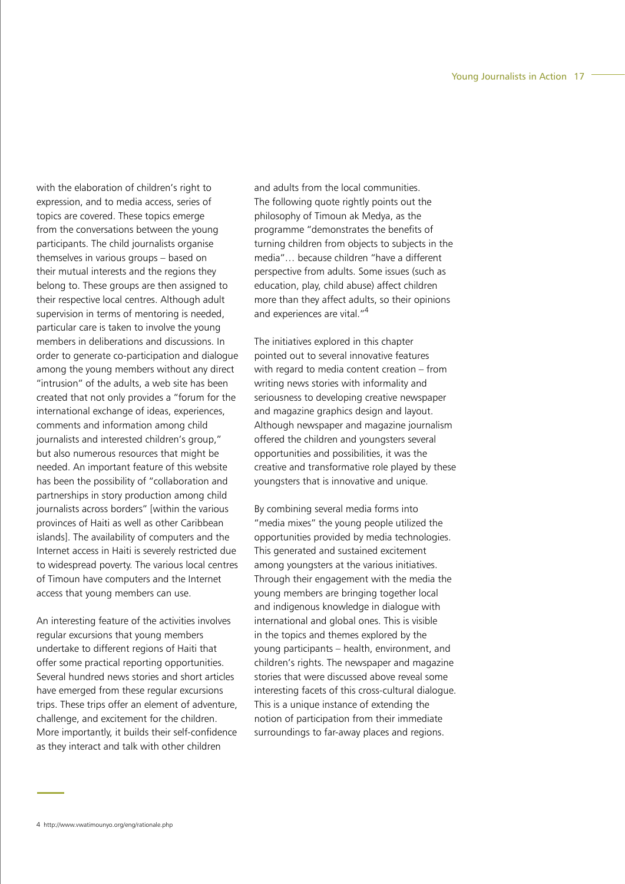with the elaboration of children's right to expression, and to media access, series of topics are covered. These topics emerge from the conversations between the young participants. The child journalists organise themselves in various groups – based on their mutual interests and the regions they belong to. These groups are then assigned to their respective local centres. Although adult supervision in terms of mentoring is needed, particular care is taken to involve the young members in deliberations and discussions. In order to generate co-participation and dialogue among the young members without any direct "intrusion" of the adults, a web site has been created that not only provides a "forum for the international exchange of ideas, experiences, comments and information among child journalists and interested children's group," but also numerous resources that might be needed. An important feature of this website has been the possibility of "collaboration and partnerships in story production among child journalists across borders" [within the various provinces of Haiti as well as other Caribbean islands]. The availability of computers and the Internet access in Haiti is severely restricted due to widespread poverty. The various local centres of Timoun have computers and the Internet access that young members can use.

An interesting feature of the activities involves regular excursions that young members undertake to different regions of Haiti that offer some practical reporting opportunities. Several hundred news stories and short articles have emerged from these regular excursions trips. These trips offer an element of adventure, challenge, and excitement for the children. More importantly, it builds their self-confidence as they interact and talk with other children and adults from the local communities. The following quote rightly points out the philosophy of Timoun ak Medya, as the programme "demonstrates the benefits of turning children from objects to subjects in the media"… because children "have a different perspective from adults. Some issues (such as education, play, child abuse) affect children more than they affect adults, so their opinions and experiences are vital."[4]

The initiatives explored in this chapter pointed out to several innovative features with regard to media content creation – from writing news stories with informality and seriousness to developing creative newspaper and magazine graphics design and layout. Although newspaper and magazine journalism offered the children and youngsters several opportunities and possibilities, it was the creative and transformative role played by these youngsters that is innovative and unique.

By combining several media forms into "media mixes" the young people utilized the opportunities provided by media technologies. This generated and sustained excitement among youngsters at the various initiatives. Through their engagement with the media the young members are bringing together local and indigenous knowledge in dialogue with international and global ones. This is visible in the topics and themes explored by the young participants – health, environment, and children's rights. The newspaper and magazine stories that were discussed above reveal some interesting facets of this cross-cultural dialogue. This is a unique instance of extending the notion of participation from their immediate surroundings to far-away places and regions.

4 http://www.vwatimounyo.org/eng/rationale.php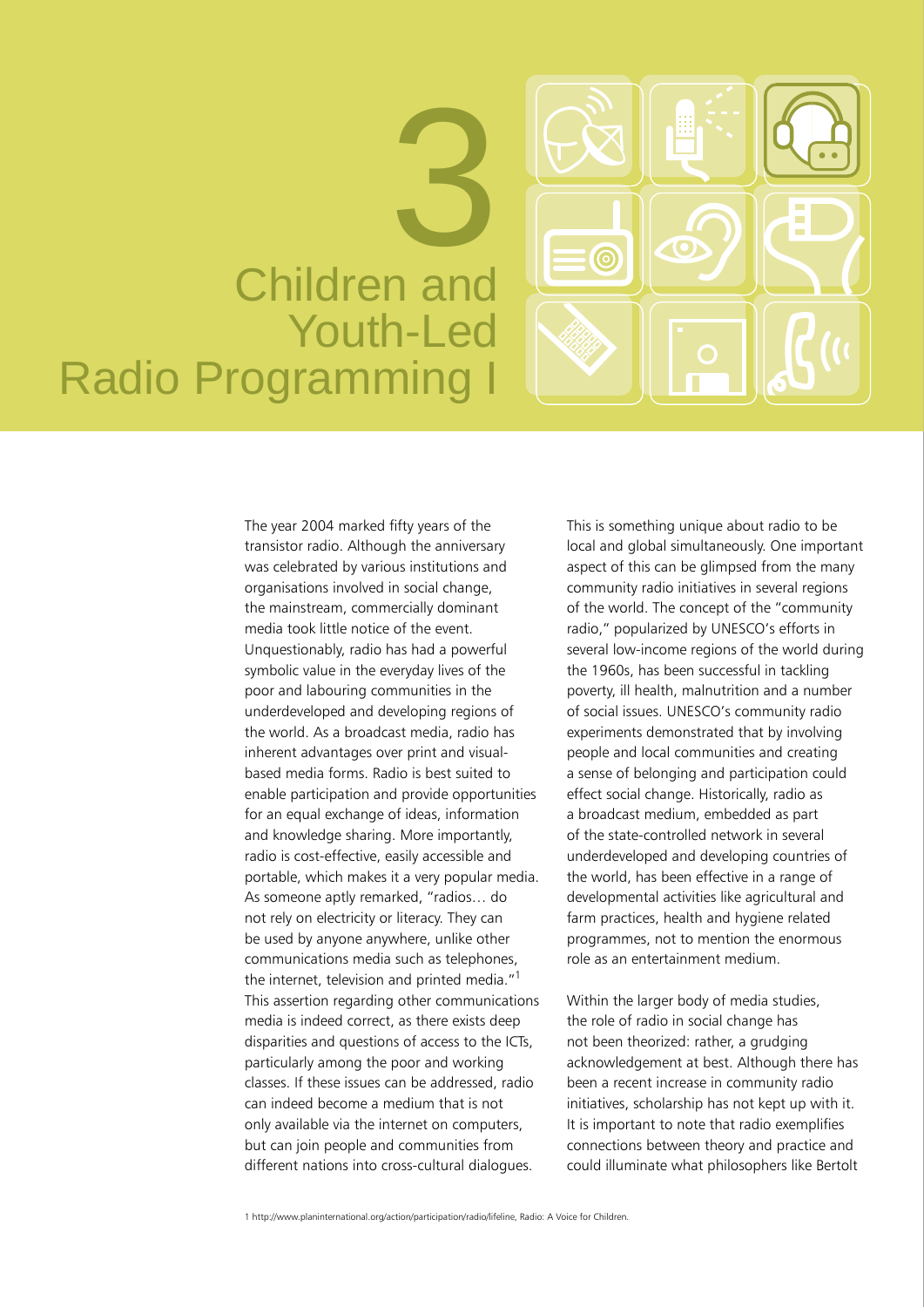# 3 Children and Youth-Led Radio Programming I

The year 2004 marked fifty years of the transistor radio. Although the anniversary was celebrated by various institutions and organisations involved in social change, the mainstream, commercially dominant media took little notice of the event. Unquestionably, radio has had a powerful symbolic value in the everyday lives of the poor and labouring communities in the underdeveloped and developing regions of the world. As a broadcast media, radio has inherent advantages over print and visual-based media forms. Radio is best suited to enable participation and provide opportunities for an equal exchange of ideas, information and knowledge sharing. More importantly, radio is cost-effective, easily accessible and portable, which makes it a very popular media. As someone aptly remarked, "radios… do not rely on electricity or literacy. They can be used by anyone anywhere, unlike other communications media such as telephones, the internet, television and printed media."[1] This assertion regarding other communications media is indeed correct, as there exists deep disparities and questions of access to the ICTs, particularly among the poor and working classes. If these issues can be addressed, radio can indeed become a medium that is not only available via the internet on computers, but can join people and communities from different nations into cross-cultural dialogues.

This is something unique about radio to be local and global simultaneously. One important aspect of this can be glimpsed from the many community radio initiatives in several regions of the world. The concept of the "community radio," popularized by UNESCO's efforts in several low-income regions of the world during the 1960s, has been successful in tackling poverty, ill health, malnutrition and a number of social issues. UNESCO's community radio experiments demonstrated that by involving people and local communities and creating a sense of belonging and participation could effect social change. Historically, radio as a broadcast medium, embedded as part of the state-controlled network in several underdeveloped and developing countries of the world, has been effective in a range of developmental activities like agricultural and farm practices, health and hygiene related programmes, not to mention the enormous role as an entertainment medium.

Within the larger body of media studies, the role of radio in social change has not been theorized: rather, a grudging acknowledgement at best. Although there has been a recent increase in community radio initiatives, scholarship has not kept up with it. It is important to note that radio exemplifies connections between theory and practice and could illuminate what philosophers like Bertolt

1 http://www.planinternational.org/action/participation/radio/lifeline, Radio: A Voice for Children.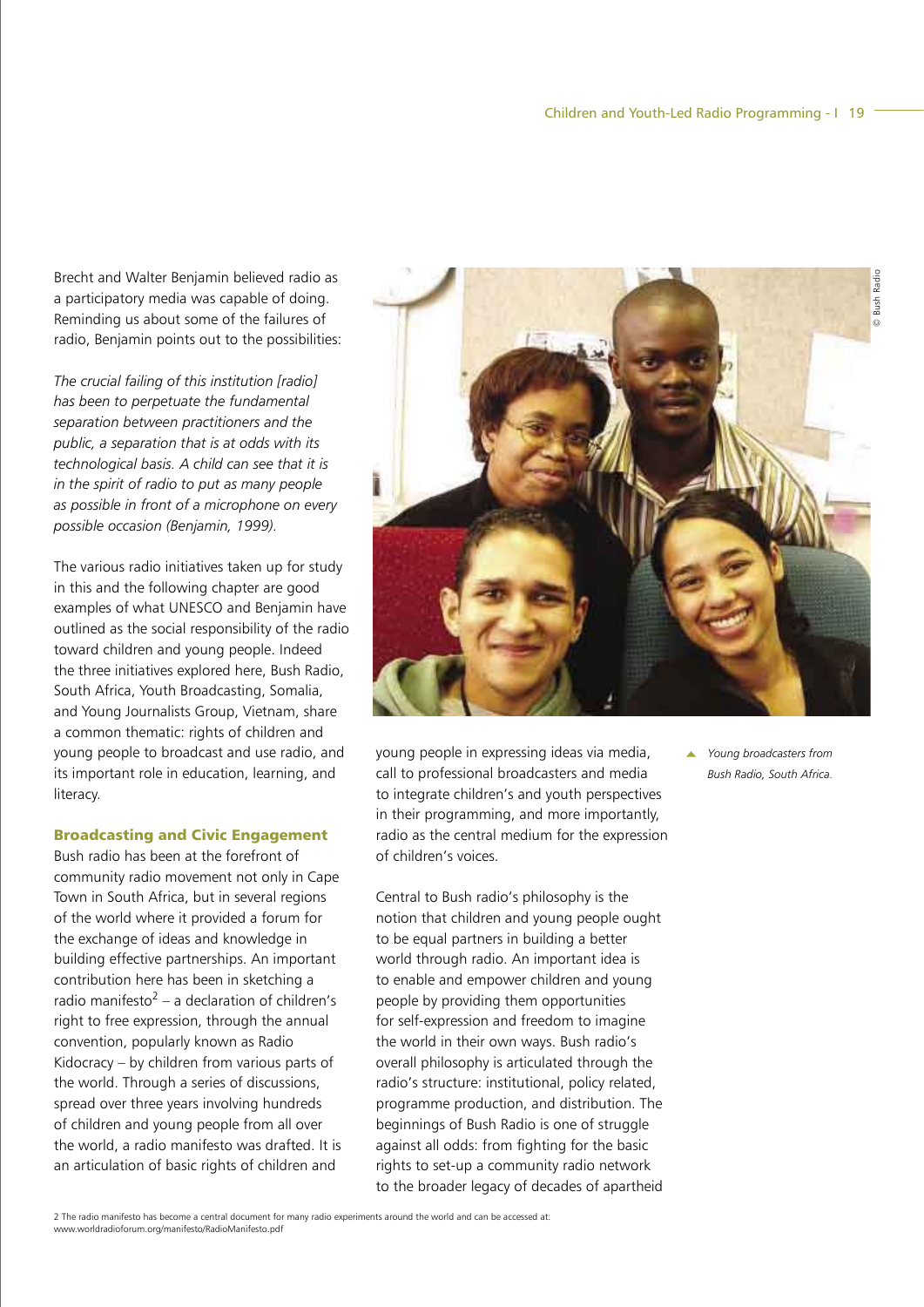Brecht and Walter Benjamin believed radio as a participatory media was capable of doing. Reminding us about some of the failures of radio, Benjamin points out to the possibilities:

*The crucial failing of this institution [radio] has been to perpetuate the fundamental separation between practitioners and the public, a separation that is at odds with its technological basis. A child can see that it is in the spirit of radio to put as many people as possible in front of a microphone on every possible occasion (Benjamin, 1999).*

The various radio initiatives taken up for study in this and the following chapter are good examples of what UNESCO and Benjamin have outlined as the social responsibility of the radio toward children and young people. Indeed the three initiatives explored here, Bush Radio, South Africa, Youth Broadcasting, Somalia, and Young Journalists Group, Vietnam, share a common thematic: rights of children and young people to broadcast and use radio, and its important role in education, learning, and literacy.

## Broadcasting and Civic Engagement

Bush radio has been at the forefront of community radio movement not only in Cape Town in South Africa, but in several regions of the world where it provided a forum for the exchange of ideas and knowledge in building effective partnerships. An important contribution here has been in sketching a radio manifesto[2] – a declaration of children's right to free expression, through the annual convention, popularly known as Radio Kidocracy – by children from various parts of the world. Through a series of discussions, spread over three years involving hundreds of children and young people from all over the world, a radio manifesto was drafted. It is an articulation of basic rights of children and young people in expressing ideas via media, call to professional broadcasters and media to integrate children's and youth perspectives in their programming, and more importantly, radio as the central medium for the expression of children's voices.

*Young broadcasters from Bush Radio, South Africa.*

Central to Bush radio's philosophy is the notion that children and young people ought to be equal partners in building a better world through radio. An important idea is to enable and empower children and young people by providing them opportunities for self-expression and freedom to imagine the world in their own ways. Bush radio's overall philosophy is articulated through the radio's structure: institutional, policy related, programme production, and distribution. The beginnings of Bush Radio is one of struggle against all odds: from fighting for the basic rights to set-up a community radio network to the broader legacy of decades of apartheid

2 The radio manifesto has become a central document for many radio experiments around the world and can be accessed at: www.worldradioforum.org/manifesto/RadioManifesto.pdf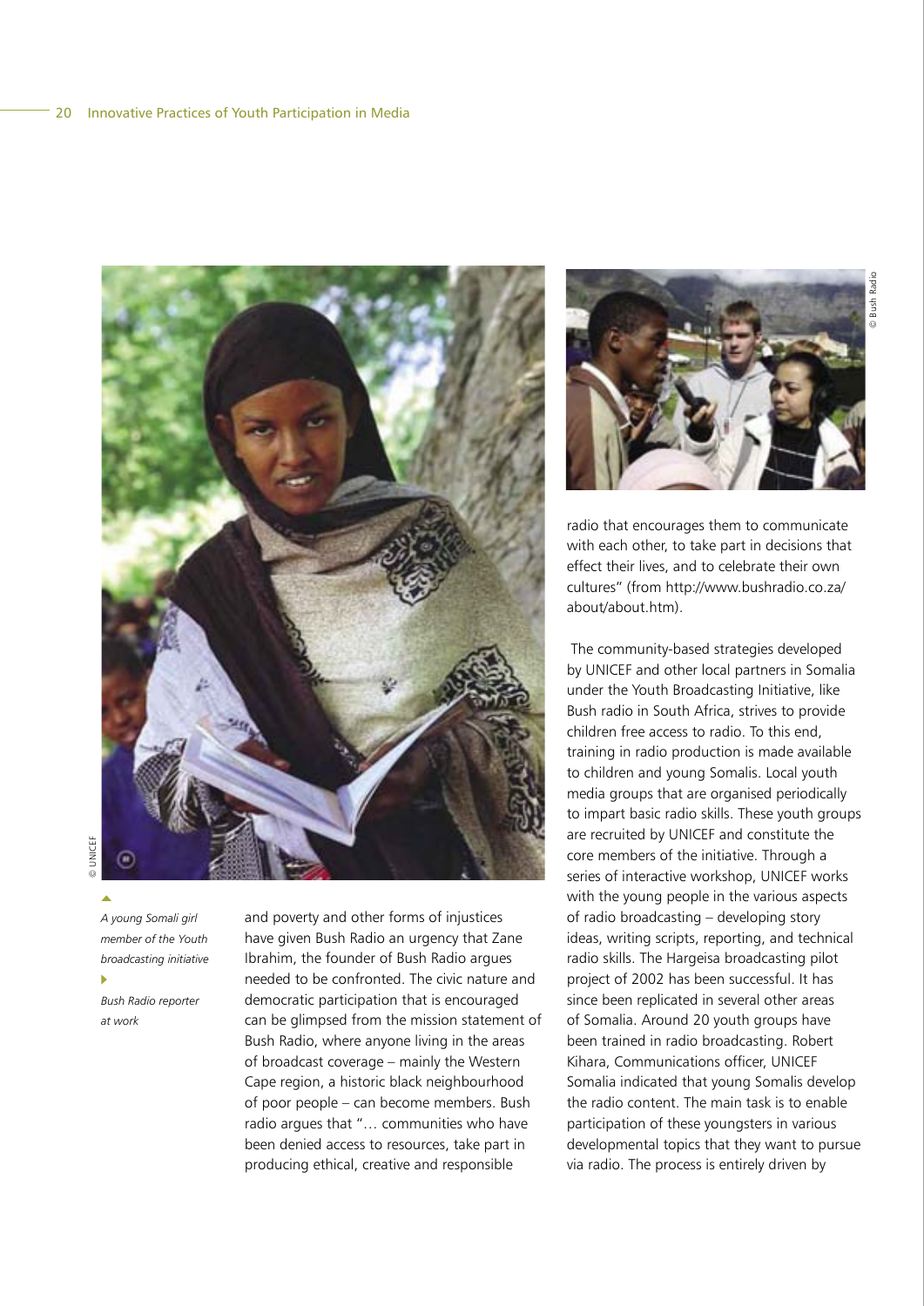A young Somali girl member of the Youth broadcasting initiative

Bush Radio reporter at work

and poverty and other forms of injustices have given Bush Radio an urgency that Zane Ibrahim, the founder of Bush Radio argues needed to be confronted. The civic nature and democratic participation that is encouraged can be glimpsed from the mission statement of Bush Radio, where anyone living in the areas of broadcast coverage – mainly the Western Cape region, a historic black neighbourhood of poor people – can become members. Bush radio argues that "… communities who have been denied access to resources, take part in producing ethical, creative and responsible radio that encourages them to communicate with each other, to take part in decisions that effect their lives, and to celebrate their own cultures" (from http://www.bushradio.co.za/about/about.htm).

The community-based strategies developed by UNICEF and other local partners in Somalia under the Youth Broadcasting Initiative, like Bush radio in South Africa, strives to provide children free access to radio. To this end, training in radio production is made available to children and young Somalis. Local youth media groups that are organised periodically to impart basic radio skills. These youth groups are recruited by UNICEF and constitute the core members of the initiative. Through a series of interactive workshop, UNICEF works with the young people in the various aspects of radio broadcasting – developing story ideas, writing scripts, reporting, and technical radio skills. The Hargeisa broadcasting pilot project of 2002 has been successful. It has since been replicated in several other areas of Somalia. Around 20 youth groups have been trained in radio broadcasting. Robert Kihara, Communications officer, UNICEF Somalia indicated that young Somalis develop the radio content. The main task is to enable participation of these youngsters in various developmental topics that they want to pursue via radio. The process is entirely driven by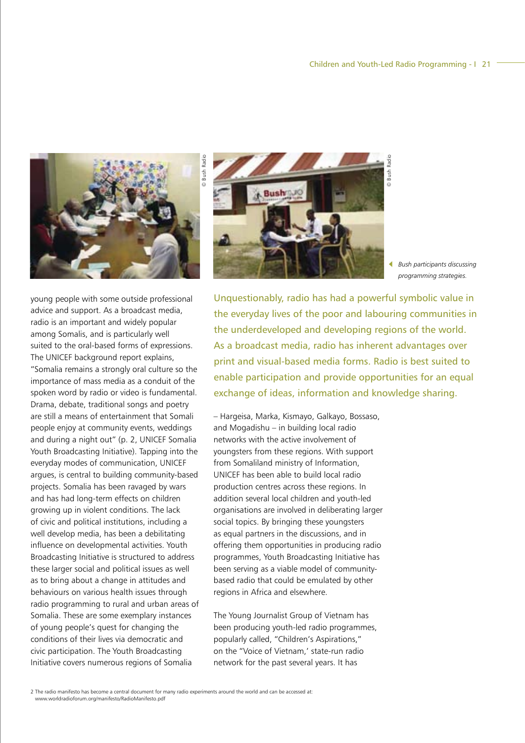Bush participants discussing programming strategies.

young people with some outside professional advice and support. As a broadcast media, radio is an important and widely popular among Somalis, and is particularly well suited to the oral-based forms of expressions. The UNICEF background report explains, "Somalia remains a strongly oral culture so the importance of mass media as a conduit of the spoken word by radio or video is fundamental. Drama, debate, traditional songs and poetry are still a means of entertainment that Somali people enjoy at community events, weddings and during a night out" (p. 2, UNICEF Somalia Youth Broadcasting Initiative). Tapping into the everyday modes of communication, UNICEF argues, is central to building community-based projects. Somalia has been ravaged by wars and has had long-term effects on children growing up in violent conditions. The lack of civic and political institutions, including a well develop media, has been a debilitating influence on developmental activities. Youth Broadcasting Initiative is structured to address these larger social and political issues as well as to bring about a change in attitudes and behaviours on various health issues through radio programming to rural and urban areas of Somalia. These are some exemplary instances of young people's quest for changing the conditions of their lives via democratic and civic participation. The Youth Broadcasting Initiative covers numerous regions of Somalia – Hargeisa, Marka, Kismayo, Galkayo, Bossaso, and Mogadishu – in building local radio networks with the active involvement of youngsters from these regions. With support from Somaliland ministry of Information, UNICEF has been able to build local radio production centres across these regions. In addition several local children and youth-led organisations are involved in deliberating larger social topics. By bringing these youngsters as equal partners in the discussions, and in offering them opportunities in producing radio programmes, Youth Broadcasting Initiative has been serving as a viable model of community-based radio that could be emulated by other regions in Africa and elsewhere.

> Unquestionably, radio has had a powerful symbolic value in the everyday lives of the poor and labouring communities in the underdeveloped and developing regions of the world. As a broadcast media, radio has inherent advantages over print and visual-based media forms. Radio is best suited to enable participation and provide opportunities for an equal exchange of ideas, information and knowledge sharing.

The Young Journalist Group of Vietnam has been producing youth-led radio programmes, popularly called, "Children's Aspirations," on the "Voice of Vietnam,' state-run radio network for the past several years. It has

2 The radio manifesto has become a central document for many radio experiments around the world and can be accessed at: www.worldradioforum.org/manifesto/RadioManifesto.pdf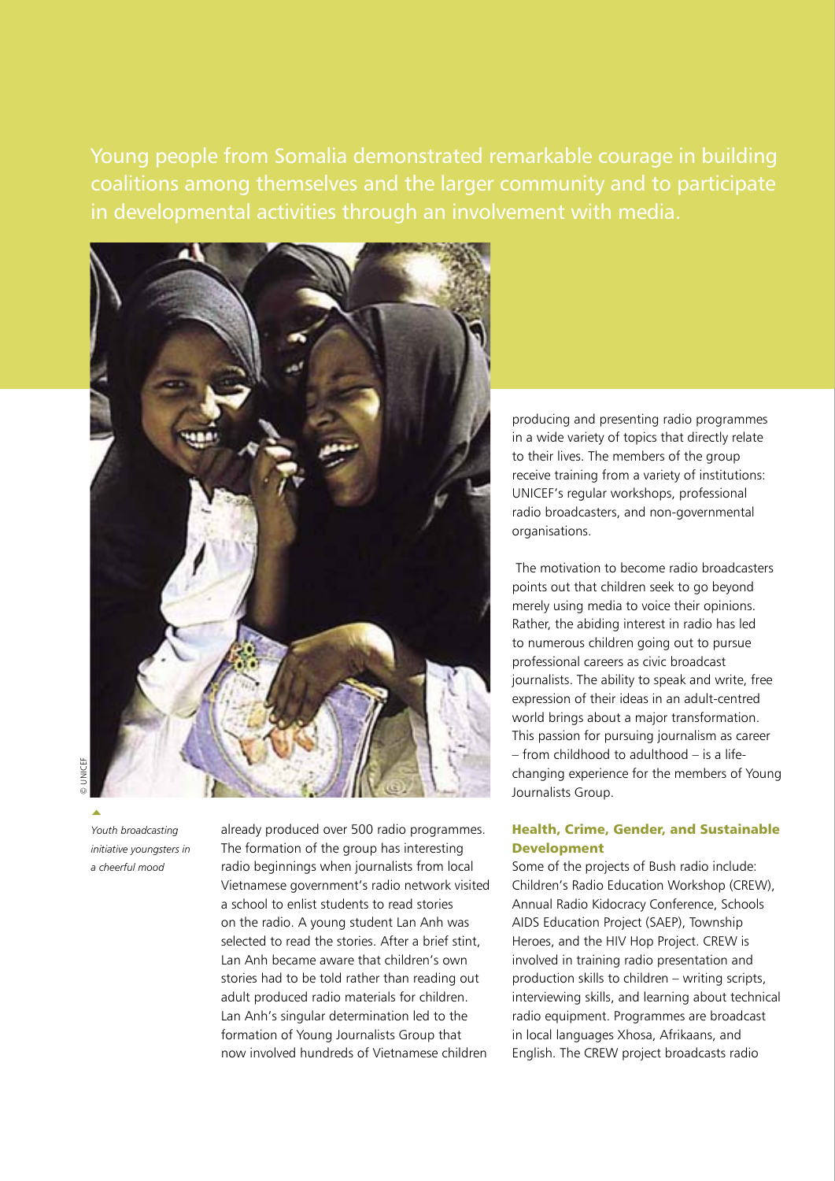Young people from Somalia demonstrated remarkable courage in building coalitions among themselves and the larger community and to participate in developmental activities through an involvement with media.

© UNICEF

*Youth broadcasting initiative youngsters in a cheerful mood*

already produced over 500 radio programmes. The formation of the group has interesting radio beginnings when journalists from local Vietnamese government's radio network visited a school to enlist students to read stories on the radio. A young student Lan Anh was selected to read the stories. After a brief stint, Lan Anh became aware that children's own stories had to be told rather than reading out adult produced radio materials for children. Lan Anh's singular determination led to the formation of Young Journalists Group that now involved hundreds of Vietnamese children producing and presenting radio programmes in a wide variety of topics that directly relate to their lives. The members of the group receive training from a variety of institutions: UNICEF's regular workshops, professional radio broadcasters, and non-governmental organisations.

The motivation to become radio broadcasters points out that children seek to go beyond merely using media to voice their opinions. Rather, the abiding interest in radio has led to numerous children going out to pursue professional careers as civic broadcast journalists. The ability to speak and write, free expression of their ideas in an adult-centred world brings about a major transformation. This passion for pursuing journalism as career – from childhood to adulthood – is a life-changing experience for the members of Young Journalists Group.

### Health, Crime, Gender, and Sustainable Development

Some of the projects of Bush radio include: Children's Radio Education Workshop (CREW), Annual Radio Kidocracy Conference, Schools AIDS Education Project (SAEP), Township Heroes, and the HIV Hop Project. CREW is involved in training radio presentation and production skills to children – writing scripts, interviewing skills, and learning about technical radio equipment. Programmes are broadcast in local languages Xhosa, Afrikaans, and English. The CREW project broadcasts radio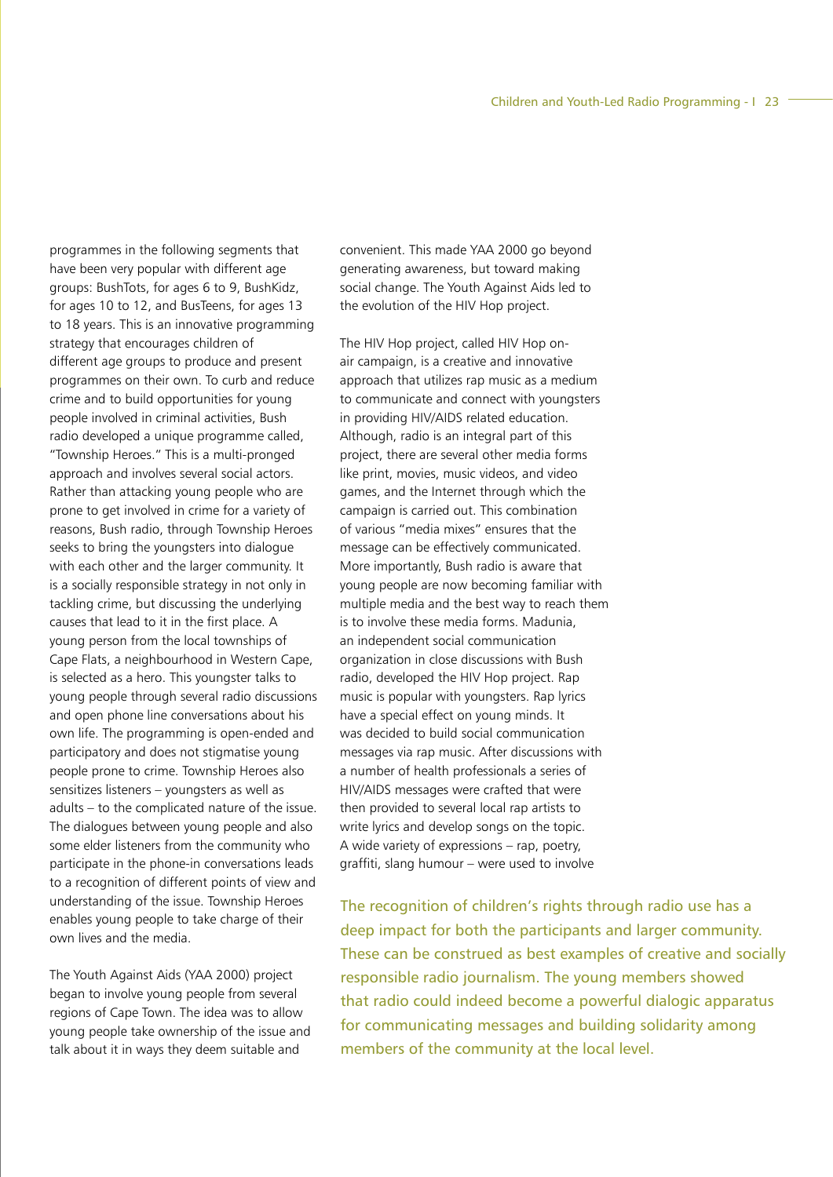programmes in the following segments that have been very popular with different age groups: BushTots, for ages 6 to 9, BushKidz, for ages 10 to 12, and BusTeens, for ages 13 to 18 years. This is an innovative programming strategy that encourages children of different age groups to produce and present programmes on their own. To curb and reduce crime and to build opportunities for young people involved in criminal activities, Bush radio developed a unique programme called, "Township Heroes." This is a multi-pronged approach and involves several social actors. Rather than attacking young people who are prone to get involved in crime for a variety of reasons, Bush radio, through Township Heroes seeks to bring the youngsters into dialogue with each other and the larger community. It is a socially responsible strategy in not only in tackling crime, but discussing the underlying causes that lead to it in the first place. A young person from the local townships of Cape Flats, a neighbourhood in Western Cape, is selected as a hero. This youngster talks to young people through several radio discussions and open phone line conversations about his own life. The programming is open-ended and participatory and does not stigmatise young people prone to crime. Township Heroes also sensitizes listeners – youngsters as well as adults – to the complicated nature of the issue. The dialogues between young people and also some elder listeners from the community who participate in the phone-in conversations leads to a recognition of different points of view and understanding of the issue. Township Heroes enables young people to take charge of their own lives and the media.

The Youth Against Aids (YAA 2000) project began to involve young people from several regions of Cape Town. The idea was to allow young people take ownership of the issue and talk about it in ways they deem suitable and convenient. This made YAA 2000 go beyond generating awareness, but toward making social change. The Youth Against Aids led to the evolution of the HIV Hop project.

The HIV Hop project, called HIV Hop on-air campaign, is a creative and innovative approach that utilizes rap music as a medium to communicate and connect with youngsters in providing HIV/AIDS related education. Although, radio is an integral part of this project, there are several other media forms like print, movies, music videos, and video games, and the Internet through which the campaign is carried out. This combination of various "media mixes" ensures that the message can be effectively communicated. More importantly, Bush radio is aware that young people are now becoming familiar with multiple media and the best way to reach them is to involve these media forms. Madunia, an independent social communication organization in close discussions with Bush radio, developed the HIV Hop project. Rap music is popular with youngsters. Rap lyrics have a special effect on young minds. It was decided to build social communication messages via rap music. After discussions with a number of health professionals a series of HIV/AIDS messages were crafted that were then provided to several local rap artists to write lyrics and develop songs on the topic. A wide variety of expressions – rap, poetry, graffiti, slang humour – were used to involve

The recognition of children's rights through radio use has a deep impact for both the participants and larger community. These can be construed as best examples of creative and socially responsible radio journalism. The young members showed that radio could indeed become a powerful dialogic apparatus for communicating messages and building solidarity among members of the community at the local level.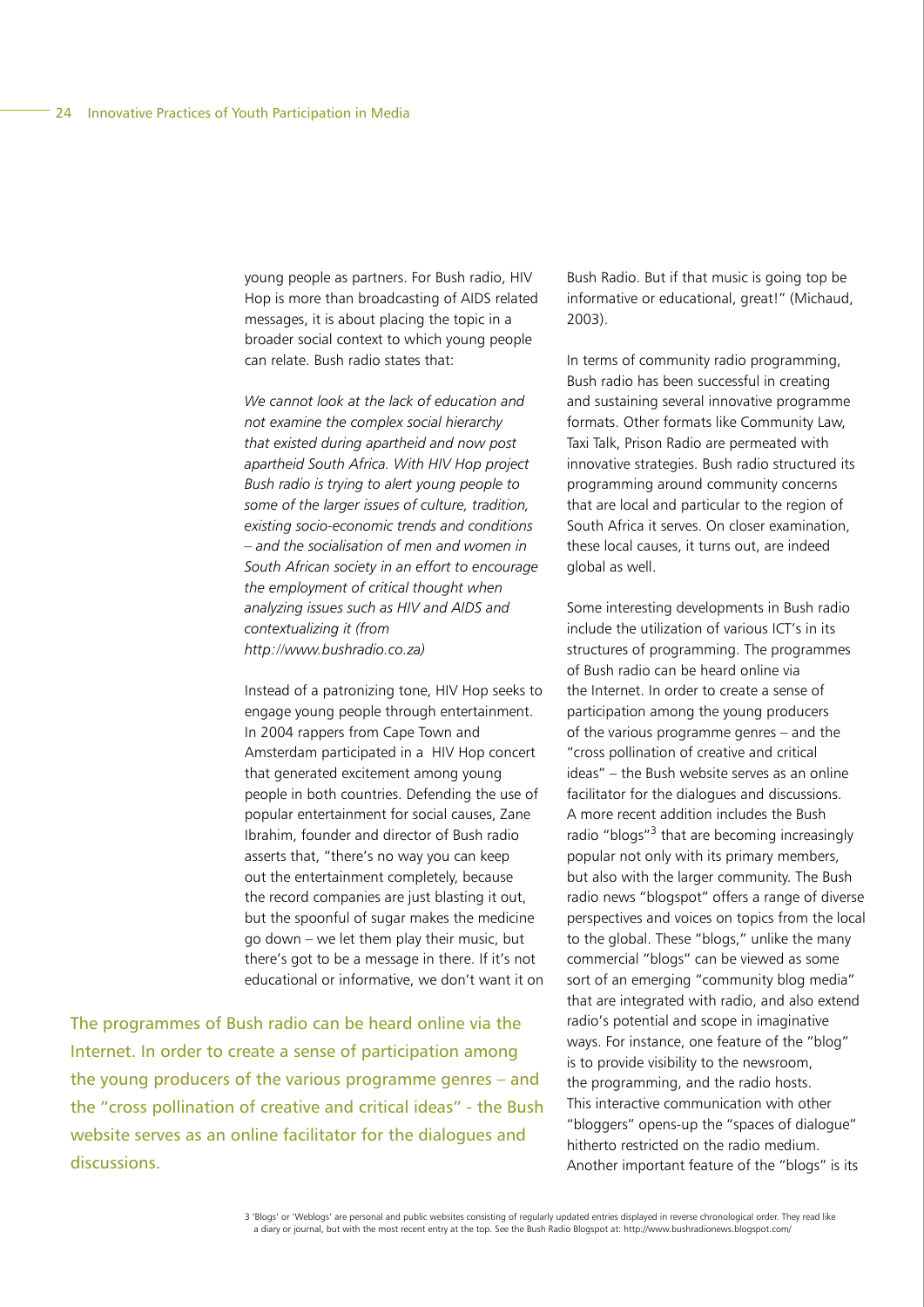young people as partners. For Bush radio, HIV Hop is more than broadcasting of AIDS related messages, it is about placing the topic in a broader social context to which young people can relate. Bush radio states that:

*We cannot look at the lack of education and not examine the complex social hierarchy that existed during apartheid and now post apartheid South Africa. With HIV Hop project Bush radio is trying to alert young people to some of the larger issues of culture, tradition, existing socio-economic trends and conditions – and the socialisation of men and women in South African society in an effort to encourage the employment of critical thought when analyzing issues such as HIV and AIDS and contextualizing it (from http://www.bushradio.co.za)*

Instead of a patronizing tone, HIV Hop seeks to engage young people through entertainment. In 2004 rappers from Cape Town and Amsterdam participated in a HIV Hop concert that generated excitement among young people in both countries. Defending the use of popular entertainment for social causes, Zane Ibrahim, founder and director of Bush radio asserts that, "there's no way you can keep out the entertainment completely, because the record companies are just blasting it out, but the spoonful of sugar makes the medicine go down – we let them play their music, but there's got to be a message in there. If it's not educational or informative, we don't want it on Bush Radio. But if that music is going top be informative or educational, great!" (Michaud, 2003).

The programmes of Bush radio can be heard online via the Internet. In order to create a sense of participation among the young producers of the various programme genres – and the "cross pollination of creative and critical ideas" - the Bush website serves as an online facilitator for the dialogues and discussions.

In terms of community radio programming, Bush radio has been successful in creating and sustaining several innovative programme formats. Other formats like Community Law, Taxi Talk, Prison Radio are permeated with innovative strategies. Bush radio structured its programming around community concerns that are local and particular to the region of South Africa it serves. On closer examination, these local causes, it turns out, are indeed global as well.

Some interesting developments in Bush radio include the utilization of various ICT's in its structures of programming. The programmes of Bush radio can be heard online via the Internet. In order to create a sense of participation among the young producers of the various programme genres – and the "cross pollination of creative and critical ideas" – the Bush website serves as an online facilitator for the dialogues and discussions. A more recent addition includes the Bush radio "blogs"[3] that are becoming increasingly popular not only with its primary members, but also with the larger community. The Bush radio news "blogspot" offers a range of diverse perspectives and voices on topics from the local to the global. These "blogs," unlike the many commercial "blogs" can be viewed as some sort of an emerging "community blog media" that are integrated with radio, and also extend radio's potential and scope in imaginative ways. For instance, one feature of the "blog" is to provide visibility to the newsroom, the programming, and the radio hosts. This interactive communication with other "bloggers" opens-up the "spaces of dialogue" hitherto restricted on the radio medium. Another important feature of the "blogs" is its

3 'Blogs' or 'Weblogs' are personal and public websites consisting of regularly updated entries displayed in reverse chronological order. They read like a diary or journal, but with the most recent entry at the top. See the Bush Radio Blogspot at: http://www.bushradionews.blogspot.com/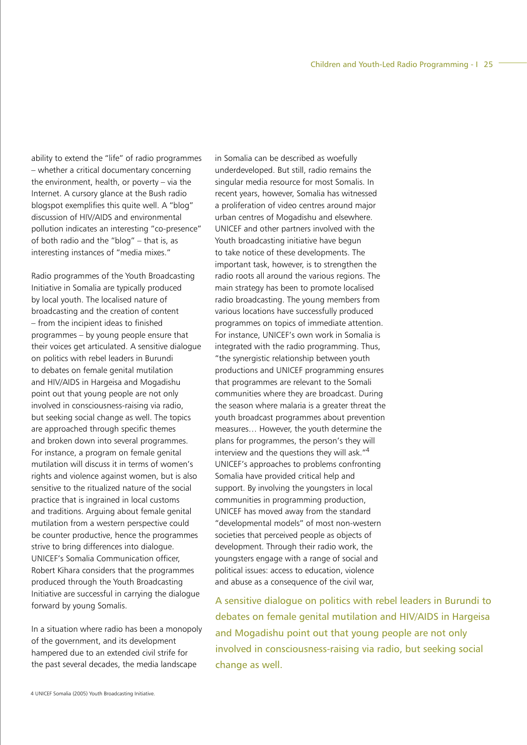ability to extend the "life" of radio programmes – whether a critical documentary concerning the environment, health, or poverty – via the Internet. A cursory glance at the Bush radio blogspot exemplifies this quite well. A "blog" discussion of HIV/AIDS and environmental pollution indicates an interesting "co-presence" of both radio and the "blog" – that is, as interesting instances of "media mixes."

Radio programmes of the Youth Broadcasting Initiative in Somalia are typically produced by local youth. The localised nature of broadcasting and the creation of content – from the incipient ideas to finished programmes – by young people ensure that their voices get articulated. A sensitive dialogue on politics with rebel leaders in Burundi to debates on female genital mutilation and HIV/AIDS in Hargeisa and Mogadishu point out that young people are not only involved in consciousness-raising via radio, but seeking social change as well. The topics are approached through specific themes and broken down into several programmes. For instance, a program on female genital mutilation will discuss it in terms of women's rights and violence against women, but is also sensitive to the ritualized nature of the social practice that is ingrained in local customs and traditions. Arguing about female genital mutilation from a western perspective could be counter productive, hence the programmes strive to bring differences into dialogue. UNICEF's Somalia Communication officer, Robert Kihara considers that the programmes produced through the Youth Broadcasting Initiative are successful in carrying the dialogue forward by young Somalis.

In a situation where radio has been a monopoly of the government, and its development hampered due to an extended civil strife for the past several decades, the media landscape in Somalia can be described as woefully underdeveloped. But still, radio remains the singular media resource for most Somalis. In recent years, however, Somalia has witnessed a proliferation of video centres around major urban centres of Mogadishu and elsewhere. UNICEF and other partners involved with the Youth broadcasting initiative have begun to take notice of these developments. The important task, however, is to strengthen the radio roots all around the various regions. The main strategy has been to promote localised radio broadcasting. The young members from various locations have successfully produced programmes on topics of immediate attention. For instance, UNICEF's own work in Somalia is integrated with the radio programming. Thus, "the synergistic relationship between youth productions and UNICEF programming ensures that programmes are relevant to the Somali communities where they are broadcast. During the season where malaria is a greater threat the youth broadcast programmes about prevention measures… However, the youth determine the plans for programmes, the person's they will interview and the questions they will ask."[4] UNICEF's approaches to problems confronting Somalia have provided critical help and support. By involving the youngsters in local communities in programming production, UNICEF has moved away from the standard "developmental models" of most non-western societies that perceived people as objects of development. Through their radio work, the youngsters engage with a range of social and political issues: access to education, violence and abuse as a consequence of the civil war,

A sensitive dialogue on politics with rebel leaders in Burundi to debates on female genital mutilation and HIV/AIDS in Hargeisa and Mogadishu point out that young people are not only involved in consciousness-raising via radio, but seeking social change as well.

4 UNICEF Somalia (2005) Youth Broadcasting Initiative.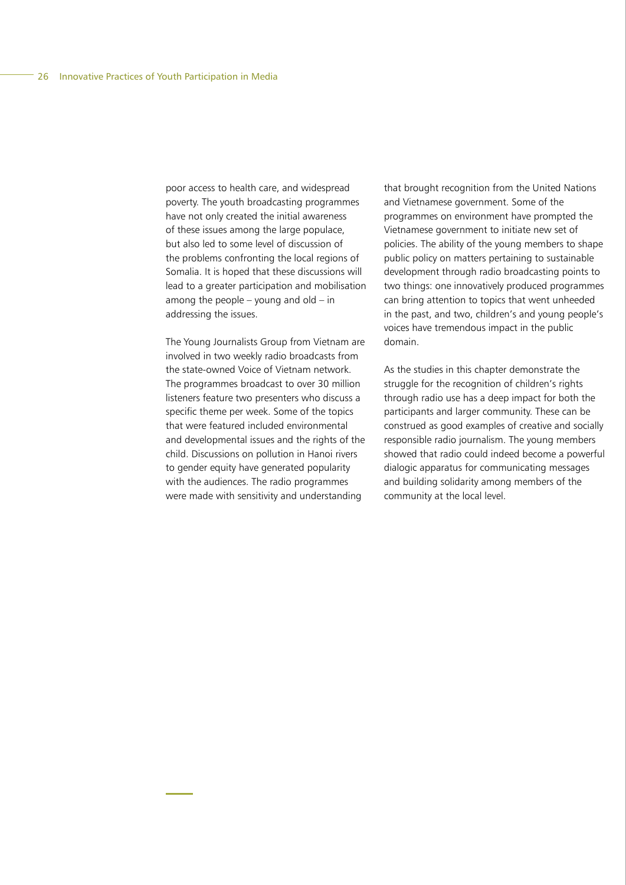poor access to health care, and widespread poverty. The youth broadcasting programmes have not only created the initial awareness of these issues among the large populace, but also led to some level of discussion of the problems confronting the local regions of Somalia. It is hoped that these discussions will lead to a greater participation and mobilisation among the people – young and old – in addressing the issues.

The Young Journalists Group from Vietnam are involved in two weekly radio broadcasts from the state-owned Voice of Vietnam network. The programmes broadcast to over 30 million listeners feature two presenters who discuss a specific theme per week. Some of the topics that were featured included environmental and developmental issues and the rights of the child. Discussions on pollution in Hanoi rivers to gender equity have generated popularity with the audiences. The radio programmes were made with sensitivity and understanding that brought recognition from the United Nations and Vietnamese government. Some of the programmes on environment have prompted the Vietnamese government to initiate new set of policies. The ability of the young members to shape public policy on matters pertaining to sustainable development through radio broadcasting points to two things: one innovatively produced programmes can bring attention to topics that went unheeded in the past, and two, children's and young people's voices have tremendous impact in the public domain.

As the studies in this chapter demonstrate the struggle for the recognition of children's rights through radio use has a deep impact for both the participants and larger community. These can be construed as good examples of creative and socially responsible radio journalism. The young members showed that radio could indeed become a powerful dialogic apparatus for communicating messages and building solidarity among members of the community at the local level.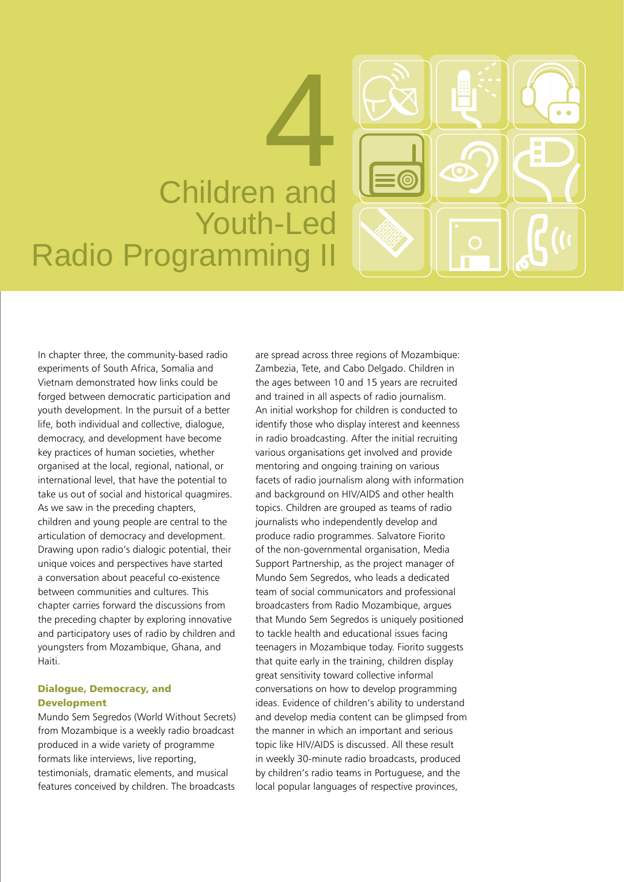# 4 Children and Youth-Led Radio Programming II

In chapter three, the community-based radio experiments of South Africa, Somalia and Vietnam demonstrated how links could be forged between democratic participation and youth development. In the pursuit of a better life, both individual and collective, dialogue, democracy, and development have become key practices of human societies, whether organised at the local, regional, national, or international level, that have the potential to take us out of social and historical quagmires. As we saw in the preceding chapters, children and young people are central to the articulation of democracy and development. Drawing upon radio's dialogic potential, their unique voices and perspectives have started a conversation about peaceful co-existence between communities and cultures. This chapter carries forward the discussions from the preceding chapter by exploring innovative and participatory uses of radio by children and youngsters from Mozambique, Ghana, and Haiti.

### Dialogue, Democracy, and Development

Mundo Sem Segredos (World Without Secrets) from Mozambique is a weekly radio broadcast produced in a wide variety of programme formats like interviews, live reporting, testimonials, dramatic elements, and musical features conceived by children. The broadcasts are spread across three regions of Mozambique: Zambezia, Tete, and Cabo Delgado. Children in the ages between 10 and 15 years are recruited and trained in all aspects of radio journalism. An initial workshop for children is conducted to identify those who display interest and keenness in radio broadcasting. After the initial recruiting various organisations get involved and provide mentoring and ongoing training on various facets of radio journalism along with information and background on HIV/AIDS and other health topics. Children are grouped as teams of radio journalists who independently develop and produce radio programmes. Salvatore Fiorito of the non-governmental organisation, Media Support Partnership, as the project manager of Mundo Sem Segredos, who leads a dedicated team of social communicators and professional broadcasters from Radio Mozambique, argues that Mundo Sem Segredos is uniquely positioned to tackle health and educational issues facing teenagers in Mozambique today. Fiorito suggests that quite early in the training, children display great sensitivity toward collective informal conversations on how to develop programming ideas. Evidence of children's ability to understand and develop media content can be glimpsed from the manner in which an important and serious topic like HIV/AIDS is discussed. All these result in weekly 30-minute radio broadcasts, produced by children's radio teams in Portuguese, and the local popular languages of respective provinces,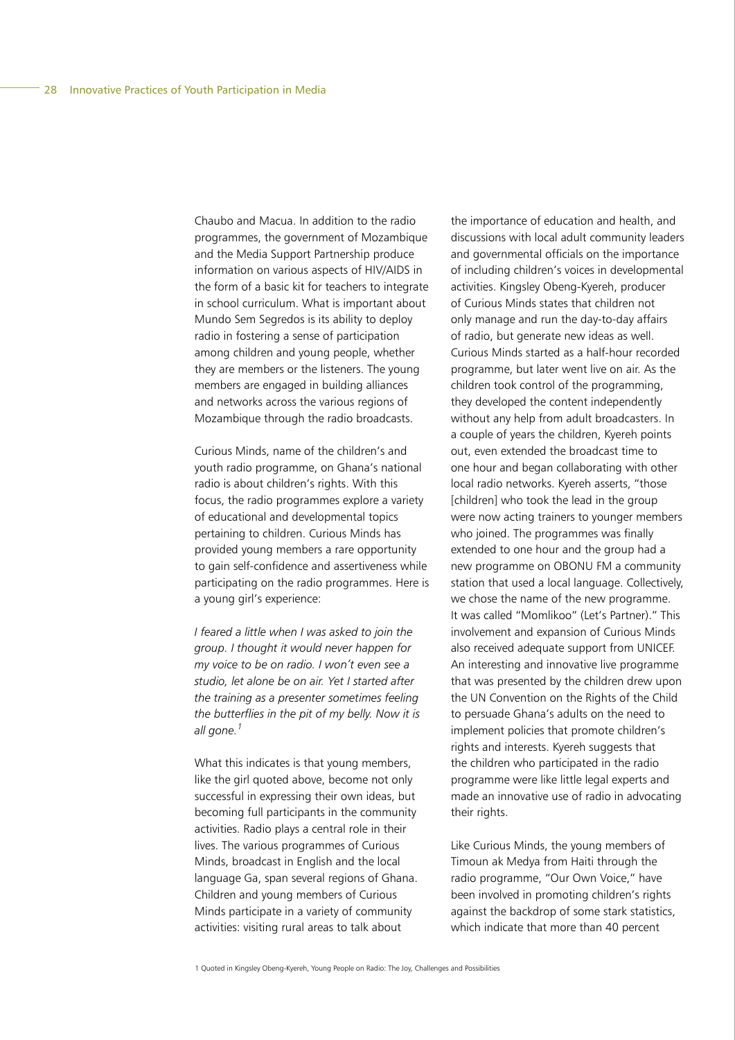Chaubo and Macua. In addition to the radio programmes, the government of Mozambique and the Media Support Partnership produce information on various aspects of HIV/AIDS in the form of a basic kit for teachers to integrate in school curriculum. What is important about Mundo Sem Segredos is its ability to deploy radio in fostering a sense of participation among children and young people, whether they are members or the listeners. The young members are engaged in building alliances and networks across the various regions of Mozambique through the radio broadcasts.

Curious Minds, name of the children's and youth radio programme, on Ghana's national radio is about children's rights. With this focus, the radio programmes explore a variety of educational and developmental topics pertaining to children. Curious Minds has provided young members a rare opportunity to gain self-confidence and assertiveness while participating on the radio programmes. Here is a young girl's experience:

*I feared a little when I was asked to join the group. I thought it would never happen for my voice to be on radio. I won't even see a studio, let alone be on air. Yet I started after the training as a presenter sometimes feeling the butterflies in the pit of my belly. Now it is all gone.*[1]

What this indicates is that young members, like the girl quoted above, become not only successful in expressing their own ideas, but becoming full participants in the community activities. Radio plays a central role in their lives. The various programmes of Curious Minds, broadcast in English and the local language Ga, span several regions of Ghana. Children and young members of Curious Minds participate in a variety of community activities: visiting rural areas to talk about the importance of education and health, and discussions with local adult community leaders and governmental officials on the importance of including children's voices in developmental activities. Kingsley Obeng-Kyereh, producer of Curious Minds states that children not only manage and run the day-to-day affairs of radio, but generate new ideas as well. Curious Minds started as a half-hour recorded programme, but later went live on air. As the children took control of the programming, they developed the content independently without any help from adult broadcasters. In a couple of years the children, Kyereh points out, even extended the broadcast time to one hour and began collaborating with other local radio networks. Kyereh asserts, "those [children] who took the lead in the group were now acting trainers to younger members who joined. The programmes was finally extended to one hour and the group had a new programme on OBONU FM a community station that used a local language. Collectively, we chose the name of the new programme. It was called "Momlikoo" (Let's Partner)." This involvement and expansion of Curious Minds also received adequate support from UNICEF. An interesting and innovative live programme that was presented by the children drew upon the UN Convention on the Rights of the Child to persuade Ghana's adults on the need to implement policies that promote children's rights and interests. Kyereh suggests that the children who participated in the radio programme were like little legal experts and made an innovative use of radio in advocating their rights.

Like Curious Minds, the young members of Timoun ak Medya from Haiti through the radio programme, "Our Own Voice," have been involved in promoting children's rights against the backdrop of some stark statistics, which indicate that more than 40 percent

1 Quoted in Kingsley Obeng-Kyereh, Young People on Radio: The Joy, Challenges and Possibilities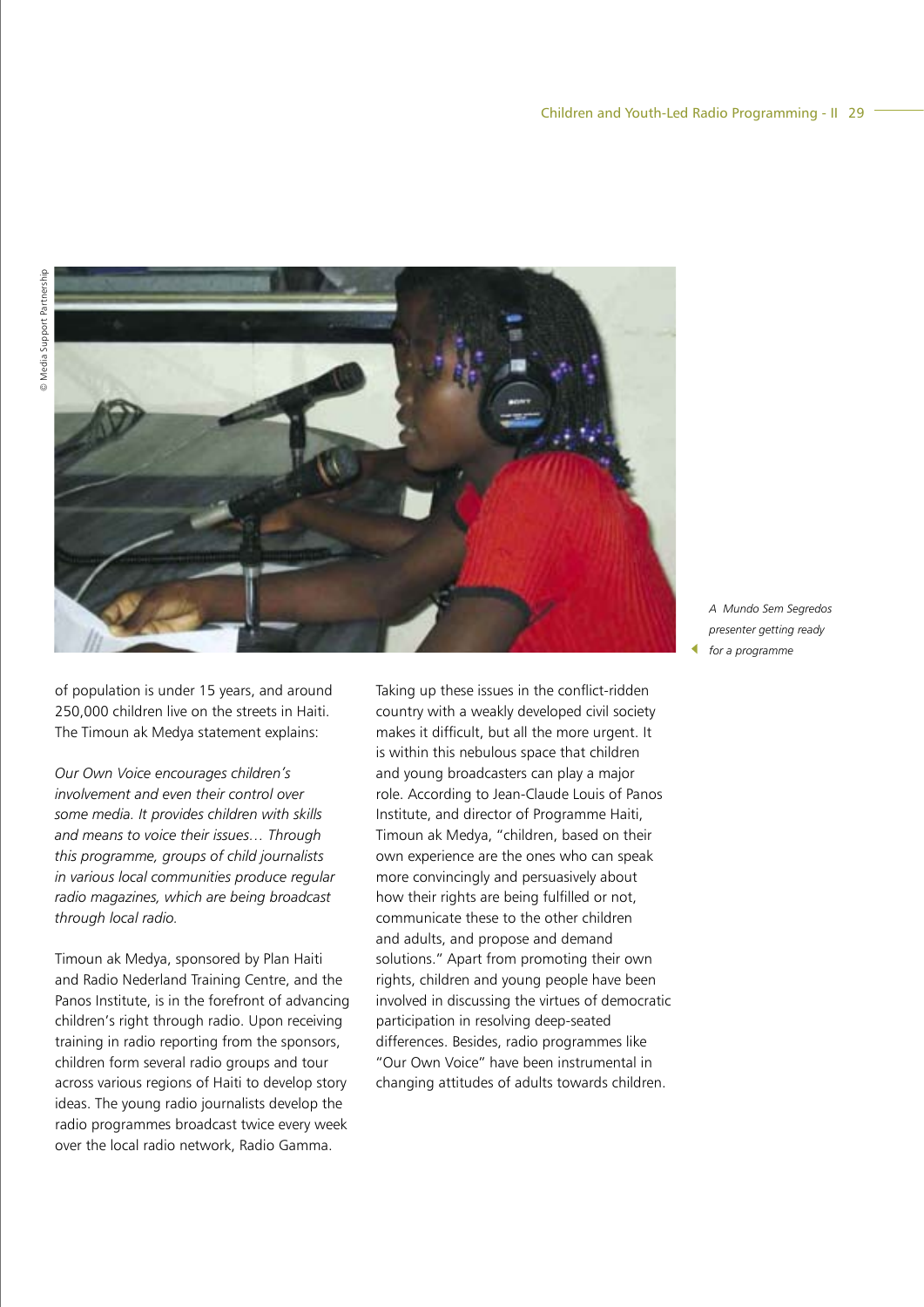A Mundo Sem Segredos presenter getting ready for a programme

of population is under 15 years, and around 250,000 children live on the streets in Haiti. The Timoun ak Medya statement explains:

*Our Own Voice encourages children's involvement and even their control over some media. It provides children with skills and means to voice their issues… Through this programme, groups of child journalists in various local communities produce regular radio magazines, which are being broadcast through local radio.*

Timoun ak Medya, sponsored by Plan Haiti and Radio Nederland Training Centre, and the Panos Institute, is in the forefront of advancing children's right through radio. Upon receiving training in radio reporting from the sponsors, children form several radio groups and tour across various regions of Haiti to develop story ideas. The young radio journalists develop the radio programmes broadcast twice every week over the local radio network, Radio Gamma.

Taking up these issues in the conflict-ridden country with a weakly developed civil society makes it difficult, but all the more urgent. It is within this nebulous space that children and young broadcasters can play a major role. According to Jean-Claude Louis of Panos Institute, and director of Programme Haiti, Timoun ak Medya, "children, based on their own experience are the ones who can speak more convincingly and persuasively about how their rights are being fulfilled or not, communicate these to the other children and adults, and propose and demand solutions." Apart from promoting their own rights, children and young people have been involved in discussing the virtues of democratic participation in resolving deep-seated differences. Besides, radio programmes like "Our Own Voice" have been instrumental in changing attitudes of adults towards children.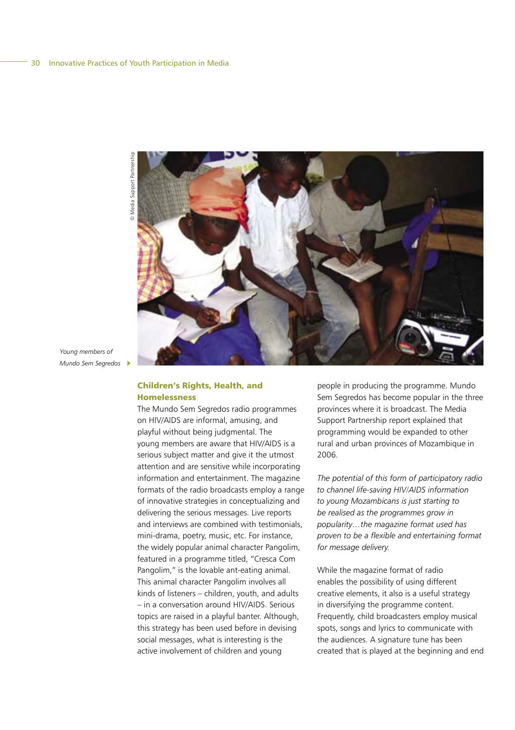Young members of Mundo Sem Segredos

## Children's Rights, Health, and Homelessness

The Mundo Sem Segredos radio programmes on HIV/AIDS are informal, amusing, and playful without being judgmental. The young members are aware that HIV/AIDS is a serious subject matter and give it the utmost attention and are sensitive while incorporating information and entertainment. The magazine formats of the radio broadcasts employ a range of innovative strategies in conceptualizing and delivering the serious messages. Live reports and interviews are combined with testimonials, mini-drama, poetry, music, etc. For instance, the widely popular animal character Pangolim, featured in a programme titled, "Cresca Com Pangolim," is the lovable ant-eating animal. This animal character Pangolim involves all kinds of listeners – children, youth, and adults – in a conversation around HIV/AIDS. Serious topics are raised in a playful banter. Although, this strategy has been used before in devising social messages, what is interesting is the active involvement of children and young people in producing the programme. Mundo Sem Segredos has become popular in the three provinces where it is broadcast. The Media Support Partnership report explained that programming would be expanded to other rural and urban provinces of Mozambique in 2006.

*The potential of this form of participatory radio to channel life-saving HIV/AIDS information to young Mozambicans is just starting to be realised as the programmes grow in popularity…the magazine format used has proven to be a flexible and entertaining format for message delivery.*

While the magazine format of radio enables the possibility of using different creative elements, it also is a useful strategy in diversifying the programme content. Frequently, child broadcasters employ musical spots, songs and lyrics to communicate with the audiences. A signature tune has been created that is played at the beginning and end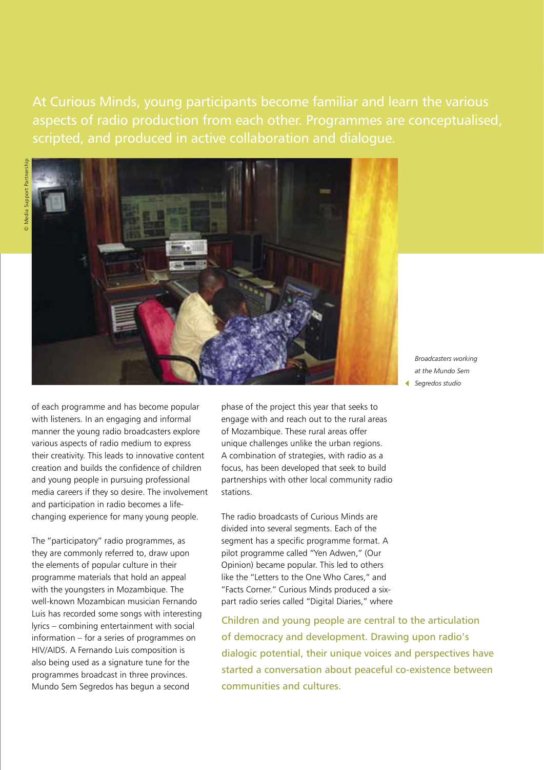At Curious Minds, young participants become familiar and learn the various aspects of radio production from each other. Programmes are conceptualised, scripted, and produced in active collaboration and dialogue.

© Media Support Partnership

*Broadcasters working at the Mundo Sem Segredos studio*

of each programme and has become popular with listeners. In an engaging and informal manner the young radio broadcasters explore various aspects of radio medium to express their creativity. This leads to innovative content creation and builds the confidence of children and young people in pursuing professional media careers if they so desire. The involvement and participation in radio becomes a life-changing experience for many young people.

The "participatory" radio programmes, as they are commonly referred to, draw upon the elements of popular culture in their programme materials that hold an appeal with the youngsters in Mozambique. The well-known Mozambican musician Fernando Luis has recorded some songs with interesting lyrics – combining entertainment with social information – for a series of programmes on HIV/AIDS. A Fernando Luis composition is also being used as a signature tune for the programmes broadcast in three provinces. Mundo Sem Segredos has begun a second phase of the project this year that seeks to engage with and reach out to the rural areas of Mozambique. These rural areas offer unique challenges unlike the urban regions. A combination of strategies, with radio as a focus, has been developed that seek to build partnerships with other local community radio stations.

The radio broadcasts of Curious Minds are divided into several segments. Each of the segment has a specific programme format. A pilot programme called "Yen Adwen," (Our Opinion) became popular. This led to others like the "Letters to the One Who Cares," and "Facts Corner." Curious Minds produced a six-part radio series called "Digital Diaries," where

Children and young people are central to the articulation of democracy and development. Drawing upon radio's dialogic potential, their unique voices and perspectives have started a conversation about peaceful co-existence between communities and cultures.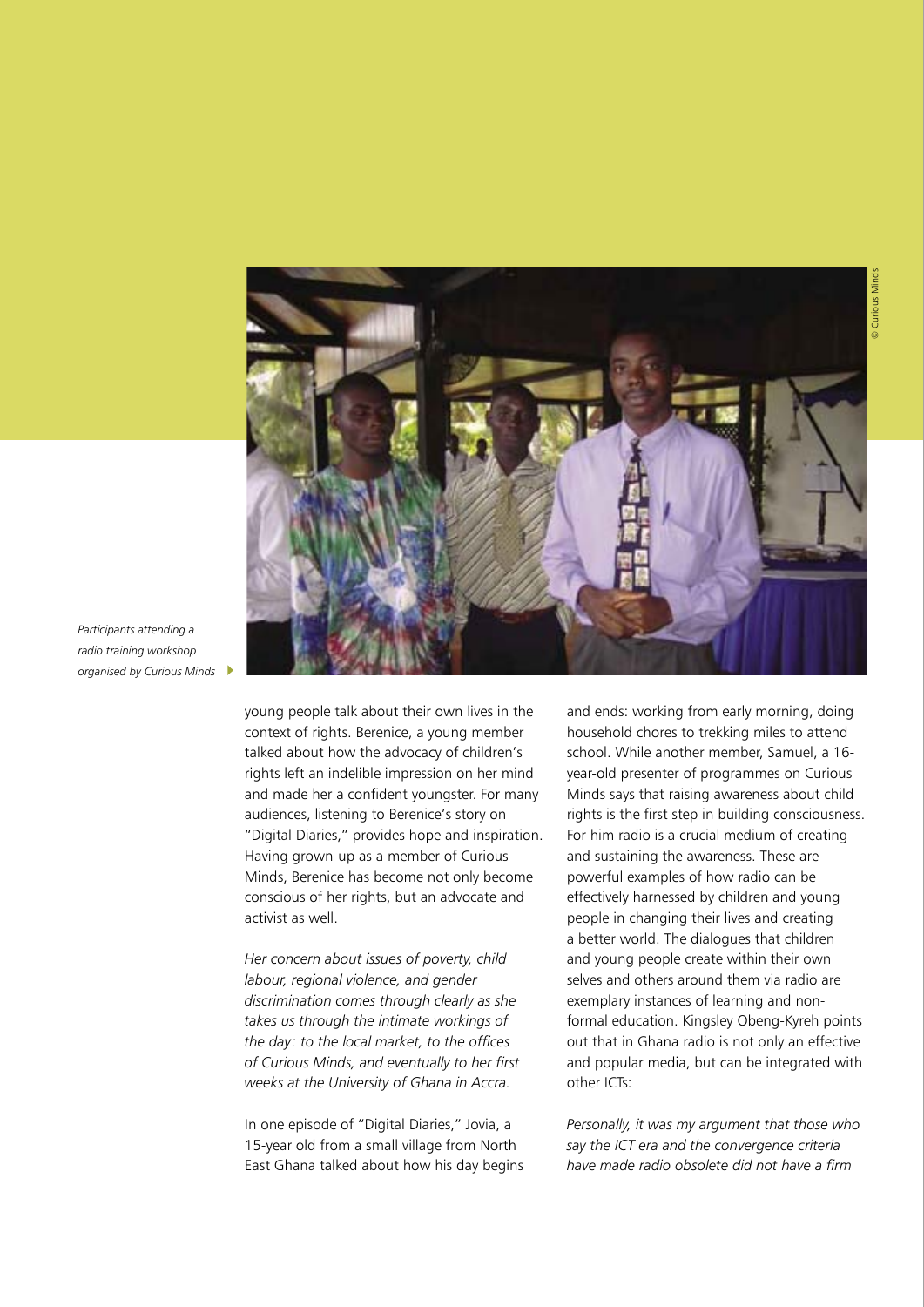Participants attending a radio training workshop organised by Curious Minds

young people talk about their own lives in the context of rights. Berenice, a young member talked about how the advocacy of children's rights left an indelible impression on her mind and made her a confident youngster. For many audiences, listening to Berenice's story on "Digital Diaries," provides hope and inspiration. Having grown-up as a member of Curious Minds, Berenice has become not only become conscious of her rights, but an advocate and activist as well.

*Her concern about issues of poverty, child labour, regional violence, and gender discrimination comes through clearly as she takes us through the intimate workings of the day: to the local market, to the offices of Curious Minds, and eventually to her first weeks at the University of Ghana in Accra.*

In one episode of "Digital Diaries," Jovia, a 15-year old from a small village from North East Ghana talked about how his day begins and ends: working from early morning, doing household chores to trekking miles to attend school. While another member, Samuel, a 16-year-old presenter of programmes on Curious Minds says that raising awareness about child rights is the first step in building consciousness. For him radio is a crucial medium of creating and sustaining the awareness. These are powerful examples of how radio can be effectively harnessed by children and young people in changing their lives and creating a better world. The dialogues that children and young people create within their own selves and others around them via radio are exemplary instances of learning and non-formal education. Kingsley Obeng-Kyreh points out that in Ghana radio is not only an effective and popular media, but can be integrated with other ICTs:

*Personally, it was my argument that those who say the ICT era and the convergence criteria have made radio obsolete did not have a firm*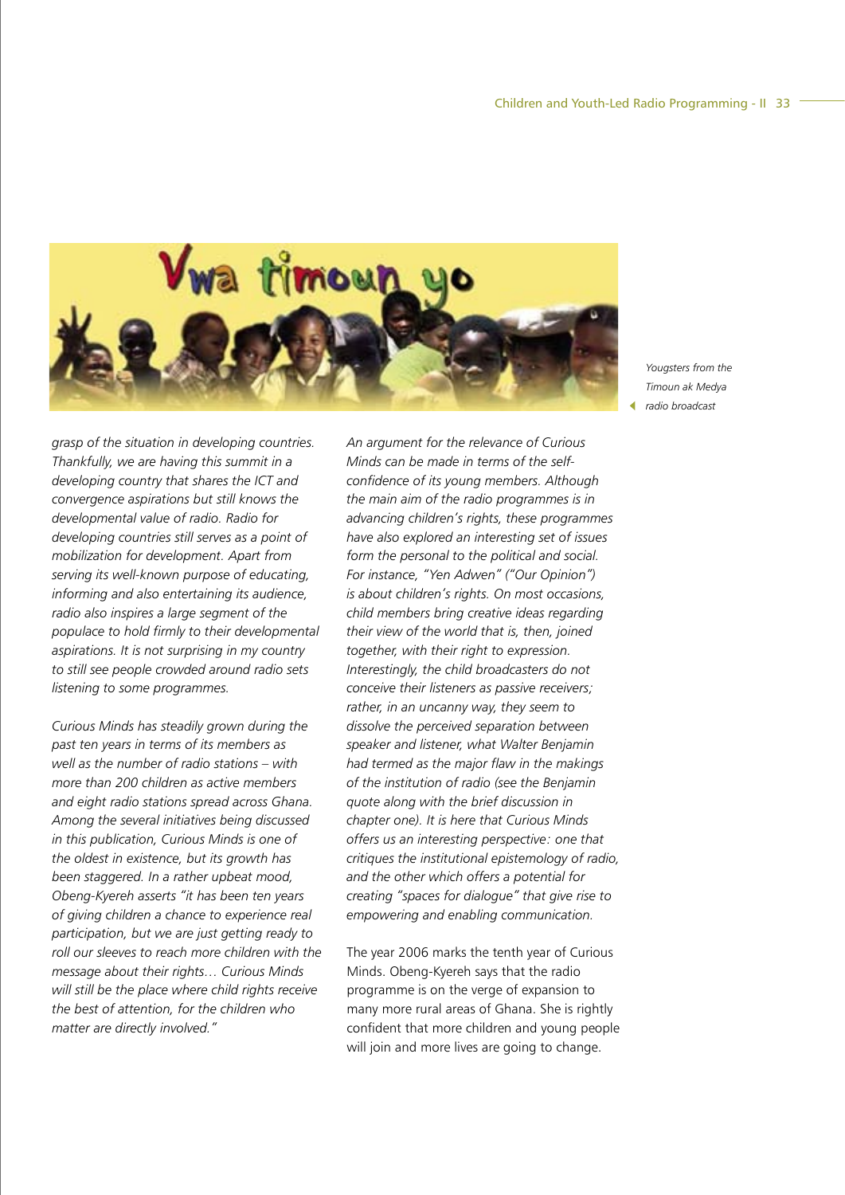*Yougsters from the Timoun ak Medya radio broadcast*

*grasp of the situation in developing countries. Thankfully, we are having this summit in a developing country that shares the ICT and convergence aspirations but still knows the developmental value of radio. Radio for developing countries still serves as a point of mobilization for development. Apart from serving its well-known purpose of educating, informing and also entertaining its audience, radio also inspires a large segment of the populace to hold firmly to their developmental aspirations. It is not surprising in my country to still see people crowded around radio sets listening to some programmes.*

*Curious Minds has steadily grown during the past ten years in terms of its members as well as the number of radio stations – with more than 200 children as active members and eight radio stations spread across Ghana. Among the several initiatives being discussed in this publication, Curious Minds is one of the oldest in existence, but its growth has been staggered. In a rather upbeat mood, Obeng-Kyereh asserts "it has been ten years of giving children a chance to experience real participation, but we are just getting ready to roll our sleeves to reach more children with the message about their rights… Curious Minds will still be the place where child rights receive the best of attention, for the children who matter are directly involved."*

*An argument for the relevance of Curious Minds can be made in terms of the self-confidence of its young members. Although the main aim of the radio programmes is in advancing children's rights, these programmes have also explored an interesting set of issues form the personal to the political and social. For instance, "Yen Adwen" ("Our Opinion") is about children's rights. On most occasions, child members bring creative ideas regarding their view of the world that is, then, joined together, with their right to expression. Interestingly, the child broadcasters do not conceive their listeners as passive receivers; rather, in an uncanny way, they seem to dissolve the perceived separation between speaker and listener, what Walter Benjamin had termed as the major flaw in the makings of the institution of radio (see the Benjamin quote along with the brief discussion in chapter one). It is here that Curious Minds offers us an interesting perspective: one that critiques the institutional epistemology of radio, and the other which offers a potential for creating "spaces for dialogue" that give rise to empowering and enabling communication.*

The year 2006 marks the tenth year of Curious Minds. Obeng-Kyereh says that the radio programme is on the verge of expansion to many more rural areas of Ghana. She is rightly confident that more children and young people will join and more lives are going to change.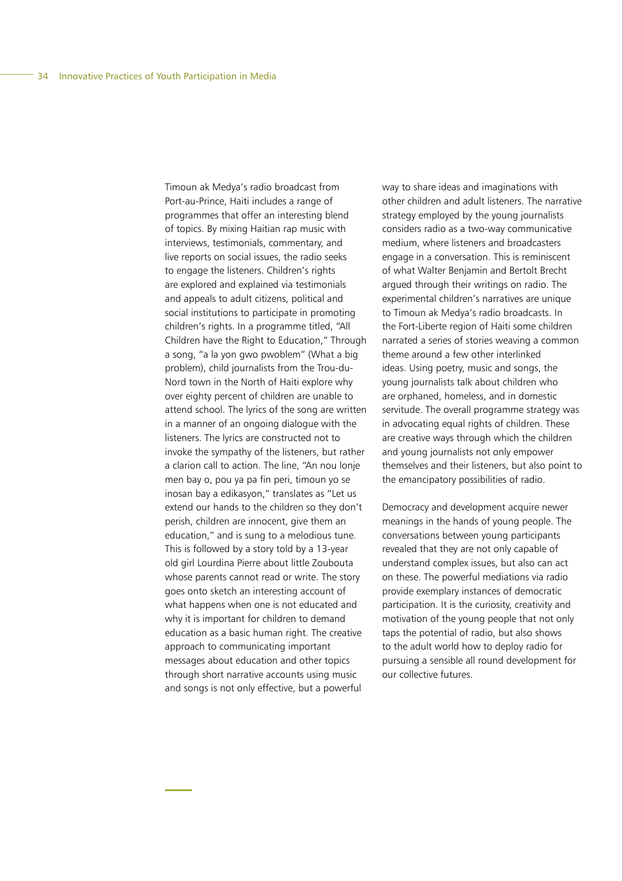Timoun ak Medya's radio broadcast from Port-au-Prince, Haiti includes a range of programmes that offer an interesting blend of topics. By mixing Haitian rap music with interviews, testimonials, commentary, and live reports on social issues, the radio seeks to engage the listeners. Children's rights are explored and explained via testimonials and appeals to adult citizens, political and social institutions to participate in promoting children's rights. In a programme titled, "All Children have the Right to Education," Through a song, "a la yon gwo pwoblem" (What a big problem), child journalists from the Trou-du-Nord town in the North of Haiti explore why over eighty percent of children are unable to attend school. The lyrics of the song are written in a manner of an ongoing dialogue with the listeners. The lyrics are constructed not to invoke the sympathy of the listeners, but rather a clarion call to action. The line, "An nou lonje men bay o, pou ya pa fin peri, timoun yo se inosan bay a edikasyon," translates as "Let us extend our hands to the children so they don't perish, children are innocent, give them an education," and is sung to a melodious tune. This is followed by a story told by a 13-year old girl Lourdina Pierre about little Zoubouta whose parents cannot read or write. The story goes onto sketch an interesting account of what happens when one is not educated and why it is important for children to demand education as a basic human right. The creative approach to communicating important messages about education and other topics through short narrative accounts using music and songs is not only effective, but a powerful way to share ideas and imaginations with other children and adult listeners. The narrative strategy employed by the young journalists considers radio as a two-way communicative medium, where listeners and broadcasters engage in a conversation. This is reminiscent of what Walter Benjamin and Bertolt Brecht argued through their writings on radio. The experimental children's narratives are unique to Timoun ak Medya's radio broadcasts. In the Fort-Liberte region of Haiti some children narrated a series of stories weaving a common theme around a few other interlinked ideas. Using poetry, music and songs, the young journalists talk about children who are orphaned, homeless, and in domestic servitude. The overall programme strategy was in advocating equal rights of children. These are creative ways through which the children and young journalists not only empower themselves and their listeners, but also point to the emancipatory possibilities of radio.

Democracy and development acquire newer meanings in the hands of young people. The conversations between young participants revealed that they are not only capable of understand complex issues, but also can act on these. The powerful mediations via radio provide exemplary instances of democratic participation. It is the curiosity, creativity and motivation of the young people that not only taps the potential of radio, but also shows to the adult world how to deploy radio for pursuing a sensible all round development for our collective futures.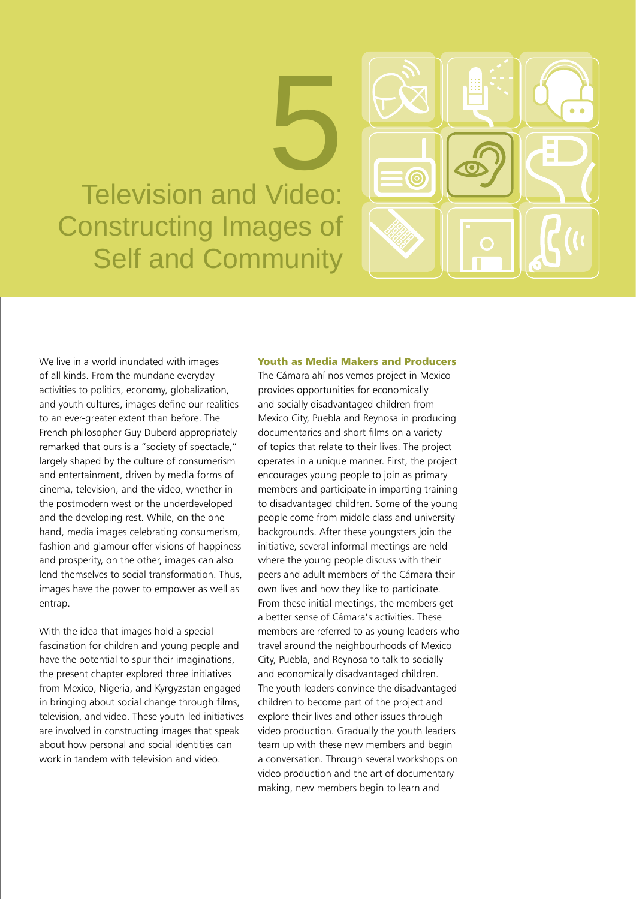# 5

# Television and Video: Constructing Images of Self and Community

We live in a world inundated with images of all kinds. From the mundane everyday activities to politics, economy, globalization, and youth cultures, images define our realities to an ever-greater extent than before. The French philosopher Guy Dubord appropriately remarked that ours is a "society of spectacle," largely shaped by the culture of consumerism and entertainment, driven by media forms of cinema, television, and the video, whether in the postmodern west or the underdeveloped and the developing rest. While, on the one hand, media images celebrating consumerism, fashion and glamour offer visions of happiness and prosperity, on the other, images can also lend themselves to social transformation. Thus, images have the power to empower as well as entrap.

With the idea that images hold a special fascination for children and young people and have the potential to spur their imaginations, the present chapter explored three initiatives from Mexico, Nigeria, and Kyrgyzstan engaged in bringing about social change through films, television, and video. These youth-led initiatives are involved in constructing images that speak about how personal and social identities can work in tandem with television and video.

### Youth as Media Makers and Producers

The Cámara ahí nos vemos project in Mexico provides opportunities for economically and socially disadvantaged children from Mexico City, Puebla and Reynosa in producing documentaries and short films on a variety of topics that relate to their lives. The project operates in a unique manner. First, the project encourages young people to join as primary members and participate in imparting training to disadvantaged children. Some of the young people come from middle class and university backgrounds. After these youngsters join the initiative, several informal meetings are held where the young people discuss with their peers and adult members of the Cámara their own lives and how they like to participate. From these initial meetings, the members get a better sense of Cámara's activities. These members are referred to as young leaders who travel around the neighbourhoods of Mexico City, Puebla, and Reynosa to talk to socially and economically disadvantaged children. The youth leaders convince the disadvantaged children to become part of the project and explore their lives and other issues through video production. Gradually the youth leaders team up with these new members and begin a conversation. Through several workshops on video production and the art of documentary making, new members begin to learn and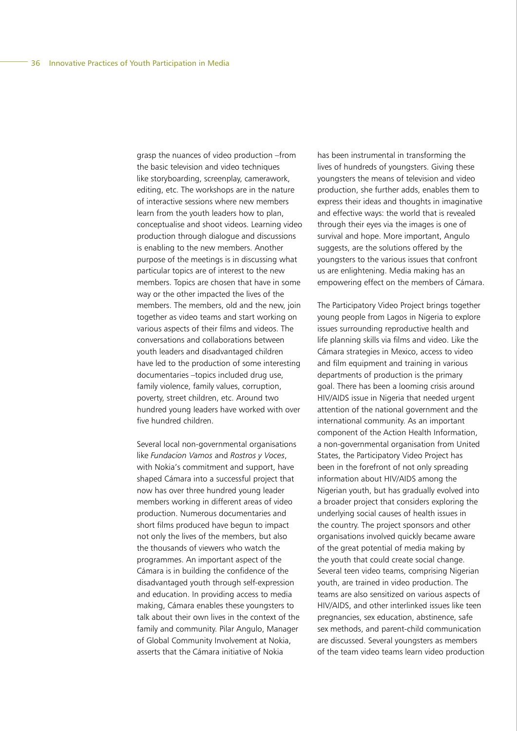grasp the nuances of video production –from the basic television and video techniques like storyboarding, screenplay, camerawork, editing, etc. The workshops are in the nature of interactive sessions where new members learn from the youth leaders how to plan, conceptualise and shoot videos. Learning video production through dialogue and discussions is enabling to the new members. Another purpose of the meetings is in discussing what particular topics are of interest to the new members. Topics are chosen that have in some way or the other impacted the lives of the members. The members, old and the new, join together as video teams and start working on various aspects of their films and videos. The conversations and collaborations between youth leaders and disadvantaged children have led to the production of some interesting documentaries –topics included drug use, family violence, family values, corruption, poverty, street children, etc. Around two hundred young leaders have worked with over five hundred children.

Several local non-governmental organisations like *Fundacion Vamos* and *Rostros y Voces*, with Nokia's commitment and support, have shaped Cámara into a successful project that now has over three hundred young leader members working in different areas of video production. Numerous documentaries and short films produced have begun to impact not only the lives of the members, but also the thousands of viewers who watch the programmes. An important aspect of the Cámara is in building the confidence of the disadvantaged youth through self-expression and education. In providing access to media making, Cámara enables these youngsters to talk about their own lives in the context of the family and community. Pilar Angulo, Manager of Global Community Involvement at Nokia, asserts that the Cámara initiative of Nokia has been instrumental in transforming the lives of hundreds of youngsters. Giving these youngsters the means of television and video production, she further adds, enables them to express their ideas and thoughts in imaginative and effective ways: the world that is revealed through their eyes via the images is one of survival and hope. More important, Angulo suggests, are the solutions offered by the youngsters to the various issues that confront us are enlightening. Media making has an empowering effect on the members of Cámara.

The Participatory Video Project brings together young people from Lagos in Nigeria to explore issues surrounding reproductive health and life planning skills via films and video. Like the Cámara strategies in Mexico, access to video and film equipment and training in various departments of production is the primary goal. There has been a looming crisis around HIV/AIDS issue in Nigeria that needed urgent attention of the national government and the international community. As an important component of the Action Health Information, a non-governmental organisation from United States, the Participatory Video Project has been in the forefront of not only spreading information about HIV/AIDS among the Nigerian youth, but has gradually evolved into a broader project that considers exploring the underlying social causes of health issues in the country. The project sponsors and other organisations involved quickly became aware of the great potential of media making by the youth that could create social change. Several teen video teams, comprising Nigerian youth, are trained in video production. The teams are also sensitized on various aspects of HIV/AIDS, and other interlinked issues like teen pregnancies, sex education, abstinence, safe sex methods, and parent-child communication are discussed. Several youngsters as members of the team video teams learn video production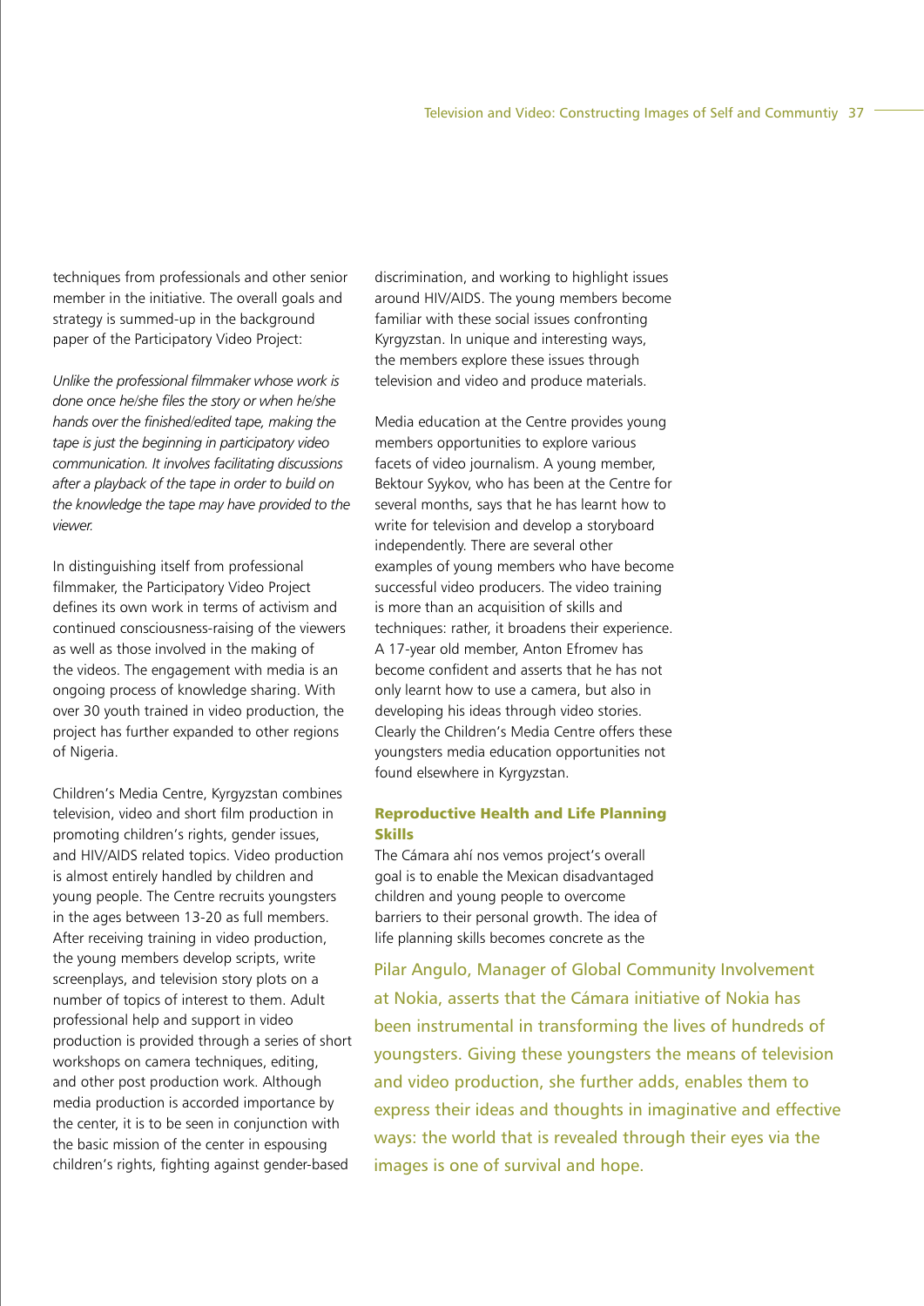techniques from professionals and other senior member in the initiative. The overall goals and strategy is summed-up in the background paper of the Participatory Video Project:

*Unlike the professional filmmaker whose work is done once he/she files the story or when he/she hands over the finished/edited tape, making the tape is just the beginning in participatory video communication. It involves facilitating discussions after a playback of the tape in order to build on the knowledge the tape may have provided to the viewer.*

In distinguishing itself from professional filmmaker, the Participatory Video Project defines its own work in terms of activism and continued consciousness-raising of the viewers as well as those involved in the making of the videos. The engagement with media is an ongoing process of knowledge sharing. With over 30 youth trained in video production, the project has further expanded to other regions of Nigeria.

Children's Media Centre, Kyrgyzstan combines television, video and short film production in promoting children's rights, gender issues, and HIV/AIDS related topics. Video production is almost entirely handled by children and young people. The Centre recruits youngsters in the ages between 13-20 as full members. After receiving training in video production, the young members develop scripts, write screenplays, and television story plots on a number of topics of interest to them. Adult professional help and support in video production is provided through a series of short workshops on camera techniques, editing, and other post production work. Although media production is accorded importance by the center, it is to be seen in conjunction with the basic mission of the center in espousing children's rights, fighting against gender-based discrimination, and working to highlight issues around HIV/AIDS. The young members become familiar with these social issues confronting Kyrgyzstan. In unique and interesting ways, the members explore these issues through television and video and produce materials.

Media education at the Centre provides young members opportunities to explore various facets of video journalism. A young member, Bektour Syykov, who has been at the Centre for several months, says that he has learnt how to write for television and develop a storyboard independently. There are several other examples of young members who have become successful video producers. The video training is more than an acquisition of skills and techniques: rather, it broadens their experience. A 17-year old member, Anton Efromev has become confident and asserts that he has not only learnt how to use a camera, but also in developing his ideas through video stories. Clearly the Children's Media Centre offers these youngsters media education opportunities not found elsewhere in Kyrgyzstan.

### Reproductive Health and Life Planning Skills

The Cámara ahí nos vemos project's overall goal is to enable the Mexican disadvantaged children and young people to overcome barriers to their personal growth. The idea of life planning skills becomes concrete as the

Pilar Angulo, Manager of Global Community Involvement at Nokia, asserts that the Cámara initiative of Nokia has been instrumental in transforming the lives of hundreds of youngsters. Giving these youngsters the means of television and video production, she further adds, enables them to express their ideas and thoughts in imaginative and effective ways: the world that is revealed through their eyes via the images is one of survival and hope.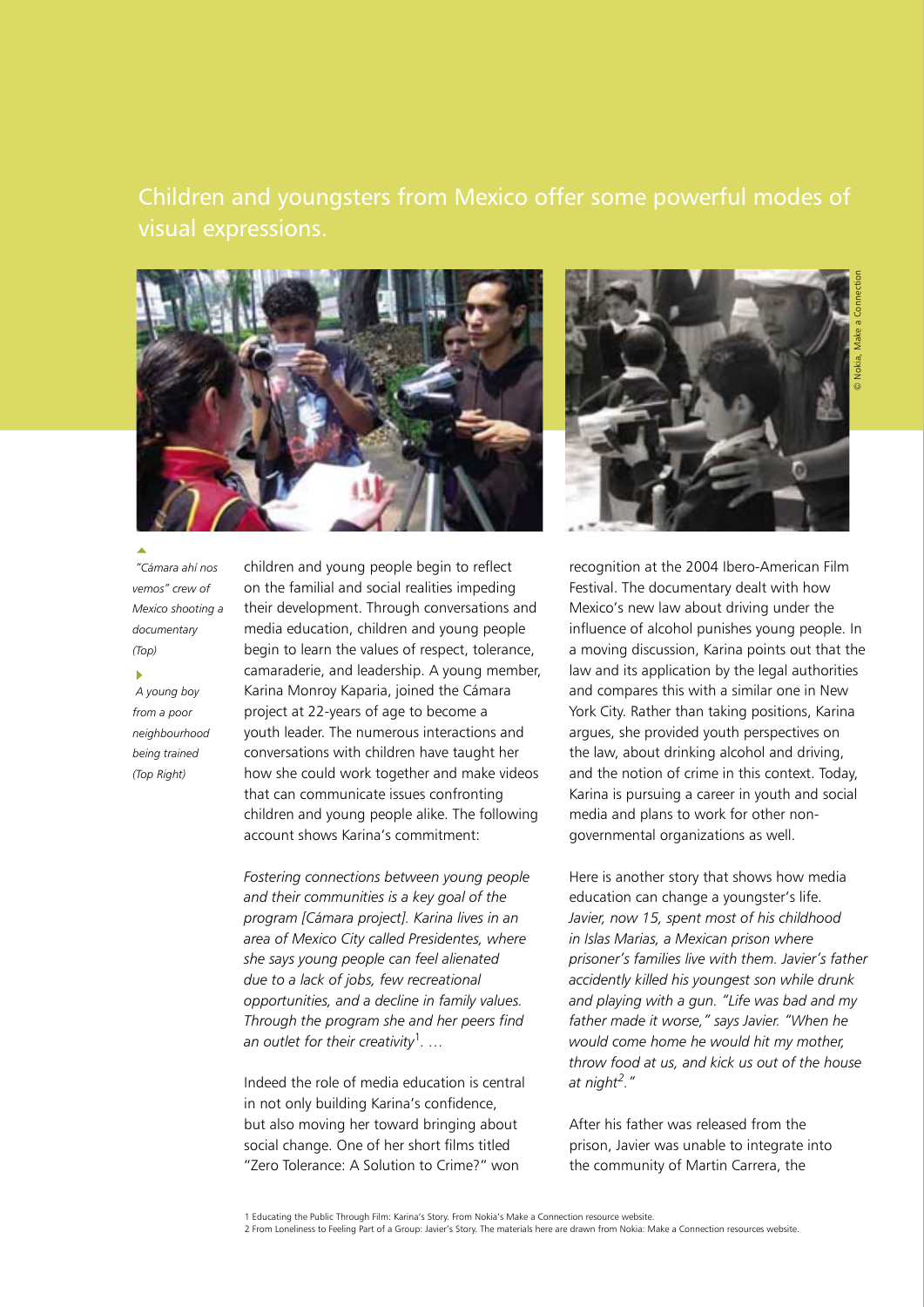## Children and youngsters from Mexico offer some powerful modes of visual expressions.

© Nokia, Make a Connection

"Cámara ahí nos vemos" crew of Mexico shooting a documentary (Top)

A young boy from a poor neighbourhood being trained (Top Right)

children and young people begin to reflect on the familial and social realities impeding their development. Through conversations and media education, children and young people begin to learn the values of respect, tolerance, camaraderie, and leadership. A young member, Karina Monroy Kaparia, joined the Cámara project at 22-years of age to become a youth leader. The numerous interactions and conversations with children have taught her how she could work together and make videos that can communicate issues confronting children and young people alike. The following account shows Karina's commitment:

*Fostering connections between young people and their communities is a key goal of the program [Cámara project]. Karina lives in an area of Mexico City called Presidentes, where she says young people can feel alienated due to a lack of jobs, few recreational opportunities, and a decline in family values. Through the program she and her peers find an outlet for their creativity*[1]. …

Indeed the role of media education is central in not only building Karina's confidence, but also moving her toward bringing about social change. One of her short films titled "Zero Tolerance: A Solution to Crime?" won recognition at the 2004 Ibero-American Film Festival. The documentary dealt with how Mexico's new law about driving under the influence of alcohol punishes young people. In a moving discussion, Karina points out that the law and its application by the legal authorities and compares this with a similar one in New York City. Rather than taking positions, Karina argues, she provided youth perspectives on the law, about drinking alcohol and driving, and the notion of crime in this context. Today, Karina is pursuing a career in youth and social media and plans to work for other non-governmental organizations as well.

Here is another story that shows how media education can change a youngster's life. *Javier, now 15, spent most of his childhood in Islas Marias, a Mexican prison where prisoner's families live with them. Javier's father accidently killed his youngest son while drunk and playing with a gun. "Life was bad and my father made it worse," says Javier. "When he would come home he would hit my mother, throw food at us, and kick us out of the house at night*[2]*."*

After his father was released from the prison, Javier was unable to integrate into the community of Martin Carrera, the

1 Educating the Public Through Film: Karina's Story. From Nokia's Make a Connection resource website.

2 From Loneliness to Feeling Part of a Group: Javier's Story. The materials here are drawn from Nokia: Make a Connection resources website.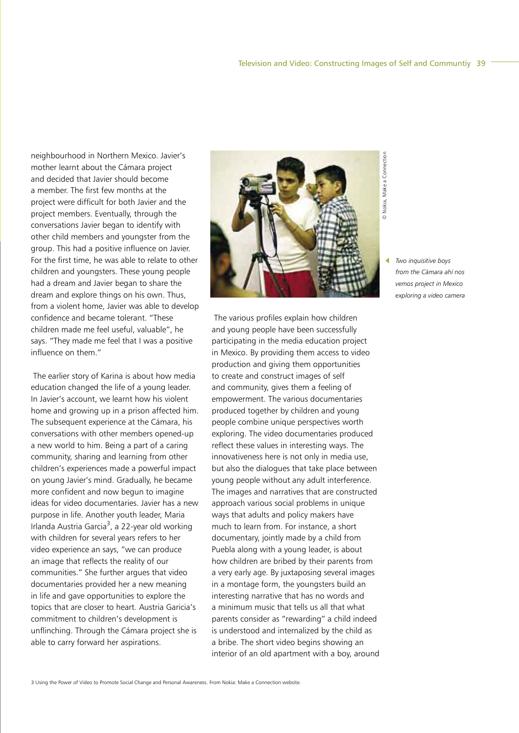neighbourhood in Northern Mexico. Javier's mother learnt about the Cámara project and decided that Javier should become a member. The first few months at the project were difficult for both Javier and the project members. Eventually, through the conversations Javier began to identify with other child members and youngster from the group. This had a positive influence on Javier. For the first time, he was able to relate to other children and youngsters. These young people had a dream and Javier began to share the dream and explore things on his own. Thus, from a violent home, Javier was able to develop confidence and became tolerant. "These children made me feel useful, valuable", he says. "They made me feel that I was a positive influence on them."

The earlier story of Karina is about how media education changed the life of a young leader. In Javier's account, we learnt how his violent home and growing up in a prison affected him. The subsequent experience at the Cámara, his conversations with other members opened-up a new world to him. Being a part of a caring community, sharing and learning from other children's experiences made a powerful impact on young Javier's mind. Gradually, he became more confident and now begun to imagine ideas for video documentaries. Javier has a new purpose in life. Another youth leader, Maria Irlanda Austria Garcia[3], a 22-year old working with children for several years refers to her video experience an says, "we can produce an image that reflects the reality of our communities." She further argues that video documentaries provided her a new meaning in life and gave opportunities to explore the topics that are closer to heart. Austria Garicia's commitment to children's development is unflinching. Through the Cámara project she is able to carry forward her aspirations.

© Nokia, Make a Connection

*Two inquisitive boys from the Cámara ahí nos vemos project in Mexico exploring a video camera*

The various profiles explain how children and young people have been successfully participating in the media education project in Mexico. By providing them access to video production and giving them opportunities to create and construct images of self and community, gives them a feeling of empowerment. The various documentaries produced together by children and young people combine unique perspectives worth exploring. The video documentaries produced reflect these values in interesting ways. The innovativeness here is not only in media use, but also the dialogues that take place between young people without any adult interference. The images and narratives that are constructed approach various social problems in unique ways that adults and policy makers have much to learn from. For instance, a short documentary, jointly made by a child from Puebla along with a young leader, is about how children are bribed by their parents from a very early age. By juxtaposing several images in a montage form, the youngsters build an interesting narrative that has no words and a minimum music that tells us all that what parents consider as "rewarding" a child indeed is understood and internalized by the child as a bribe. The short video begins showing an interior of an old apartment with a boy, around

3 Using the Power of Video to Promote Social Change and Personal Awareness. From Nokia: Make a Connection website.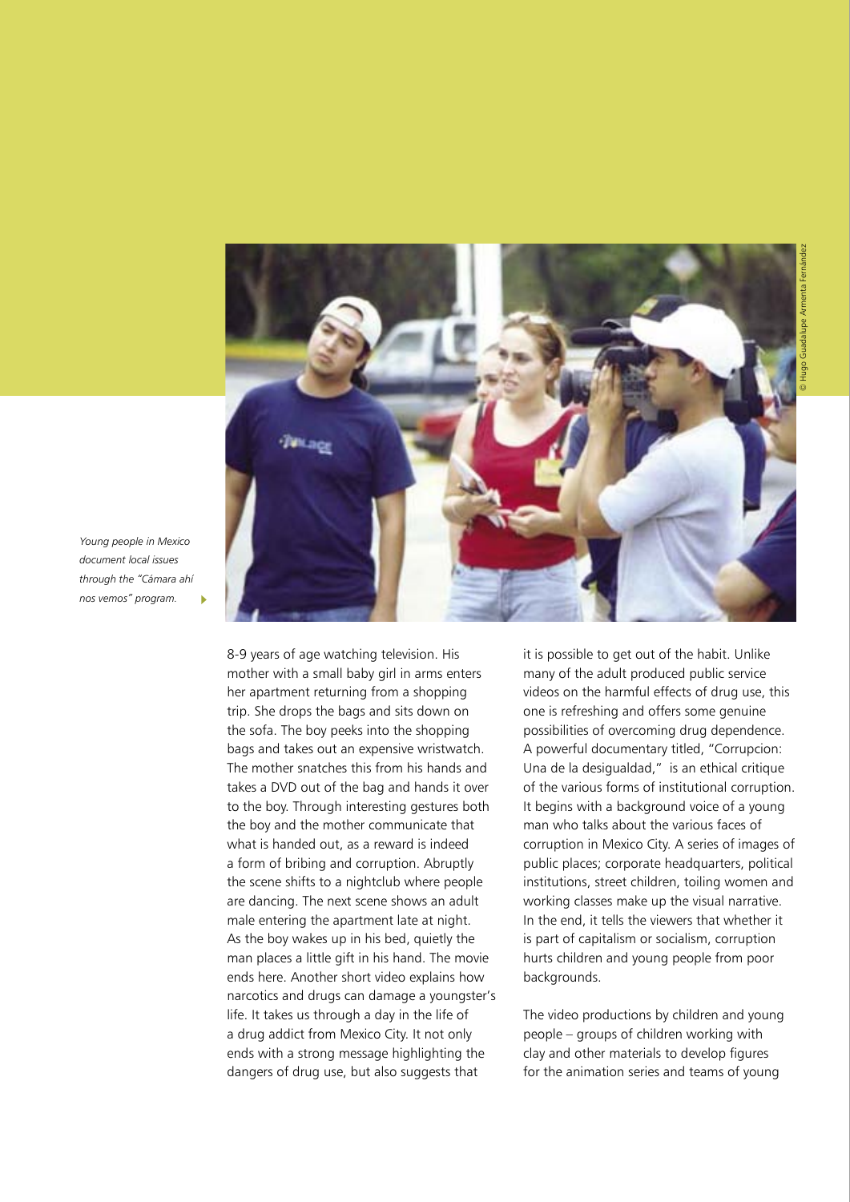*Young people in Mexico document local issues through the "Cámara ahí nos vemos" program.*

© Hugo Guadalupe Armenta Fernández

8-9 years of age watching television. His mother with a small baby girl in arms enters her apartment returning from a shopping trip. She drops the bags and sits down on the sofa. The boy peeks into the shopping bags and takes out an expensive wristwatch. The mother snatches this from his hands and takes a DVD out of the bag and hands it over to the boy. Through interesting gestures both the boy and the mother communicate that what is handed out, as a reward is indeed a form of bribing and corruption. Abruptly the scene shifts to a nightclub where people are dancing. The next scene shows an adult male entering the apartment late at night. As the boy wakes up in his bed, quietly the man places a little gift in his hand. The movie ends here. Another short video explains how narcotics and drugs can damage a youngster's life. It takes us through a day in the life of a drug addict from Mexico City. It not only ends with a strong message highlighting the dangers of drug use, but also suggests that it is possible to get out of the habit. Unlike many of the adult produced public service videos on the harmful effects of drug use, this one is refreshing and offers some genuine possibilities of overcoming drug dependence. A powerful documentary titled, "Corrupcion: Una de la desigualdad," is an ethical critique of the various forms of institutional corruption. It begins with a background voice of a young man who talks about the various faces of corruption in Mexico City. A series of images of public places; corporate headquarters, political institutions, street children, toiling women and working classes make up the visual narrative. In the end, it tells the viewers that whether it is part of capitalism or socialism, corruption hurts children and young people from poor backgrounds.

The video productions by children and young people – groups of children working with clay and other materials to develop figures for the animation series and teams of young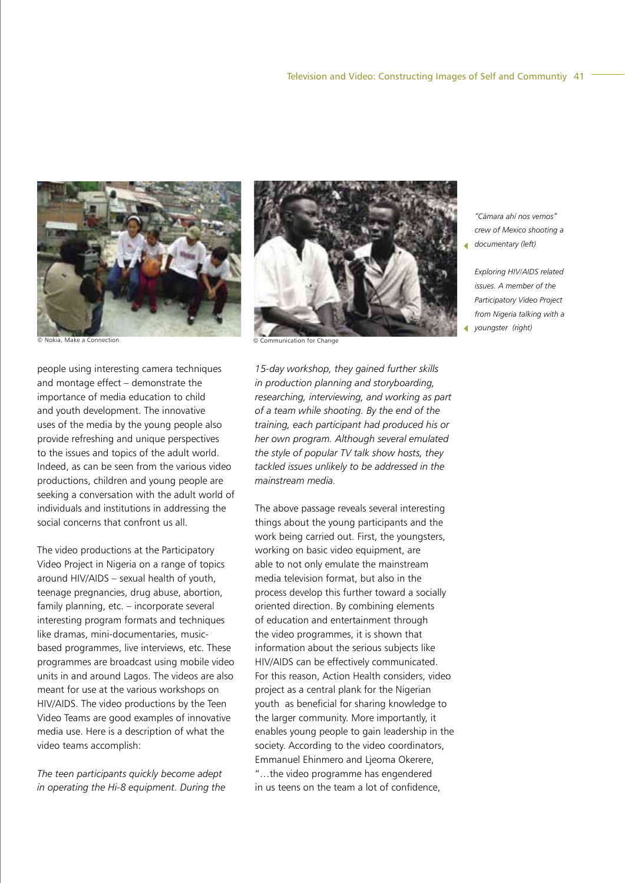© Nokia, Make a Connection

© Communication for Change

*"Cámara ahí nos vemos" crew of Mexico shooting a documentary (left)*

*Exploring HIV/AIDS related issues. A member of the Participatory Video Project from Nigeria talking with a youngster (right)*

people using interesting camera techniques and montage effect – demonstrate the importance of media education to child and youth development. The innovative uses of the media by the young people also provide refreshing and unique perspectives to the issues and topics of the adult world. Indeed, as can be seen from the various video productions, children and young people are seeking a conversation with the adult world of individuals and institutions in addressing the social concerns that confront us all.

The video productions at the Participatory Video Project in Nigeria on a range of topics around HIV/AIDS – sexual health of youth, teenage pregnancies, drug abuse, abortion, family planning, etc. – incorporate several interesting program formats and techniques like dramas, mini-documentaries, music-based programmes, live interviews, etc. These programmes are broadcast using mobile video units in and around Lagos. The videos are also meant for use at the various workshops on HIV/AIDS. The video productions by the Teen Video Teams are good examples of innovative media use. Here is a description of what the video teams accomplish:

*The teen participants quickly become adept in operating the Hi-8 equipment. During the 15-day workshop, they gained further skills in production planning and storyboarding, researching, interviewing, and working as part of a team while shooting. By the end of the training, each participant had produced his or her own program. Although several emulated the style of popular TV talk show hosts, they tackled issues unlikely to be addressed in the mainstream media.*

The above passage reveals several interesting things about the young participants and the work being carried out. First, the youngsters, working on basic video equipment, are able to not only emulate the mainstream media television format, but also in the process develop this further toward a socially oriented direction. By combining elements of education and entertainment through the video programmes, it is shown that information about the serious subjects like HIV/AIDS can be effectively communicated. For this reason, Action Health considers, video project as a central plank for the Nigerian youth as beneficial for sharing knowledge to the larger community. More importantly, it enables young people to gain leadership in the society. According to the video coordinators, Emmanuel Ehinmero and Ljeoma Okerere, "…the video programme has engendered in us teens on the team a lot of confidence,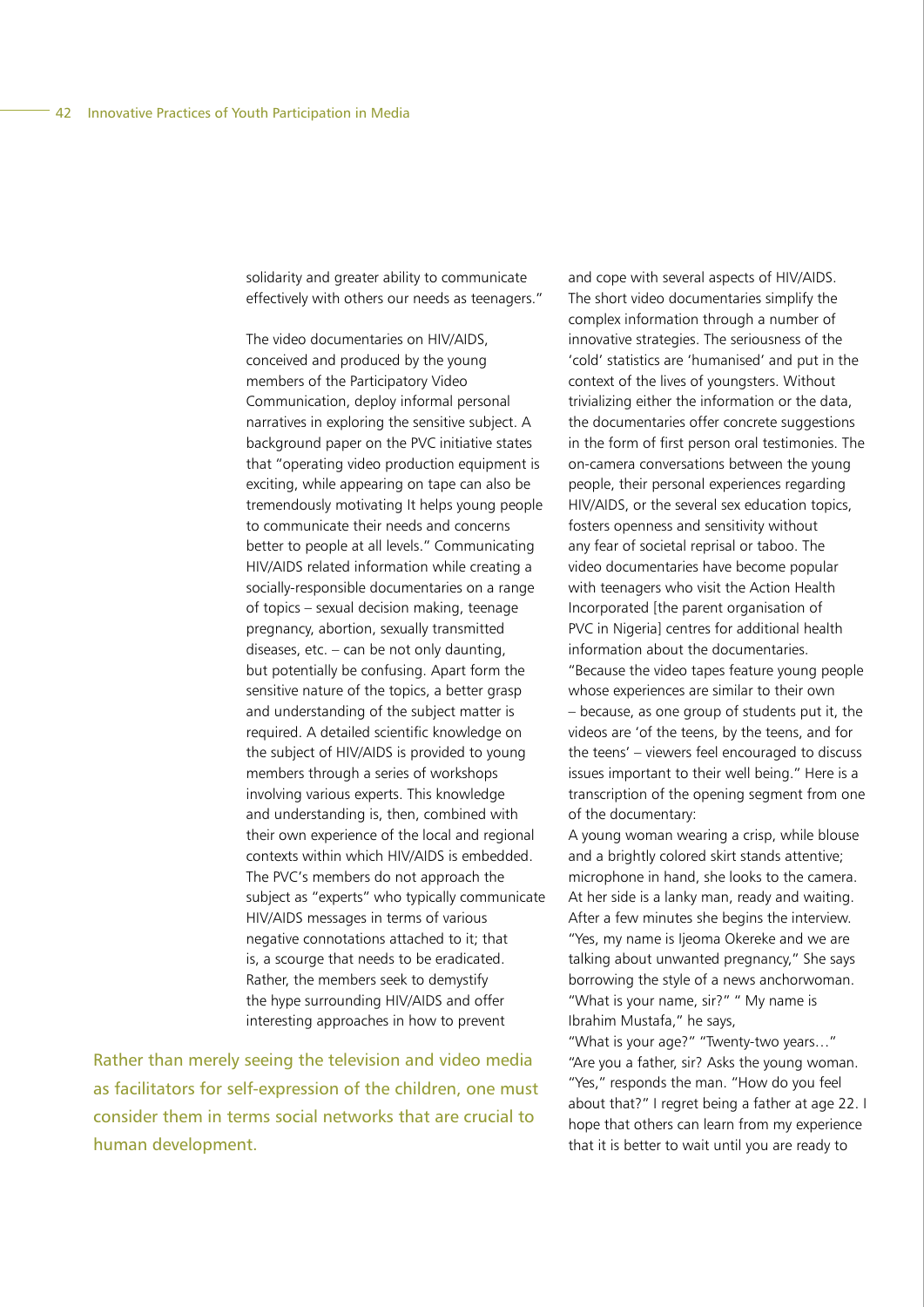solidarity and greater ability to communicate effectively with others our needs as teenagers."

The video documentaries on HIV/AIDS, conceived and produced by the young members of the Participatory Video Communication, deploy informal personal narratives in exploring the sensitive subject. A background paper on the PVC initiative states that "operating video production equipment is exciting, while appearing on tape can also be tremendously motivating It helps young people to communicate their needs and concerns better to people at all levels." Communicating HIV/AIDS related information while creating a socially-responsible documentaries on a range of topics – sexual decision making, teenage pregnancy, abortion, sexually transmitted diseases, etc. – can be not only daunting, but potentially be confusing. Apart form the sensitive nature of the topics, a better grasp and understanding of the subject matter is required. A detailed scientific knowledge on the subject of HIV/AIDS is provided to young members through a series of workshops involving various experts. This knowledge and understanding is, then, combined with their own experience of the local and regional contexts within which HIV/AIDS is embedded. The PVC's members do not approach the subject as "experts" who typically communicate HIV/AIDS messages in terms of various negative connotations attached to it; that is, a scourge that needs to be eradicated. Rather, the members seek to demystify the hype surrounding HIV/AIDS and offer interesting approaches in how to prevent and cope with several aspects of HIV/AIDS. The short video documentaries simplify the complex information through a number of innovative strategies. The seriousness of the 'cold' statistics are 'humanised' and put in the context of the lives of youngsters. Without trivializing either the information or the data, the documentaries offer concrete suggestions in the form of first person oral testimonies. The on-camera conversations between the young people, their personal experiences regarding HIV/AIDS, or the several sex education topics, fosters openness and sensitivity without any fear of societal reprisal or taboo. The video documentaries have become popular with teenagers who visit the Action Health Incorporated [the parent organisation of PVC in Nigeria] centres for additional health information about the documentaries. "Because the video tapes feature young people whose experiences are similar to their own – because, as one group of students put it, the videos are 'of the teens, by the teens, and for the teens' – viewers feel encouraged to discuss issues important to their well being." Here is a transcription of the opening segment from one of the documentary:

A young woman wearing a crisp, while blouse and a brightly colored skirt stands attentive; microphone in hand, she looks to the camera. At her side is a lanky man, ready and waiting. After a few minutes she begins the interview. "Yes, my name is Ijeoma Okereke and we are talking about unwanted pregnancy," She says borrowing the style of a news anchorwoman. "What is your name, sir?" " My name is Ibrahim Mustafa," he says,

"What is your age?" "Twenty-two years…" "Are you a father, sir? Asks the young woman. "Yes," responds the man. "How do you feel about that?" I regret being a father at age 22. I hope that others can learn from my experience that it is better to wait until you are ready to

Rather than merely seeing the television and video media as facilitators for self-expression of the children, one must consider them in terms social networks that are crucial to human development.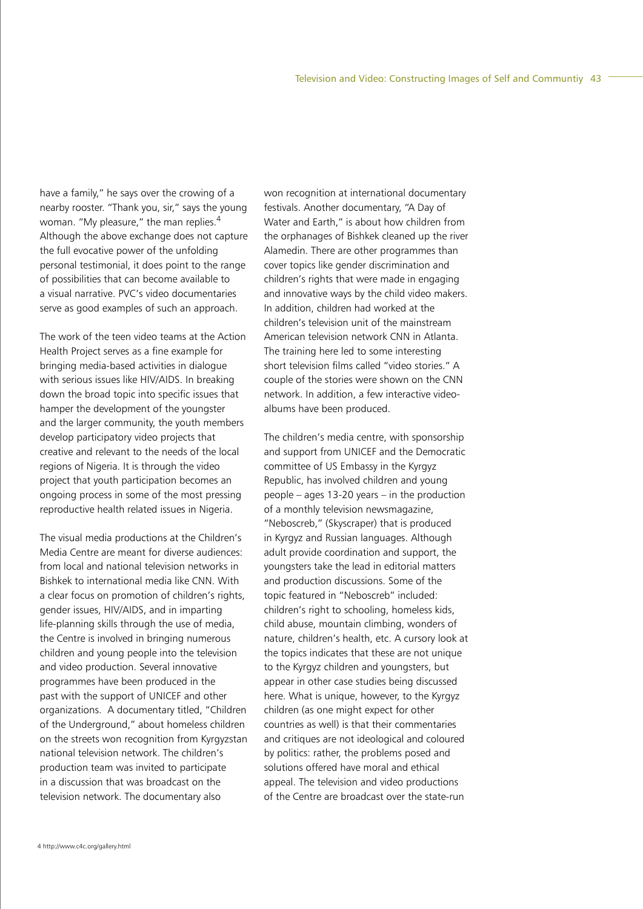have a family," he says over the crowing of a nearby rooster. "Thank you, sir," says the young woman. "My pleasure," the man replies.[4] Although the above exchange does not capture the full evocative power of the unfolding personal testimonial, it does point to the range of possibilities that can become available to a visual narrative. PVC's video documentaries serve as good examples of such an approach.

The work of the teen video teams at the Action Health Project serves as a fine example for bringing media-based activities in dialogue with serious issues like HIV/AIDS. In breaking down the broad topic into specific issues that hamper the development of the youngster and the larger community, the youth members develop participatory video projects that creative and relevant to the needs of the local regions of Nigeria. It is through the video project that youth participation becomes an ongoing process in some of the most pressing reproductive health related issues in Nigeria.

The visual media productions at the Children's Media Centre are meant for diverse audiences: from local and national television networks in Bishkek to international media like CNN. With a clear focus on promotion of children's rights, gender issues, HIV/AIDS, and in imparting life-planning skills through the use of media, the Centre is involved in bringing numerous children and young people into the television and video production. Several innovative programmes have been produced in the past with the support of UNICEF and other organizations. A documentary titled, "Children of the Underground," about homeless children on the streets won recognition from Kyrgyzstan national television network. The children's production team was invited to participate in a discussion that was broadcast on the television network. The documentary also won recognition at international documentary festivals. Another documentary, "A Day of Water and Earth," is about how children from the orphanages of Bishkek cleaned up the river Alamedin. There are other programmes than cover topics like gender discrimination and children's rights that were made in engaging and innovative ways by the child video makers. In addition, children had worked at the children's television unit of the mainstream American television network CNN in Atlanta. The training here led to some interesting short television films called "video stories." A couple of the stories were shown on the CNN network. In addition, a few interactive video-albums have been produced.

The children's media centre, with sponsorship and support from UNICEF and the Democratic committee of US Embassy in the Kyrgyz Republic, has involved children and young people – ages 13-20 years – in the production of a monthly television newsmagazine, "Neboscreb," (Skyscraper) that is produced in Kyrgyz and Russian languages. Although adult provide coordination and support, the youngsters take the lead in editorial matters and production discussions. Some of the topic featured in "Neboscreb" included: children's right to schooling, homeless kids, child abuse, mountain climbing, wonders of nature, children's health, etc. A cursory look at the topics indicates that these are not unique to the Kyrgyz children and youngsters, but appear in other case studies being discussed here. What is unique, however, to the Kyrgyz children (as one might expect for other countries as well) is that their commentaries and critiques are not ideological and coloured by politics: rather, the problems posed and solutions offered have moral and ethical appeal. The television and video productions of the Centre are broadcast over the state-run

[4] http://www.c4c.org/gallery.html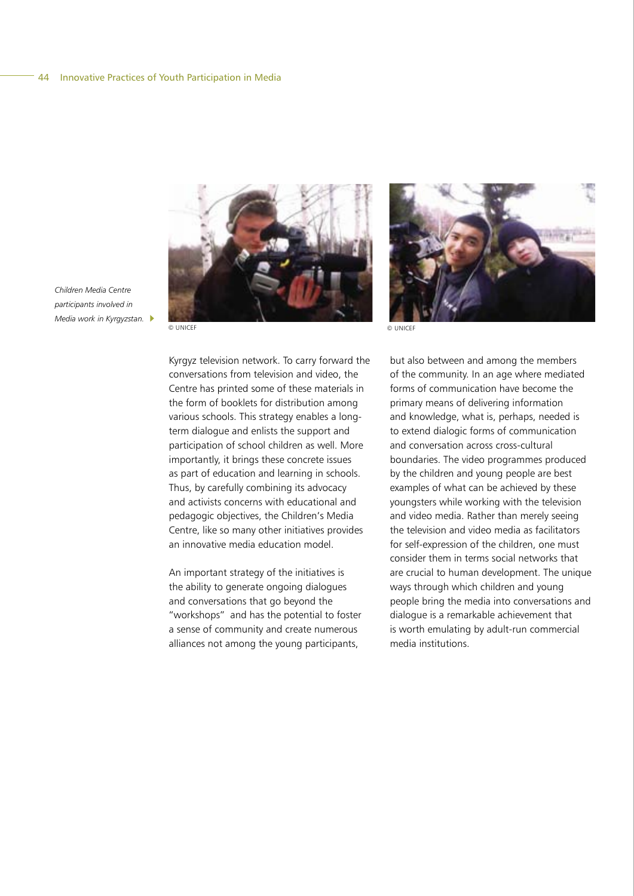*Children Media Centre participants involved in Media work in Kyrgyzstan.*

© UNICEF

© UNICEF

Kyrgyz television network. To carry forward the conversations from television and video, the Centre has printed some of these materials in the form of booklets for distribution among various schools. This strategy enables a long-term dialogue and enlists the support and participation of school children as well. More importantly, it brings these concrete issues as part of education and learning in schools. Thus, by carefully combining its advocacy and activists concerns with educational and pedagogic objectives, the Children's Media Centre, like so many other initiatives provides an innovative media education model.

An important strategy of the initiatives is the ability to generate ongoing dialogues and conversations that go beyond the "workshops" and has the potential to foster a sense of community and create numerous alliances not among the young participants, but also between and among the members of the community. In an age where mediated forms of communication have become the primary means of delivering information and knowledge, what is, perhaps, needed is to extend dialogic forms of communication and conversation across cross-cultural boundaries. The video programmes produced by the children and young people are best examples of what can be achieved by these youngsters while working with the television and video media. Rather than merely seeing the television and video media as facilitators for self-expression of the children, one must consider them in terms social networks that are crucial to human development. The unique ways through which children and young people bring the media into conversations and dialogue is a remarkable achievement that is worth emulating by adult-run commercial media institutions.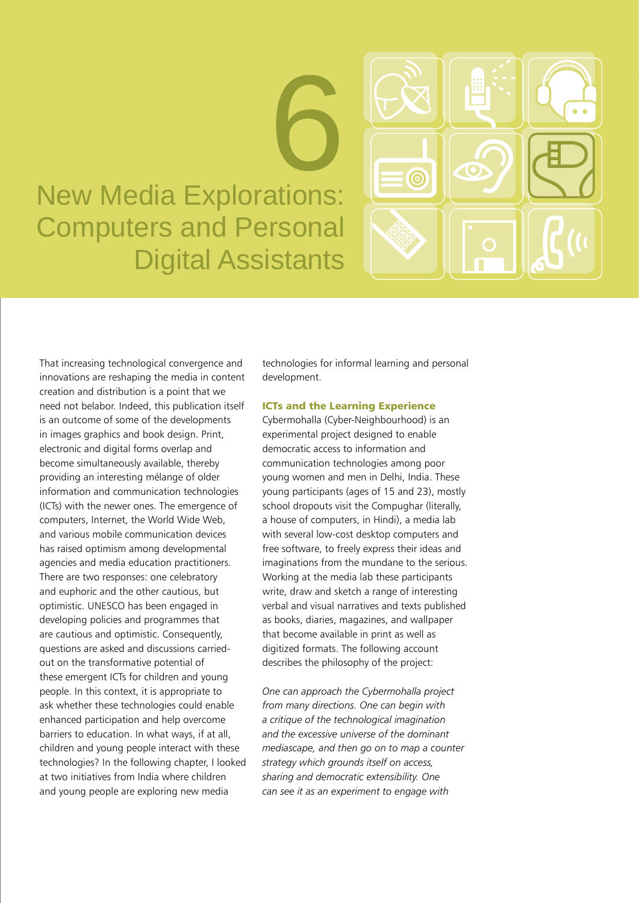# 6 New Media Explorations: Computers and Personal Digital Assistants

That increasing technological convergence and innovations are reshaping the media in content creation and distribution is a point that we need not belabor. Indeed, this publication itself is an outcome of some of the developments in images graphics and book design. Print, electronic and digital forms overlap and become simultaneously available, thereby providing an interesting mélange of older information and communication technologies (ICTs) with the newer ones. The emergence of computers, Internet, the World Wide Web, and various mobile communication devices has raised optimism among developmental agencies and media education practitioners. There are two responses: one celebratory and euphoric and the other cautious, but optimistic. UNESCO has been engaged in developing policies and programmes that are cautious and optimistic. Consequently, questions are asked and discussions carried-out on the transformative potential of these emergent ICTs for children and young people. In this context, it is appropriate to ask whether these technologies could enable enhanced participation and help overcome barriers to education. In what ways, if at all, children and young people interact with these technologies? In the following chapter, I looked at two initiatives from India where children and young people are exploring new media technologies for informal learning and personal development.

## ICTs and the Learning Experience

Cybermohalla (Cyber-Neighbourhood) is an experimental project designed to enable democratic access to information and communication technologies among poor young women and men in Delhi, India. These young participants (ages of 15 and 23), mostly school dropouts visit the Compughar (literally, a house of computers, in Hindi), a media lab with several low-cost desktop computers and free software, to freely express their ideas and imaginations from the mundane to the serious. Working at the media lab these participants write, draw and sketch a range of interesting verbal and visual narratives and texts published as books, diaries, magazines, and wallpaper that become available in print as well as digitized formats. The following account describes the philosophy of the project:

*One can approach the Cybermohalla project from many directions. One can begin with a critique of the technological imagination and the excessive universe of the dominant mediascape, and then go on to map a counter strategy which grounds itself on access, sharing and democratic extensibility. One can see it as an experiment to engage with*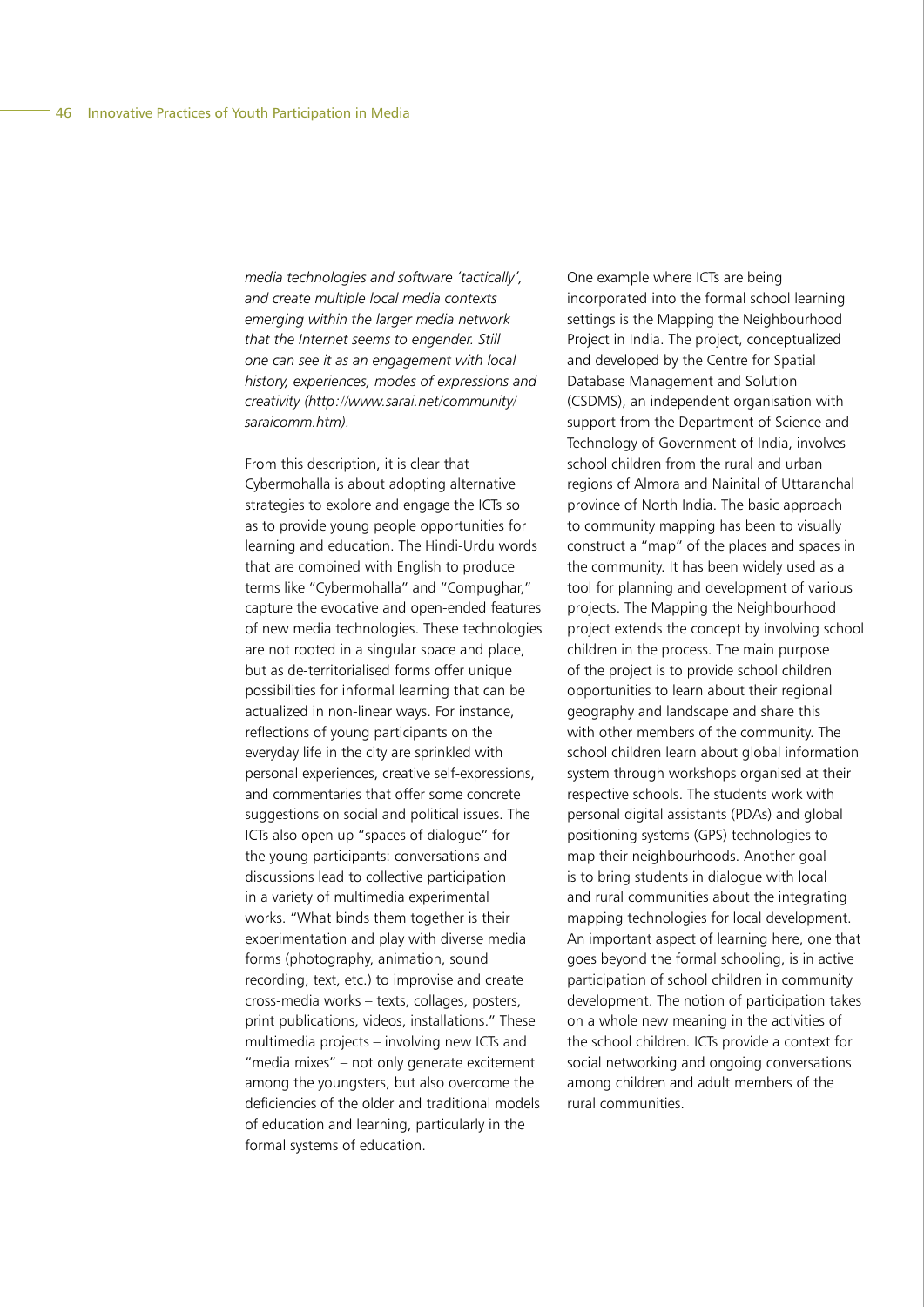*media technologies and software 'tactically', and create multiple local media contexts emerging within the larger media network that the Internet seems to engender. Still one can see it as an engagement with local history, experiences, modes of expressions and creativity (http://www.sarai.net/community/saraicomm.htm).*

From this description, it is clear that Cybermohalla is about adopting alternative strategies to explore and engage the ICTs so as to provide young people opportunities for learning and education. The Hindi-Urdu words that are combined with English to produce terms like "Cybermohalla" and "Compughar," capture the evocative and open-ended features of new media technologies. These technologies are not rooted in a singular space and place, but as de-territorialised forms offer unique possibilities for informal learning that can be actualized in non-linear ways. For instance, reflections of young participants on the everyday life in the city are sprinkled with personal experiences, creative self-expressions, and commentaries that offer some concrete suggestions on social and political issues. The ICTs also open up "spaces of dialogue" for the young participants: conversations and discussions lead to collective participation in a variety of multimedia experimental works. "What binds them together is their experimentation and play with diverse media forms (photography, animation, sound recording, text, etc.) to improvise and create cross-media works – texts, collages, posters, print publications, videos, installations." These multimedia projects – involving new ICTs and "media mixes" – not only generate excitement among the youngsters, but also overcome the deficiencies of the older and traditional models of education and learning, particularly in the formal systems of education.

One example where ICTs are being incorporated into the formal school learning settings is the Mapping the Neighbourhood Project in India. The project, conceptualized and developed by the Centre for Spatial Database Management and Solution (CSDMS), an independent organisation with support from the Department of Science and Technology of Government of India, involves school children from the rural and urban regions of Almora and Nainital of Uttaranchal province of North India. The basic approach to community mapping has been to visually construct a "map" of the places and spaces in the community. It has been widely used as a tool for planning and development of various projects. The Mapping the Neighbourhood project extends the concept by involving school children in the process. The main purpose of the project is to provide school children opportunities to learn about their regional geography and landscape and share this with other members of the community. The school children learn about global information system through workshops organised at their respective schools. The students work with personal digital assistants (PDAs) and global positioning systems (GPS) technologies to map their neighbourhoods. Another goal is to bring students in dialogue with local and rural communities about the integrating mapping technologies for local development. An important aspect of learning here, one that goes beyond the formal schooling, is in active participation of school children in community development. The notion of participation takes on a whole new meaning in the activities of the school children. ICTs provide a context for social networking and ongoing conversations among children and adult members of the rural communities.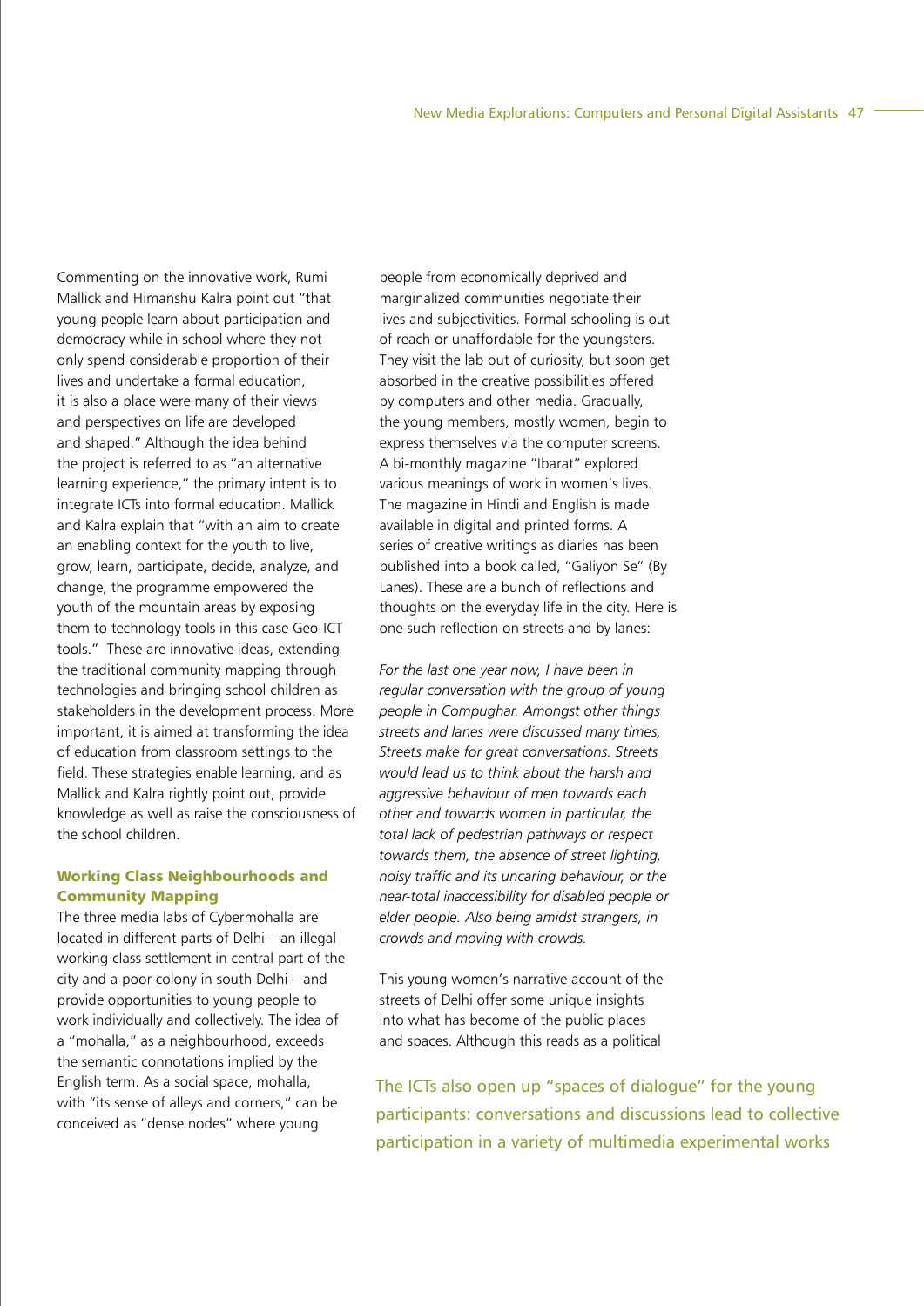Commenting on the innovative work, Rumi Mallick and Himanshu Kalra point out "that young people learn about participation and democracy while in school where they not only spend considerable proportion of their lives and undertake a formal education, it is also a place were many of their views and perspectives on life are developed and shaped." Although the idea behind the project is referred to as "an alternative learning experience," the primary intent is to integrate ICTs into formal education. Mallick and Kalra explain that "with an aim to create an enabling context for the youth to live, grow, learn, participate, decide, analyze, and change, the programme empowered the youth of the mountain areas by exposing them to technology tools in this case Geo-ICT tools." These are innovative ideas, extending the traditional community mapping through technologies and bringing school children as stakeholders in the development process. More important, it is aimed at transforming the idea of education from classroom settings to the field. These strategies enable learning, and as Mallick and Kalra rightly point out, provide knowledge as well as raise the consciousness of the school children.

### Working Class Neighbourhoods and Community Mapping

The three media labs of Cybermohalla are located in different parts of Delhi – an illegal working class settlement in central part of the city and a poor colony in south Delhi – and provide opportunities to young people to work individually and collectively. The idea of a "mohalla," as a neighbourhood, exceeds the semantic connotations implied by the English term. As a social space, mohalla, with "its sense of alleys and corners," can be conceived as "dense nodes" where young people from economically deprived and marginalized communities negotiate their lives and subjectivities. Formal schooling is out of reach or unaffordable for the youngsters. They visit the lab out of curiosity, but soon get absorbed in the creative possibilities offered by computers and other media. Gradually, the young members, mostly women, begin to express themselves via the computer screens. A bi-monthly magazine "Ibarat" explored various meanings of work in women's lives. The magazine in Hindi and English is made available in digital and printed forms. A series of creative writings as diaries has been published into a book called, "Galiyon Se" (By Lanes). These are a bunch of reflections and thoughts on the everyday life in the city. Here is one such reflection on streets and by lanes:

*For the last one year now, I have been in regular conversation with the group of young people in Compughar. Amongst other things streets and lanes were discussed many times, Streets make for great conversations. Streets would lead us to think about the harsh and aggressive behaviour of men towards each other and towards women in particular, the total lack of pedestrian pathways or respect towards them, the absence of street lighting, noisy traffic and its uncaring behaviour, or the near-total inaccessibility for disabled people or elder people. Also being amidst strangers, in crowds and moving with crowds.*

This young women's narrative account of the streets of Delhi offer some unique insights into what has become of the public places and spaces. Although this reads as a political

The ICTs also open up "spaces of dialogue" for the young participants: conversations and discussions lead to collective participation in a variety of multimedia experimental works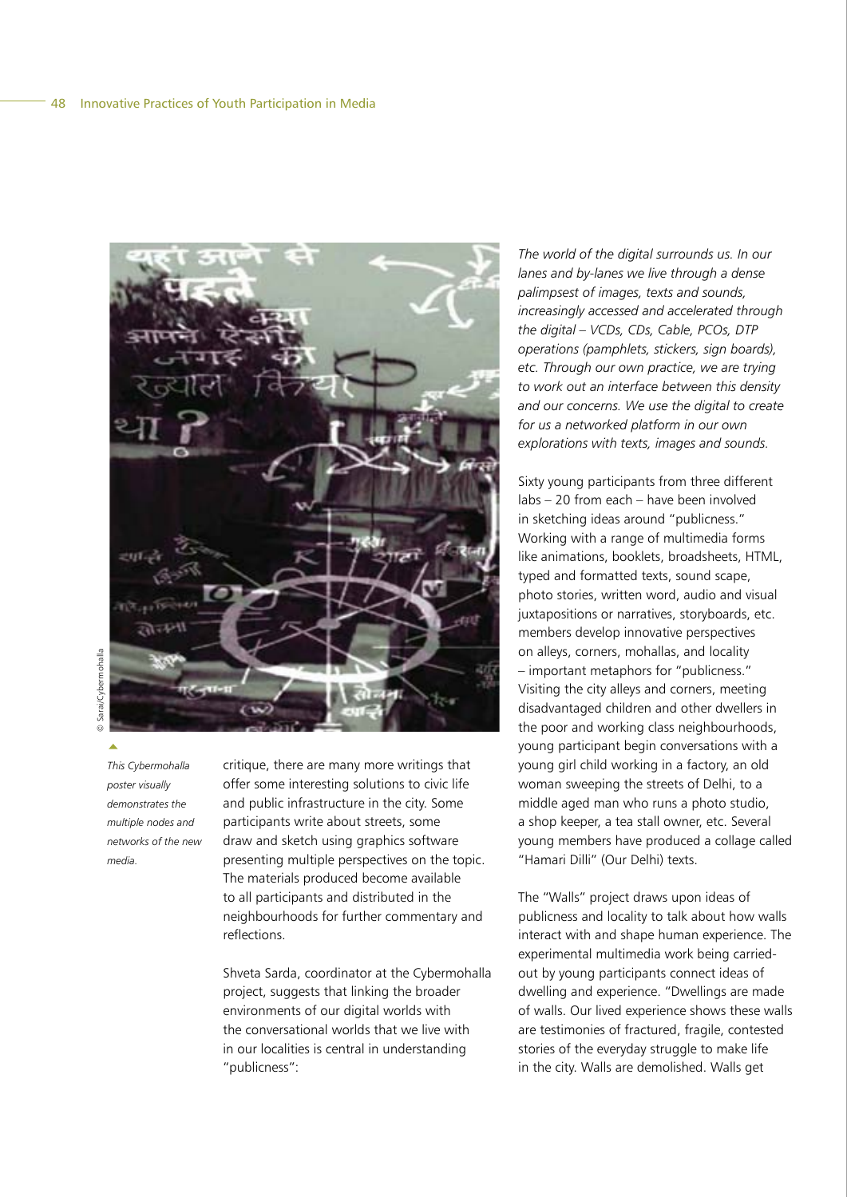© Sarai/Cybermohalla

*This Cybermohalla poster visually demonstrates the multiple nodes and networks of the new media.*

critique, there are many more writings that offer some interesting solutions to civic life and public infrastructure in the city. Some participants write about streets, some draw and sketch using graphics software presenting multiple perspectives on the topic. The materials produced become available to all participants and distributed in the neighbourhoods for further commentary and reflections.

Shveta Sarda, coordinator at the Cybermohalla project, suggests that linking the broader environments of our digital worlds with the conversational worlds that we live with in our localities is central in understanding "publicness":

*The world of the digital surrounds us. In our lanes and by-lanes we live through a dense palimpsest of images, texts and sounds, increasingly accessed and accelerated through the digital – VCDs, CDs, Cable, PCOs, DTP operations (pamphlets, stickers, sign boards), etc. Through our own practice, we are trying to work out an interface between this density and our concerns. We use the digital to create for us a networked platform in our own explorations with texts, images and sounds.*

Sixty young participants from three different labs – 20 from each – have been involved in sketching ideas around "publicness." Working with a range of multimedia forms like animations, booklets, broadsheets, HTML, typed and formatted texts, sound scape, photo stories, written word, audio and visual juxtapositions or narratives, storyboards, etc. members develop innovative perspectives on alleys, corners, mohallas, and locality – important metaphors for "publicness." Visiting the city alleys and corners, meeting disadvantaged children and other dwellers in the poor and working class neighbourhoods, young participant begin conversations with a young girl child working in a factory, an old woman sweeping the streets of Delhi, to a middle aged man who runs a photo studio, a shop keeper, a tea stall owner, etc. Several young members have produced a collage called "Hamari Dilli" (Our Delhi) texts.

The "Walls" project draws upon ideas of publicness and locality to talk about how walls interact with and shape human experience. The experimental multimedia work being carried-out by young participants connect ideas of dwelling and experience. "Dwellings are made of walls. Our lived experience shows these walls are testimonies of fractured, fragile, contested stories of the everyday struggle to make life in the city. Walls are demolished. Walls get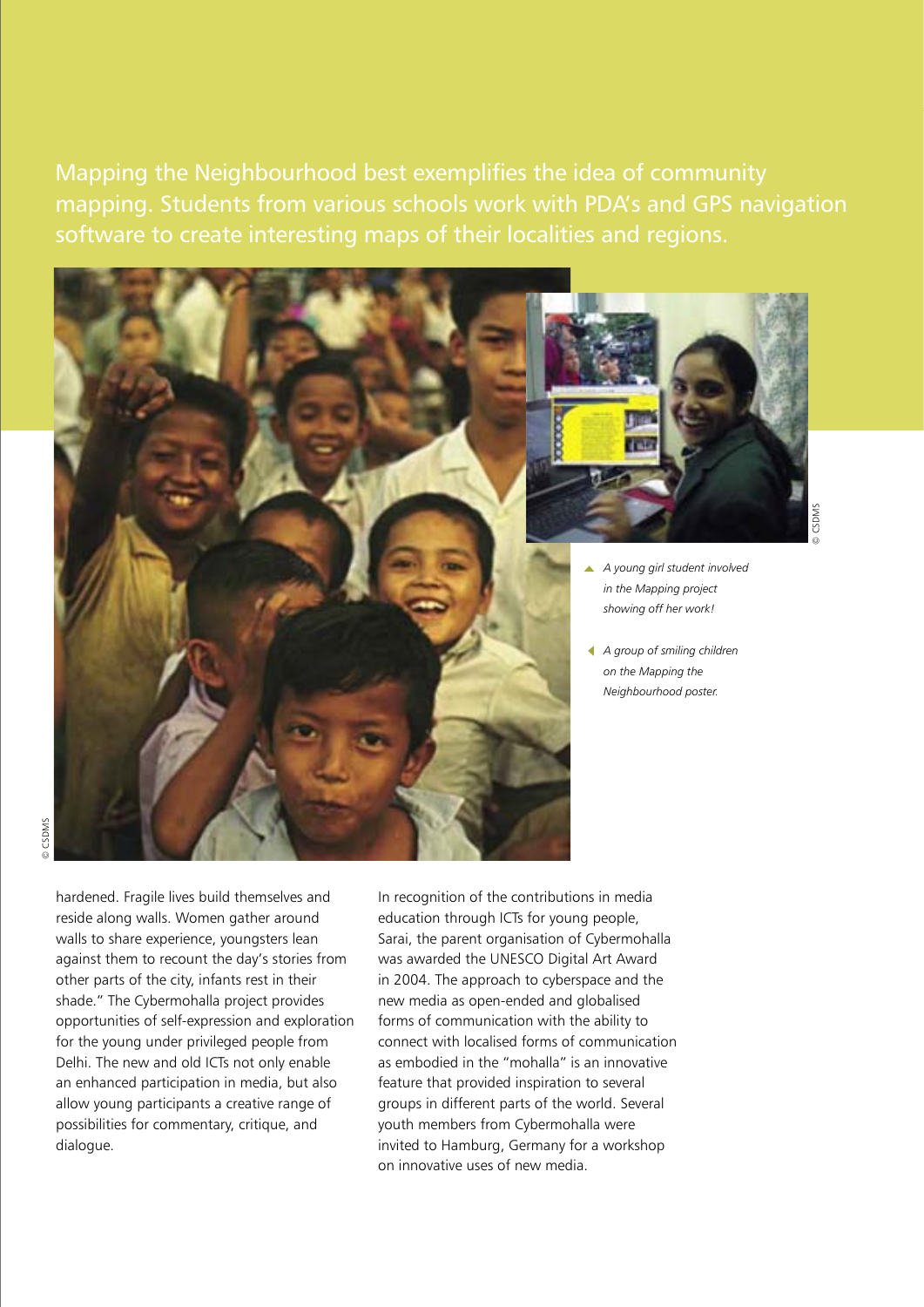Mapping the Neighbourhood best exemplifies the idea of community mapping. Students from various schools work with PDA's and GPS navigation software to create interesting maps of their localities and regions.

▲ *A young girl student involved in the Mapping project showing off her work!*

◀ *A group of smiling children on the Mapping the Neighbourhood poster.*

hardened. Fragile lives build themselves and reside along walls. Women gather around walls to share experience, youngsters lean against them to recount the day's stories from other parts of the city, infants rest in their shade." The Cybermohalla project provides opportunities of self-expression and exploration for the young under privileged people from Delhi. The new and old ICTs not only enable an enhanced participation in media, but also allow young participants a creative range of possibilities for commentary, critique, and dialogue.

In recognition of the contributions in media education through ICTs for young people, Sarai, the parent organisation of Cybermohalla was awarded the UNESCO Digital Art Award in 2004. The approach to cyberspace and the new media as open-ended and globalised forms of communication with the ability to connect with localised forms of communication as embodied in the "mohalla" is an innovative feature that provided inspiration to several groups in different parts of the world. Several youth members from Cybermohalla were invited to Hamburg, Germany for a workshop on innovative uses of new media.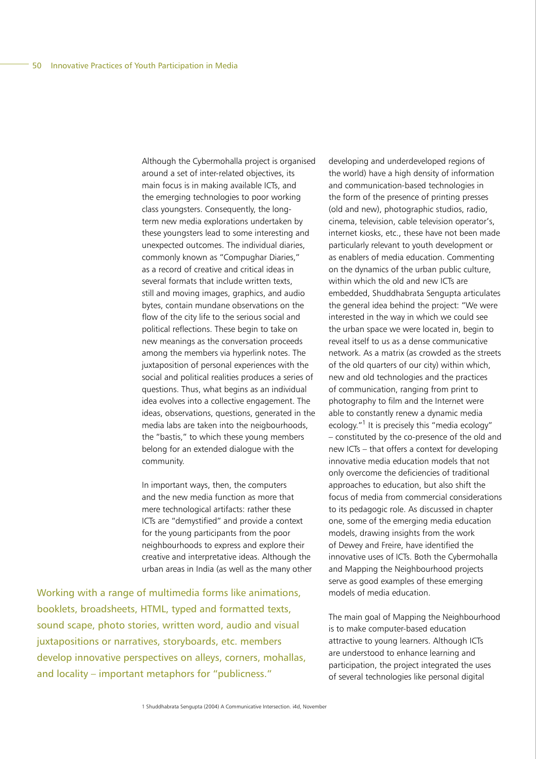Although the Cybermohalla project is organised around a set of inter-related objectives, its main focus is in making available ICTs, and the emerging technologies to poor working class youngsters. Consequently, the long-term new media explorations undertaken by these youngsters lead to some interesting and unexpected outcomes. The individual diaries, commonly known as "Compughar Diaries," as a record of creative and critical ideas in several formats that include written texts, still and moving images, graphics, and audio bytes, contain mundane observations on the flow of the city life to the serious social and political reflections. These begin to take on new meanings as the conversation proceeds among the members via hyperlink notes. The juxtaposition of personal experiences with the social and political realities produces a series of questions. Thus, what begins as an individual idea evolves into a collective engagement. The ideas, observations, questions, generated in the media labs are taken into the neigbourhoods, the "bastis," to which these young members belong for an extended dialogue with the community.

In important ways, then, the computers and the new media function as more that mere technological artifacts: rather these ICTs are "demystified" and provide a context for the young participants from the poor neighbourhoods to express and explore their creative and interpretative ideas. Although the urban areas in India (as well as the many other developing and underdeveloped regions of the world) have a high density of information and communication-based technologies in the form of the presence of printing presses (old and new), photographic studios, radio, cinema, television, cable television operator's, internet kiosks, etc., these have not been made particularly relevant to youth development or as enablers of media education. Commenting on the dynamics of the urban public culture, within which the old and new ICTs are embedded, Shuddhabrata Sengupta articulates the general idea behind the project: "We were interested in the way in which we could see the urban space we were located in, begin to reveal itself to us as a dense communicative network. As a matrix (as crowded as the streets of the old quarters of our city) within which, new and old technologies and the practices of communication, ranging from print to photography to film and the Internet were able to constantly renew a dynamic media ecology."[1] It is precisely this "media ecology" – constituted by the co-presence of the old and new ICTs – that offers a context for developing innovative media education models that not only overcome the deficiencies of traditional approaches to education, but also shift the focus of media from commercial considerations to its pedagogic role. As discussed in chapter one, some of the emerging media education models, drawing insights from the work of Dewey and Freire, have identified the innovative uses of ICTs. Both the Cybermohalla and Mapping the Neighbourhood projects serve as good examples of these emerging models of media education.

The main goal of Mapping the Neighbourhood is to make computer-based education attractive to young learners. Although ICTs are understood to enhance learning and participation, the project integrated the uses of several technologies like personal digital

Working with a range of multimedia forms like animations, booklets, broadsheets, HTML, typed and formatted texts, sound scape, photo stories, written word, audio and visual juxtapositions or narratives, storyboards, etc. members develop innovative perspectives on alleys, corners, mohallas, and locality – important metaphors for "publicness."

1 Shuddhabrata Sengupta (2004) A Communicative Intersection. i4d, November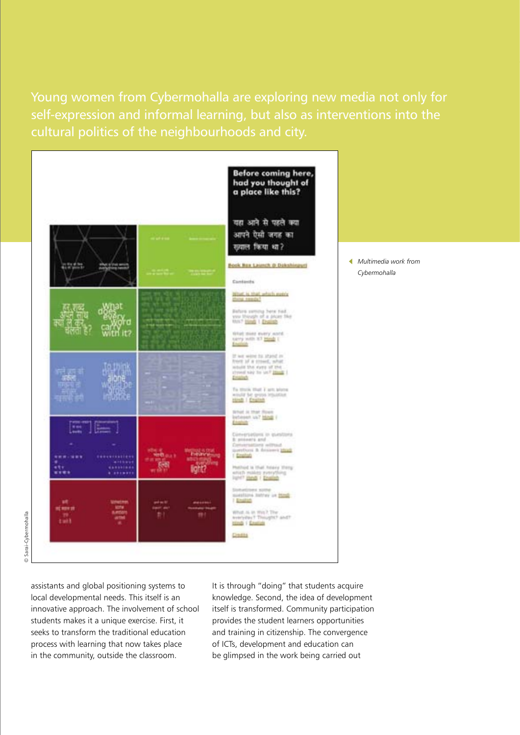Young women from Cybermohalla are exploring new media not only for self-expression and informal learning, but also as interventions into the cultural politics of the neighbourhoods and city.

*Multimedia work from Cybermohalla*

© Sarai-Cybermohalla

assistants and global positioning systems to local developmental needs. This itself is an innovative approach. The involvement of school students makes it a unique exercise. First, it seeks to transform the traditional education process with learning that now takes place in the community, outside the classroom. It is through "doing" that students acquire knowledge. Second, the idea of development itself is transformed. Community participation provides the student learners opportunities and training in citizenship. The convergence of ICTs, development and education can be glimpsed in the work being carried out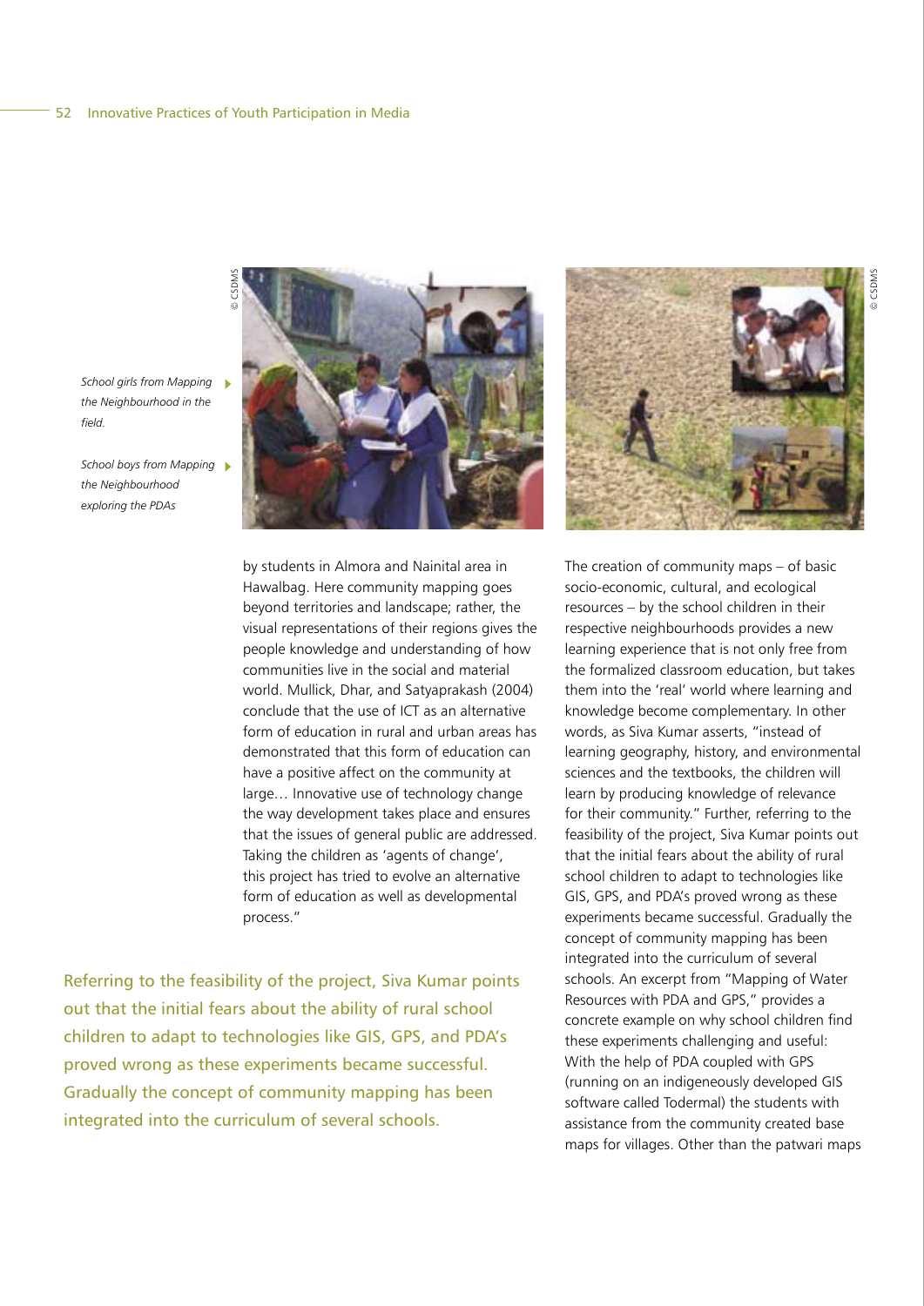*School girls from Mapping the Neighbourhood in the field.*

*School boys from Mapping the Neighbourhood exploring the PDAs*

by students in Almora and Nainital area in Hawalbag. Here community mapping goes beyond territories and landscape; rather, the visual representations of their regions gives the people knowledge and understanding of how communities live in the social and material world. Mullick, Dhar, and Satyaprakash (2004) conclude that the use of ICT as an alternative form of education in rural and urban areas has demonstrated that this form of education can have a positive affect on the community at large… Innovative use of technology change the way development takes place and ensures that the issues of general public are addressed. Taking the children as 'agents of change', this project has tried to evolve an alternative form of education as well as developmental process."

Referring to the feasibility of the project, Siva Kumar points out that the initial fears about the ability of rural school children to adapt to technologies like GIS, GPS, and PDA's proved wrong as these experiments became successful. Gradually the concept of community mapping has been integrated into the curriculum of several schools.

The creation of community maps – of basic socio-economic, cultural, and ecological resources – by the school children in their respective neighbourhoods provides a new learning experience that is not only free from the formalized classroom education, but takes them into the 'real' world where learning and knowledge become complementary. In other words, as Siva Kumar asserts, "instead of learning geography, history, and environmental sciences and the textbooks, the children will learn by producing knowledge of relevance for their community." Further, referring to the feasibility of the project, Siva Kumar points out that the initial fears about the ability of rural school children to adapt to technologies like GIS, GPS, and PDA's proved wrong as these experiments became successful. Gradually the concept of community mapping has been integrated into the curriculum of several schools. An excerpt from "Mapping of Water Resources with PDA and GPS," provides a concrete example on why school children find these experiments challenging and useful: With the help of PDA coupled with GPS (running on an indigeneously developed GIS software called Todermal) the students with assistance from the community created base maps for villages. Other than the patwari maps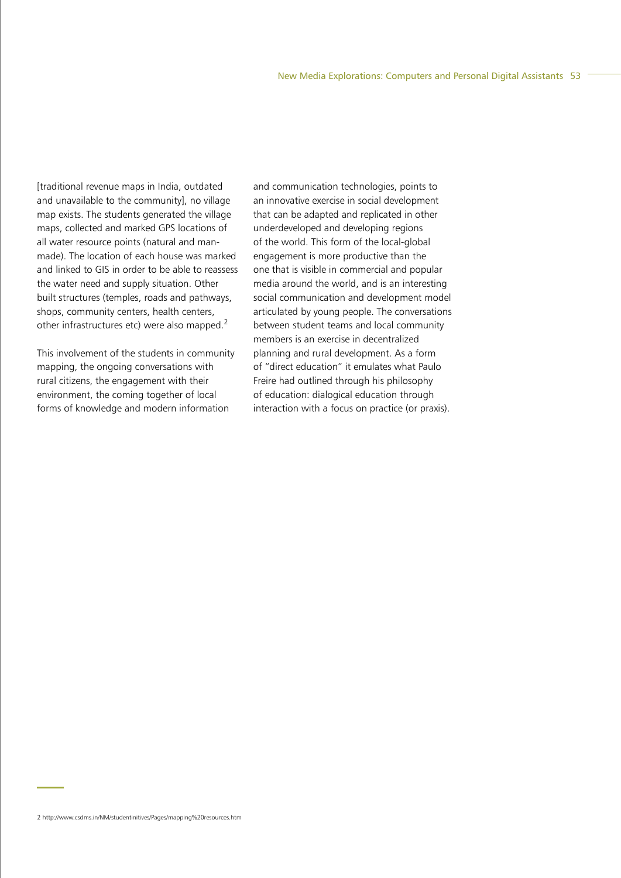[traditional revenue maps in India, outdated and unavailable to the community], no village map exists. The students generated the village maps, collected and marked GPS locations of all water resource points (natural and man-made). The location of each house was marked and linked to GIS in order to be able to reassess the water need and supply situation. Other built structures (temples, roads and pathways, shops, community centers, health centers, other infrastructures etc) were also mapped.[2]

This involvement of the students in community mapping, the ongoing conversations with rural citizens, the engagement with their environment, the coming together of local forms of knowledge and modern information and communication technologies, points to an innovative exercise in social development that can be adapted and replicated in other underdeveloped and developing regions of the world. This form of the local-global engagement is more productive than the one that is visible in commercial and popular media around the world, and is an interesting social communication and development model articulated by young people. The conversations between student teams and local community members is an exercise in decentralized planning and rural development. As a form of "direct education" it emulates what Paulo Freire had outlined through his philosophy of education: dialogical education through interaction with a focus on practice (or praxis).

2 http://www.csdms.in/NM/studentinitives/Pages/mapping%20resources.htm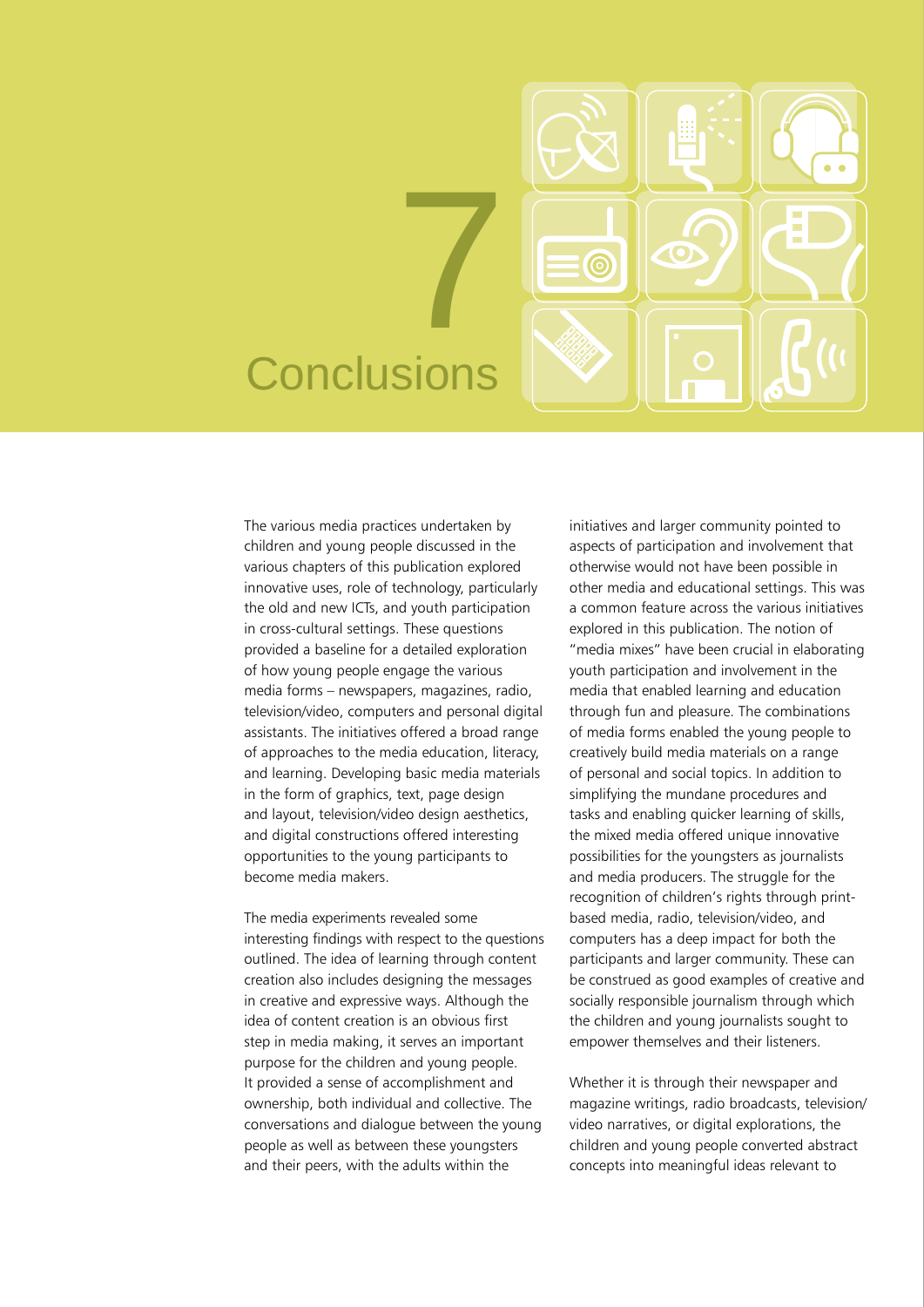# 7 Conclusions

The various media practices undertaken by children and young people discussed in the various chapters of this publication explored innovative uses, role of technology, particularly the old and new ICTs, and youth participation in cross-cultural settings. These questions provided a baseline for a detailed exploration of how young people engage the various media forms – newspapers, magazines, radio, television/video, computers and personal digital assistants. The initiatives offered a broad range of approaches to the media education, literacy, and learning. Developing basic media materials in the form of graphics, text, page design and layout, television/video design aesthetics, and digital constructions offered interesting opportunities to the young participants to become media makers.

The media experiments revealed some interesting findings with respect to the questions outlined. The idea of learning through content creation also includes designing the messages in creative and expressive ways. Although the idea of content creation is an obvious first step in media making, it serves an important purpose for the children and young people. It provided a sense of accomplishment and ownership, both individual and collective. The conversations and dialogue between the young people as well as between these youngsters and their peers, with the adults within the initiatives and larger community pointed to aspects of participation and involvement that otherwise would not have been possible in other media and educational settings. This was a common feature across the various initiatives explored in this publication. The notion of "media mixes" have been crucial in elaborating youth participation and involvement in the media that enabled learning and education through fun and pleasure. The combinations of media forms enabled the young people to creatively build media materials on a range of personal and social topics. In addition to simplifying the mundane procedures and tasks and enabling quicker learning of skills, the mixed media offered unique innovative possibilities for the youngsters as journalists and media producers. The struggle for the recognition of children's rights through print-based media, radio, television/video, and computers has a deep impact for both the participants and larger community. These can be construed as good examples of creative and socially responsible journalism through which the children and young journalists sought to empower themselves and their listeners.

Whether it is through their newspaper and magazine writings, radio broadcasts, television/video narratives, or digital explorations, the children and young people converted abstract concepts into meaningful ideas relevant to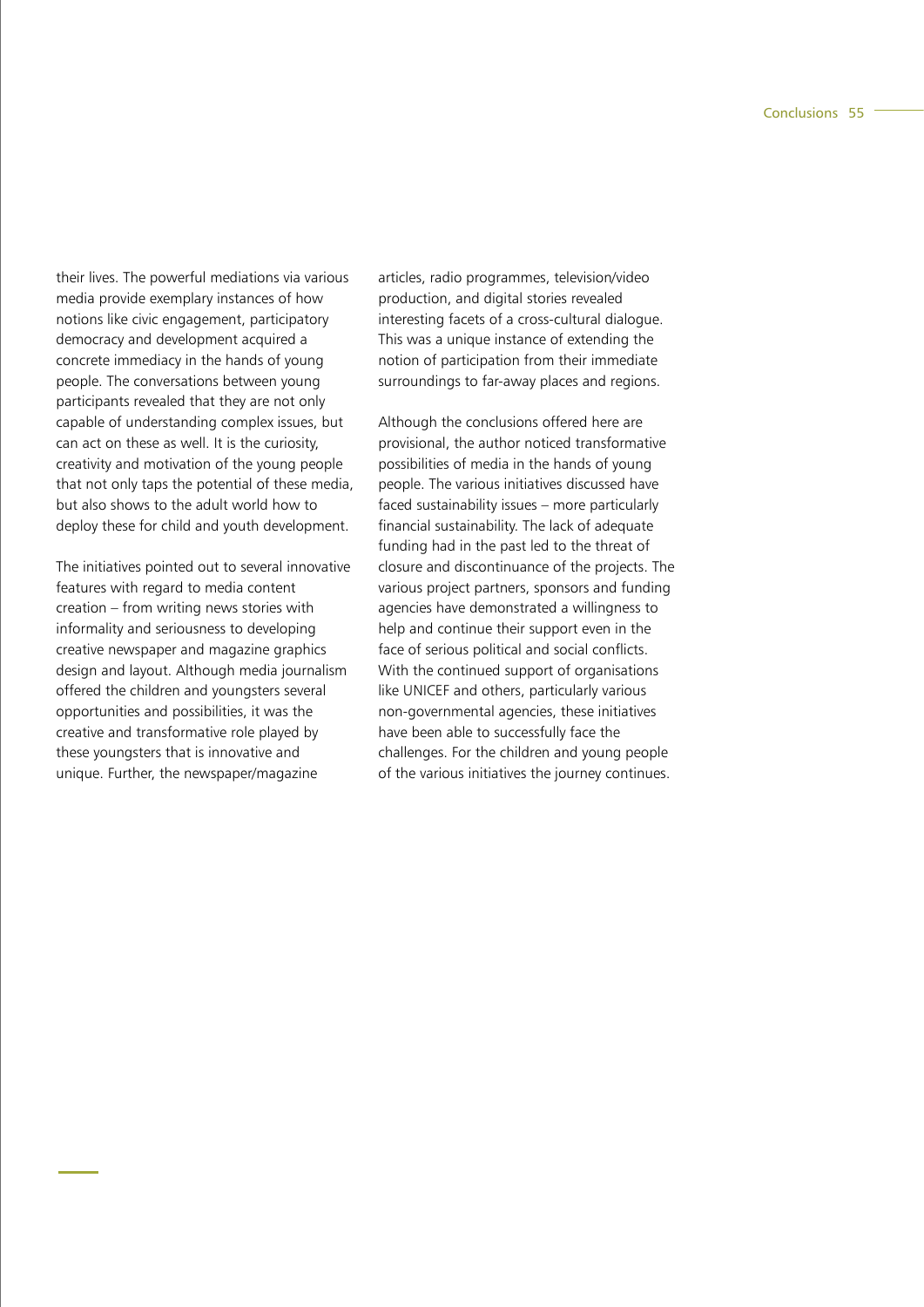their lives. The powerful mediations via various media provide exemplary instances of how notions like civic engagement, participatory democracy and development acquired a concrete immediacy in the hands of young people. The conversations between young participants revealed that they are not only capable of understanding complex issues, but can act on these as well. It is the curiosity, creativity and motivation of the young people that not only taps the potential of these media, but also shows to the adult world how to deploy these for child and youth development.

The initiatives pointed out to several innovative features with regard to media content creation – from writing news stories with informality and seriousness to developing creative newspaper and magazine graphics design and layout. Although media journalism offered the children and youngsters several opportunities and possibilities, it was the creative and transformative role played by these youngsters that is innovative and unique. Further, the newspaper/magazine articles, radio programmes, television/video production, and digital stories revealed interesting facets of a cross-cultural dialogue. This was a unique instance of extending the notion of participation from their immediate surroundings to far-away places and regions.

Although the conclusions offered here are provisional, the author noticed transformative possibilities of media in the hands of young people. The various initiatives discussed have faced sustainability issues – more particularly financial sustainability. The lack of adequate funding had in the past led to the threat of closure and discontinuance of the projects. The various project partners, sponsors and funding agencies have demonstrated a willingness to help and continue their support even in the face of serious political and social conflicts. With the continued support of organisations like UNICEF and others, particularly various non-governmental agencies, these initiatives have been able to successfully face the challenges. For the children and young people of the various initiatives the journey continues.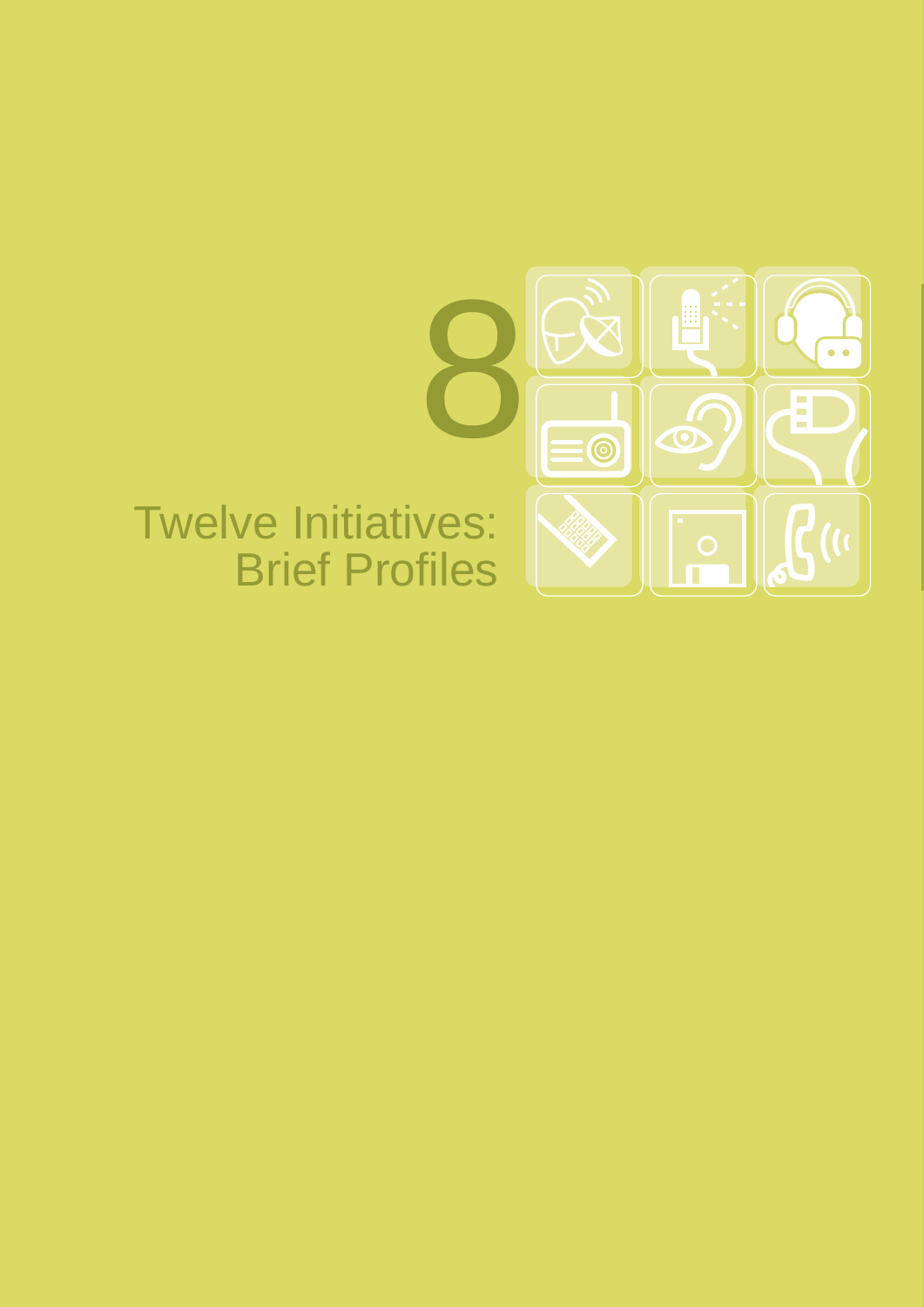# 8

# Twelve Initiatives: Brief Profiles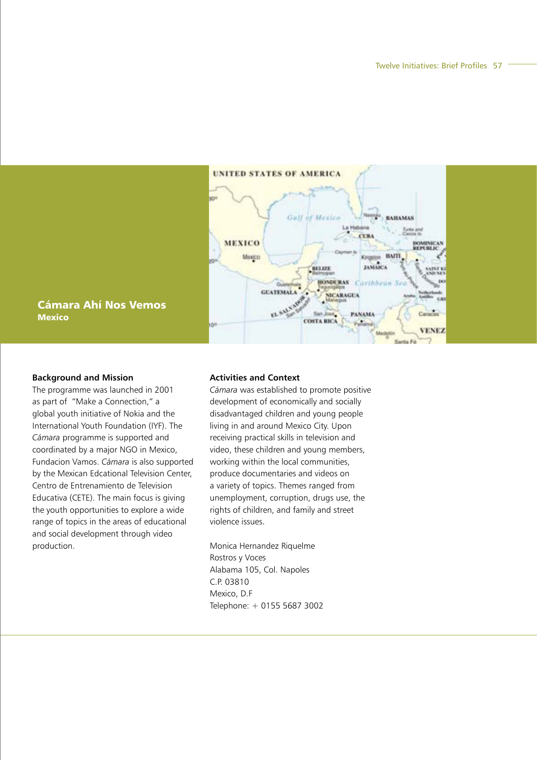## Cámara Ahí Nos Vemos

**Mexico**

### Background and Mission

The programme was launched in 2001 as part of "Make a Connection," a global youth initiative of Nokia and the International Youth Foundation (IYF). The *Cámara* programme is supported and coordinated by a major NGO in Mexico, Fundacion Vamos. *Cámara* is also supported by the Mexican Edcational Television Center, Centro de Entrenamiento de Television Educativa (CETE). The main focus is giving the youth opportunities to explore a wide range of topics in the areas of educational and social development through video production.

### Activities and Context

*Cámara* was established to promote positive development of economically and socially disadvantaged children and young people living in and around Mexico City. Upon receiving practical skills in television and video, these children and young members, working within the local communities, produce documentaries and videos on a variety of topics. Themes ranged from unemployment, corruption, drugs use, the rights of children, and family and street violence issues.

Monica Hernandez Riquelme
Rostros y Voces
Alabama 105, Col. Napoles
C.P. 03810
Mexico, D.F
Telephone: + 0155 5687 3002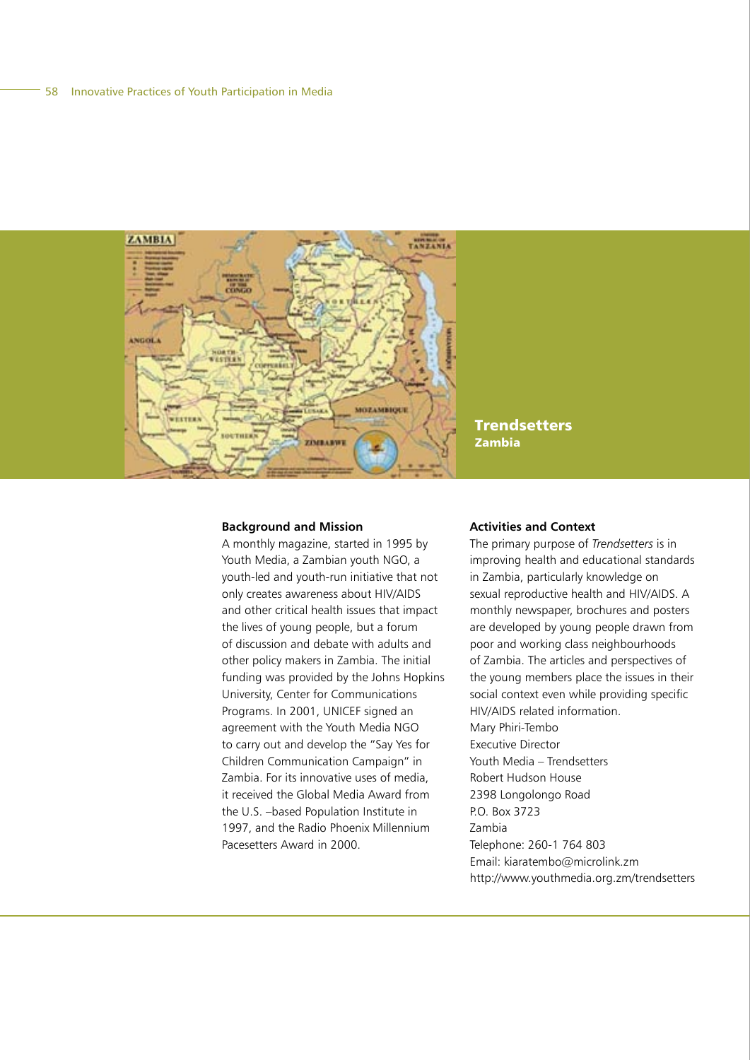# Trendsetters

## Zambia

### Background and Mission

A monthly magazine, started in 1995 by Youth Media, a Zambian youth NGO, a youth-led and youth-run initiative that not only creates awareness about HIV/AIDS and other critical health issues that impact the lives of young people, but a forum of discussion and debate with adults and other policy makers in Zambia. The initial funding was provided by the Johns Hopkins University, Center for Communications Programs. In 2001, UNICEF signed an agreement with the Youth Media NGO to carry out and develop the "Say Yes for Children Communication Campaign" in Zambia. For its innovative uses of media, it received the Global Media Award from the U.S. –based Population Institute in 1997, and the Radio Phoenix Millennium Pacesetters Award in 2000.

### Activities and Context

The primary purpose of *Trendsetters* is in improving health and educational standards in Zambia, particularly knowledge on sexual reproductive health and HIV/AIDS. A monthly newspaper, brochures and posters are developed by young people drawn from poor and working class neighbourhoods of Zambia. The articles and perspectives of the young members place the issues in their social context even while providing specific HIV/AIDS related information.

Mary Phiri-Tembo
Executive Director
Youth Media – Trendsetters
Robert Hudson House
2398 Longolongo Road
P.O. Box 3723
Zambia
Telephone: 260-1 764 803
Email: kiaratembo@microlink.zm
http://www.youthmedia.org.zm/trendsetters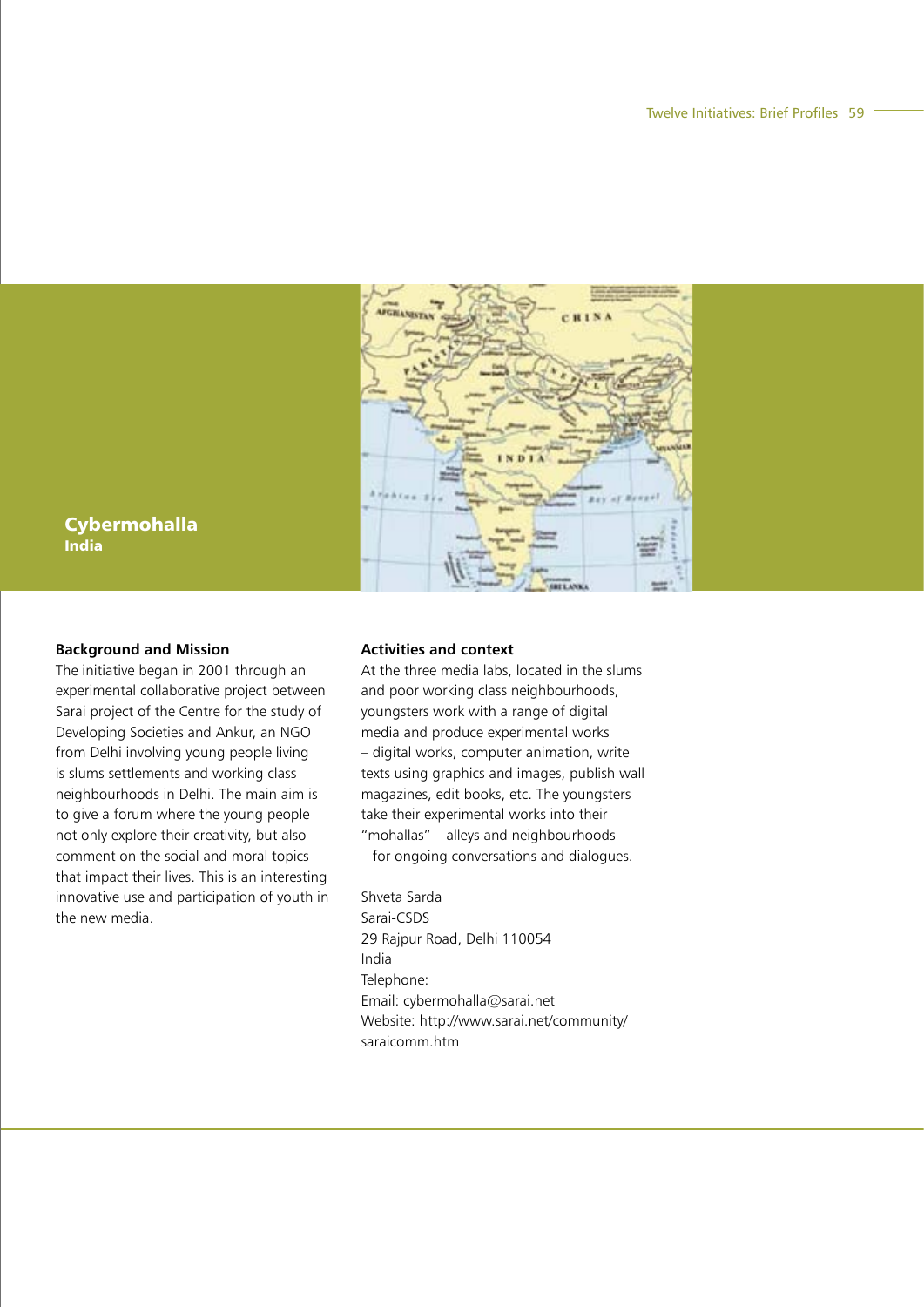## Cybermohalla
**India**

### Background and Mission

The initiative began in 2001 through an experimental collaborative project between Sarai project of the Centre for the study of Developing Societies and Ankur, an NGO from Delhi involving young people living is slums settlements and working class neighbourhoods in Delhi. The main aim is to give a forum where the young people not only explore their creativity, but also comment on the social and moral topics that impact their lives. This is an interesting innovative use and participation of youth in the new media.

### Activities and context

At the three media labs, located in the slums and poor working class neighbourhoods, youngsters work with a range of digital media and produce experimental works – digital works, computer animation, write texts using graphics and images, publish wall magazines, edit books, etc. The youngsters take their experimental works into their "mohallas" – alleys and neighbourhoods – for ongoing conversations and dialogues.

Shveta Sarda  
Sarai-CSDS  
29 Rajpur Road, Delhi 110054  
India  
Telephone:  
Email: cybermohalla@sarai.net  
Website: http://www.sarai.net/community/saraicomm.htm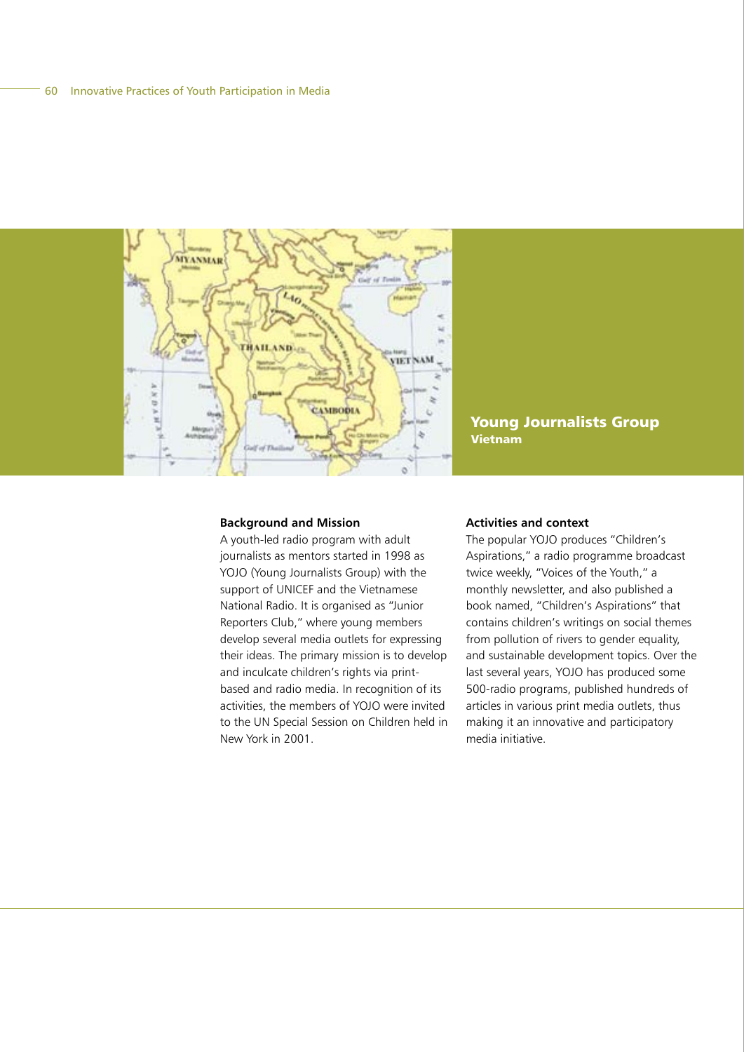## Young Journalists Group
### Vietnam

#### Background and Mission

A youth-led radio program with adult journalists as mentors started in 1998 as YOJO (Young Journalists Group) with the support of UNICEF and the Vietnamese National Radio. It is organised as "Junior Reporters Club," where young members develop several media outlets for expressing their ideas. The primary mission is to develop and inculcate children's rights via print-based and radio media. In recognition of its activities, the members of YOJO were invited to the UN Special Session on Children held in New York in 2001.

#### Activities and context

The popular YOJO produces "Children's Aspirations," a radio programme broadcast twice weekly, "Voices of the Youth," a monthly newsletter, and also published a book named, "Children's Aspirations" that contains children's writings on social themes from pollution of rivers to gender equality, and sustainable development topics. Over the last several years, YOJO has produced some 500-radio programs, published hundreds of articles in various print media outlets, thus making it an innovative and participatory media initiative.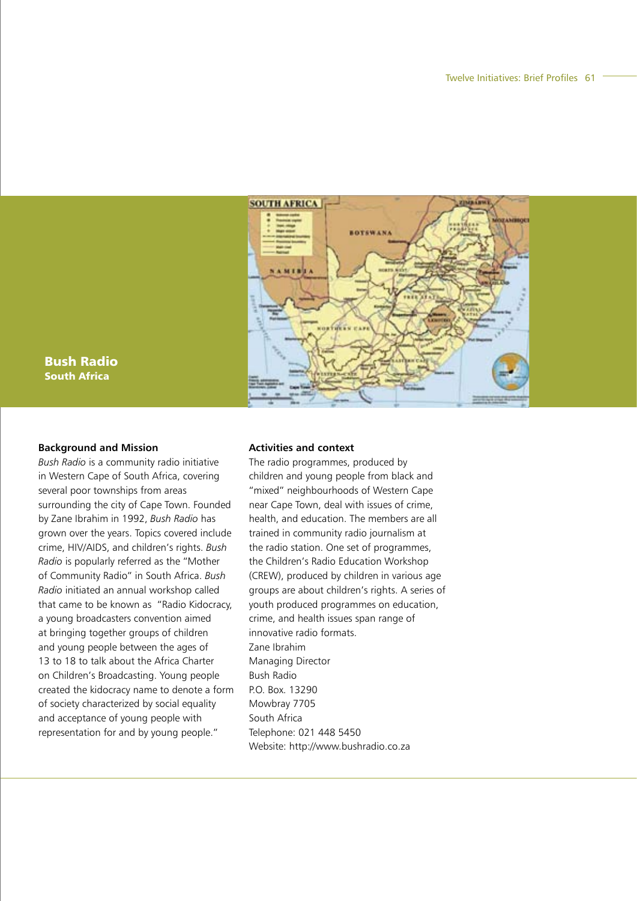# Bush Radio
## South Africa

### Background and Mission

*Bush Radio* is a community radio initiative in Western Cape of South Africa, covering several poor townships from areas surrounding the city of Cape Town. Founded by Zane Ibrahim in 1992, *Bush Radio* has grown over the years. Topics covered include crime, HIV/AIDS, and children's rights. *Bush Radio* is popularly referred as the "Mother of Community Radio" in South Africa. *Bush Radio* initiated an annual workshop called that came to be known as "Radio Kidocracy, a young broadcasters convention aimed at bringing together groups of children and young people between the ages of 13 to 18 to talk about the Africa Charter on Children's Broadcasting. Young people created the kidocracy name to denote a form of society characterized by social equality and acceptance of young people with representation for and by young people."

### Activities and context

The radio programmes, produced by children and young people from black and "mixed" neighbourhoods of Western Cape near Cape Town, deal with issues of crime, health, and education. The members are all trained in community radio journalism at the radio station. One set of programmes, the Children's Radio Education Workshop (CREW), produced by children in various age groups are about children's rights. A series of youth produced programmes on education, crime, and health issues span range of innovative radio formats.

Zane Ibrahim
Managing Director
Bush Radio
P.O. Box. 13290
Mowbray 7705
South Africa
Telephone: 021 448 5450
Website: http://www.bushradio.co.za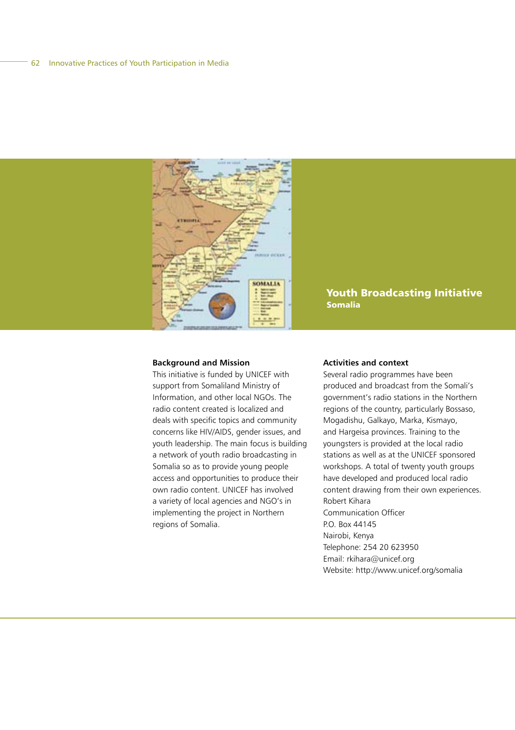## Youth Broadcasting Initiative
### Somalia

**Background and Mission**

This initiative is funded by UNICEF with support from Somaliland Ministry of Information, and other local NGOs. The radio content created is localized and deals with specific topics and community concerns like HIV/AIDS, gender issues, and youth leadership. The main focus is building a network of youth radio broadcasting in Somalia so as to provide young people access and opportunities to produce their own radio content. UNICEF has involved a variety of local agencies and NGO's in implementing the project in Northern regions of Somalia.

**Activities and context**

Several radio programmes have been produced and broadcast from the Somali's government's radio stations in the Northern regions of the country, particularly Bossaso, Mogadishu, Galkayo, Marka, Kismayo, and Hargeisa provinces. Training to the youngsters is provided at the local radio stations as well as at the UNICEF sponsored workshops. A total of twenty youth groups have developed and produced local radio content drawing from their own experiences.

Robert Kihara
Communication Officer
P.O. Box 44145
Nairobi, Kenya
Telephone: 254 20 623950
Email: rkihara@unicef.org
Website: http://www.unicef.org/somalia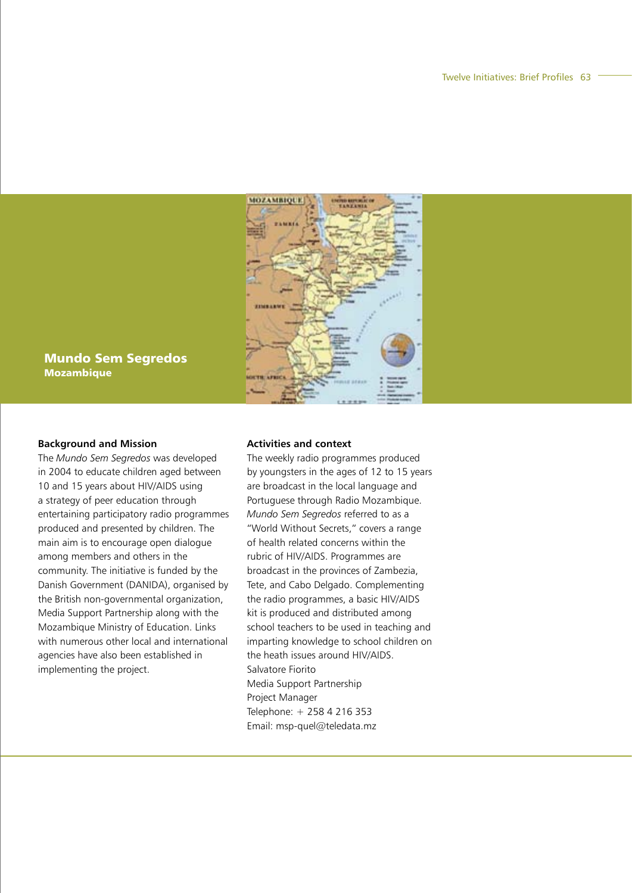## Mundo Sem Segredos

**Mozambique**

### Background and Mission

The *Mundo Sem Segredos* was developed in 2004 to educate children aged between 10 and 15 years about HIV/AIDS using a strategy of peer education through entertaining participatory radio programmes produced and presented by children. The main aim is to encourage open dialogue among members and others in the community. The initiative is funded by the Danish Government (DANIDA), organised by the British non-governmental organization, Media Support Partnership along with the Mozambique Ministry of Education. Links with numerous other local and international agencies have also been established in implementing the project.

### Activities and context

The weekly radio programmes produced by youngsters in the ages of 12 to 15 years are broadcast in the local language and Portuguese through Radio Mozambique. *Mundo Sem Segredos* referred to as a "World Without Secrets," covers a range of health related concerns within the rubric of HIV/AIDS. Programmes are broadcast in the provinces of Zambezia, Tete, and Cabo Delgado. Complementing the radio programmes, a basic HIV/AIDS kit is produced and distributed among school teachers to be used in teaching and imparting knowledge to school children on the heath issues around HIV/AIDS.

Salvatore Fiorito  
Media Support Partnership  
Project Manager  
Telephone: + 258 4 216 353  
Email: msp-quel@teledata.mz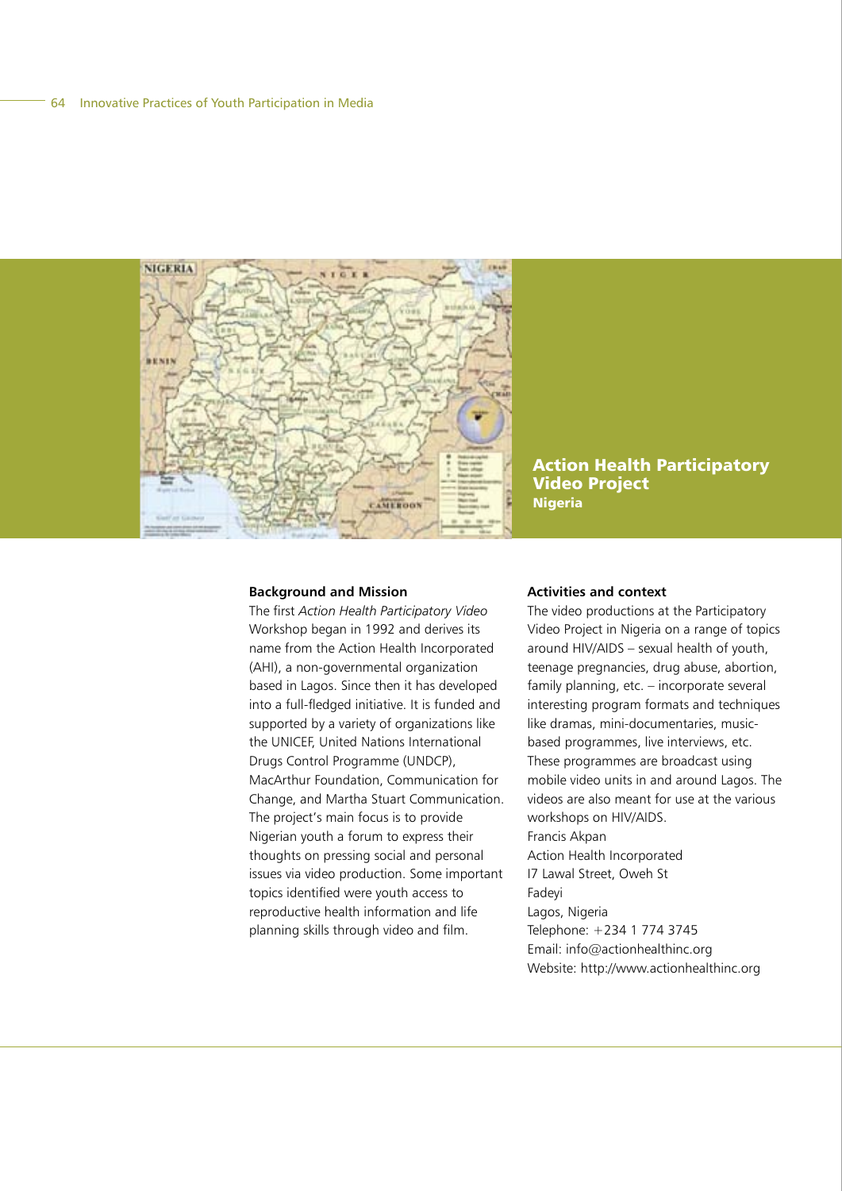## Action Health Participatory Video Project
### Nigeria

**Background and Mission**

The first *Action Health Participatory Video* Workshop began in 1992 and derives its name from the Action Health Incorporated (AHI), a non-governmental organization based in Lagos. Since then it has developed into a full-fledged initiative. It is funded and supported by a variety of organizations like the UNICEF, United Nations International Drugs Control Programme (UNDCP), MacArthur Foundation, Communication for Change, and Martha Stuart Communication. The project's main focus is to provide Nigerian youth a forum to express their thoughts on pressing social and personal issues via video production. Some important topics identified were youth access to reproductive health information and life planning skills through video and film.

**Activities and context**

The video productions at the Participatory Video Project in Nigeria on a range of topics around HIV/AIDS – sexual health of youth, teenage pregnancies, drug abuse, abortion, family planning, etc. – incorporate several interesting program formats and techniques like dramas, mini-documentaries, music-based programmes, live interviews, etc. These programmes are broadcast using mobile video units in and around Lagos. The videos are also meant for use at the various workshops on HIV/AIDS.

Francis Akpan
Action Health Incorporated
I7 Lawal Street, Oweh St
Fadeyi
Lagos, Nigeria
Telephone: +234 1 774 3745
Email: info@actionhealthinc.org
Website: http://www.actionhealthinc.org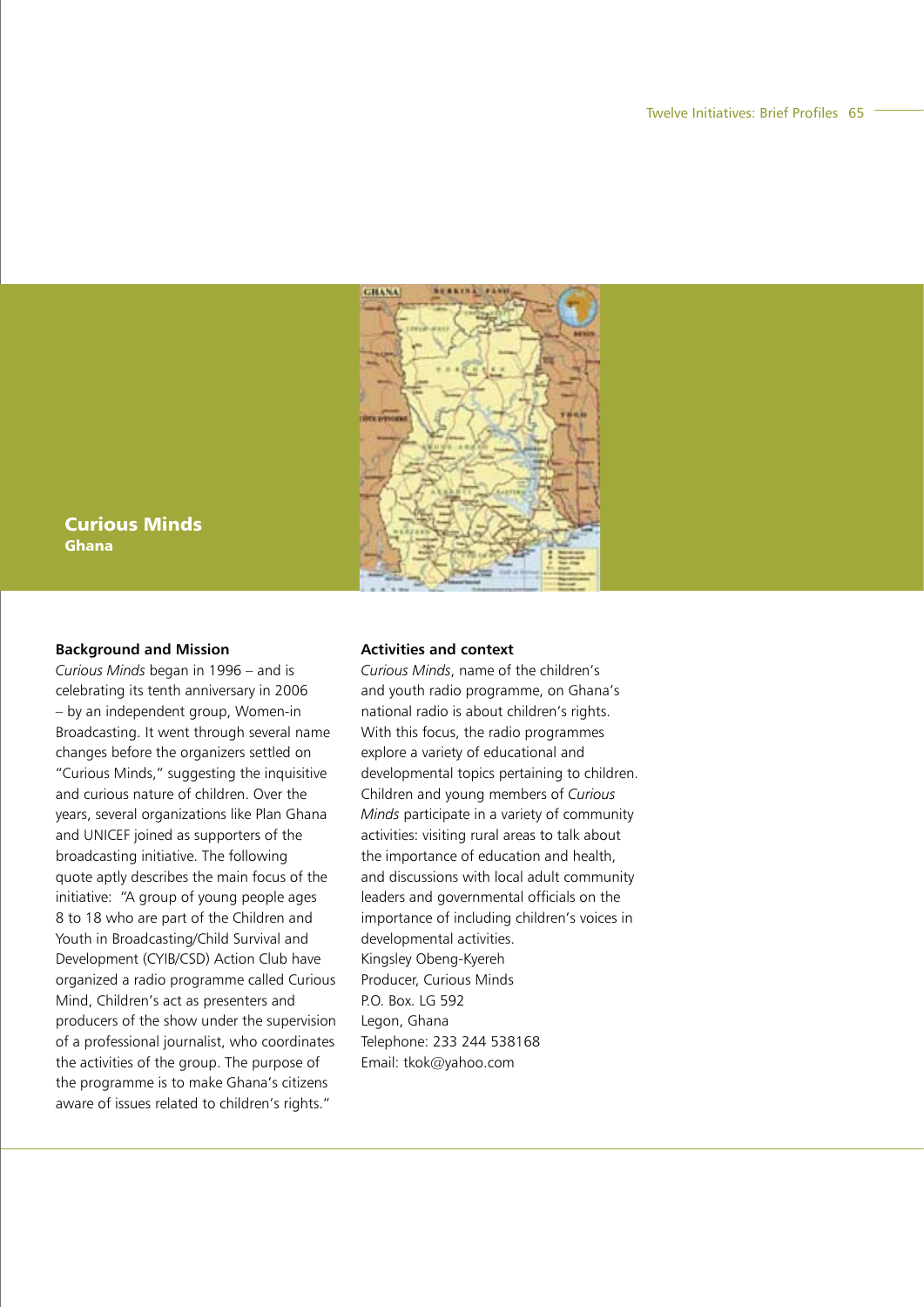# Curious Minds

## Ghana

### Background and Mission

*Curious Minds* began in 1996 – and is celebrating its tenth anniversary in 2006 – by an independent group, Women-in Broadcasting. It went through several name changes before the organizers settled on "Curious Minds," suggesting the inquisitive and curious nature of children. Over the years, several organizations like Plan Ghana and UNICEF joined as supporters of the broadcasting initiative. The following quote aptly describes the main focus of the initiative: "A group of young people ages 8 to 18 who are part of the Children and Youth in Broadcasting/Child Survival and Development (CYIB/CSD) Action Club have organized a radio programme called Curious Mind, Children's act as presenters and producers of the show under the supervision of a professional journalist, who coordinates the activities of the group. The purpose of the programme is to make Ghana's citizens aware of issues related to children's rights."

### Activities and context

*Curious Minds*, name of the children's and youth radio programme, on Ghana's national radio is about children's rights. With this focus, the radio programmes explore a variety of educational and developmental topics pertaining to children. Children and young members of *Curious Minds* participate in a variety of community activities: visiting rural areas to talk about the importance of education and health, and discussions with local adult community leaders and governmental officials on the importance of including children's voices in developmental activities.

Kingsley Obeng-Kyereh
Producer, Curious Minds
P.O. Box. LG 592
Legon, Ghana
Telephone: 233 244 538168
Email: tkok@yahoo.com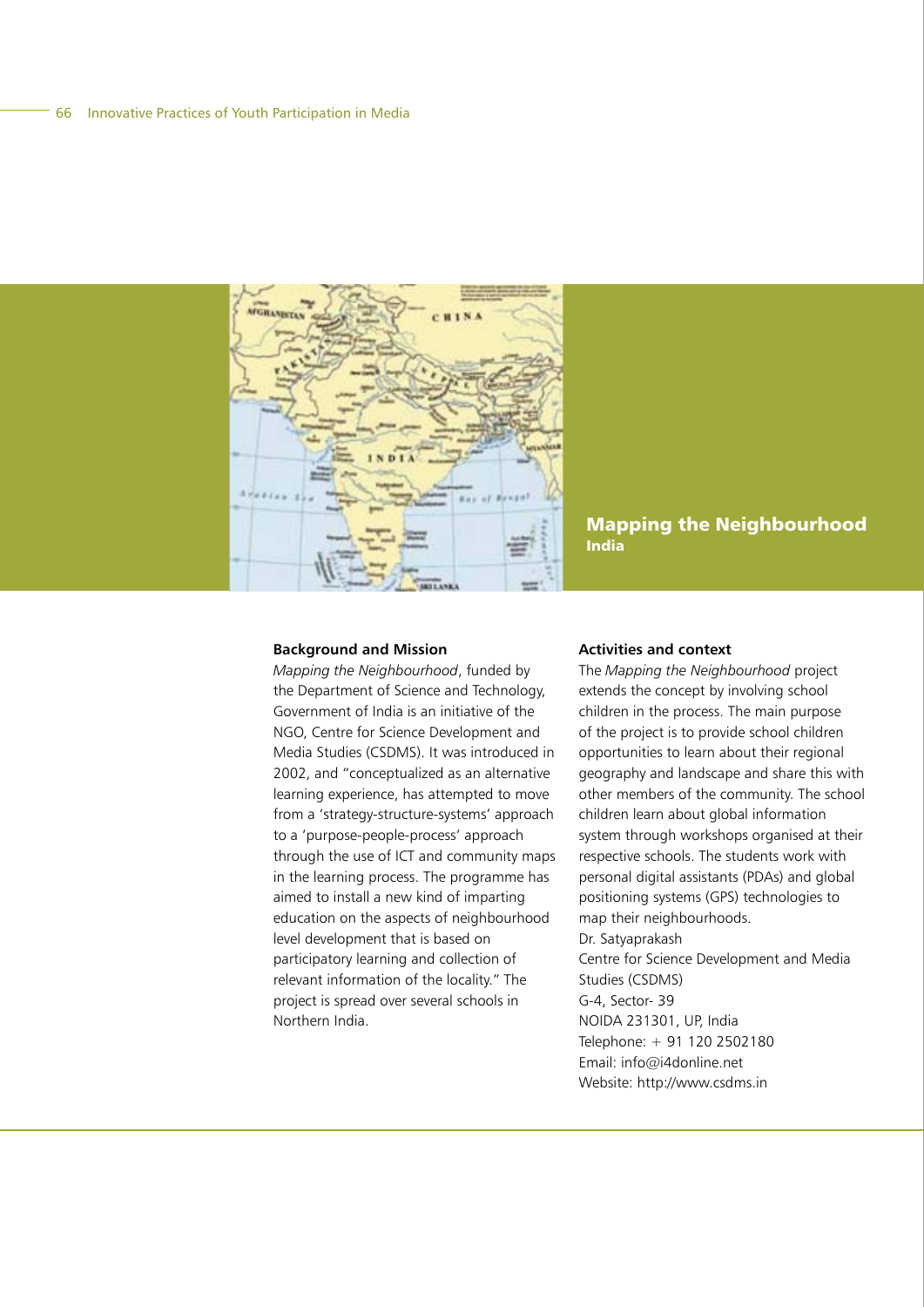## Mapping the Neighbourhood
**India**

### Background and Mission

*Mapping the Neighbourhood*, funded by the Department of Science and Technology, Government of India is an initiative of the NGO, Centre for Science Development and Media Studies (CSDMS). It was introduced in 2002, and "conceptualized as an alternative learning experience, has attempted to move from a 'strategy-structure-systems' approach to a 'purpose-people-process' approach through the use of ICT and community maps in the learning process. The programme has aimed to install a new kind of imparting education on the aspects of neighbourhood level development that is based on participatory learning and collection of relevant information of the locality." The project is spread over several schools in Northern India.

### Activities and context

The *Mapping the Neighbourhood* project extends the concept by involving school children in the process. The main purpose of the project is to provide school children opportunities to learn about their regional geography and landscape and share this with other members of the community. The school children learn about global information system through workshops organised at their respective schools. The students work with personal digital assistants (PDAs) and global positioning systems (GPS) technologies to map their neighbourhoods.

Dr. Satyaprakash  
Centre for Science Development and Media Studies (CSDMS)  
G-4, Sector- 39  
NOIDA 231301, UP, India  
Telephone: + 91 120 2502180  
Email: info@i4donline.net  
Website: http://www.csdms.in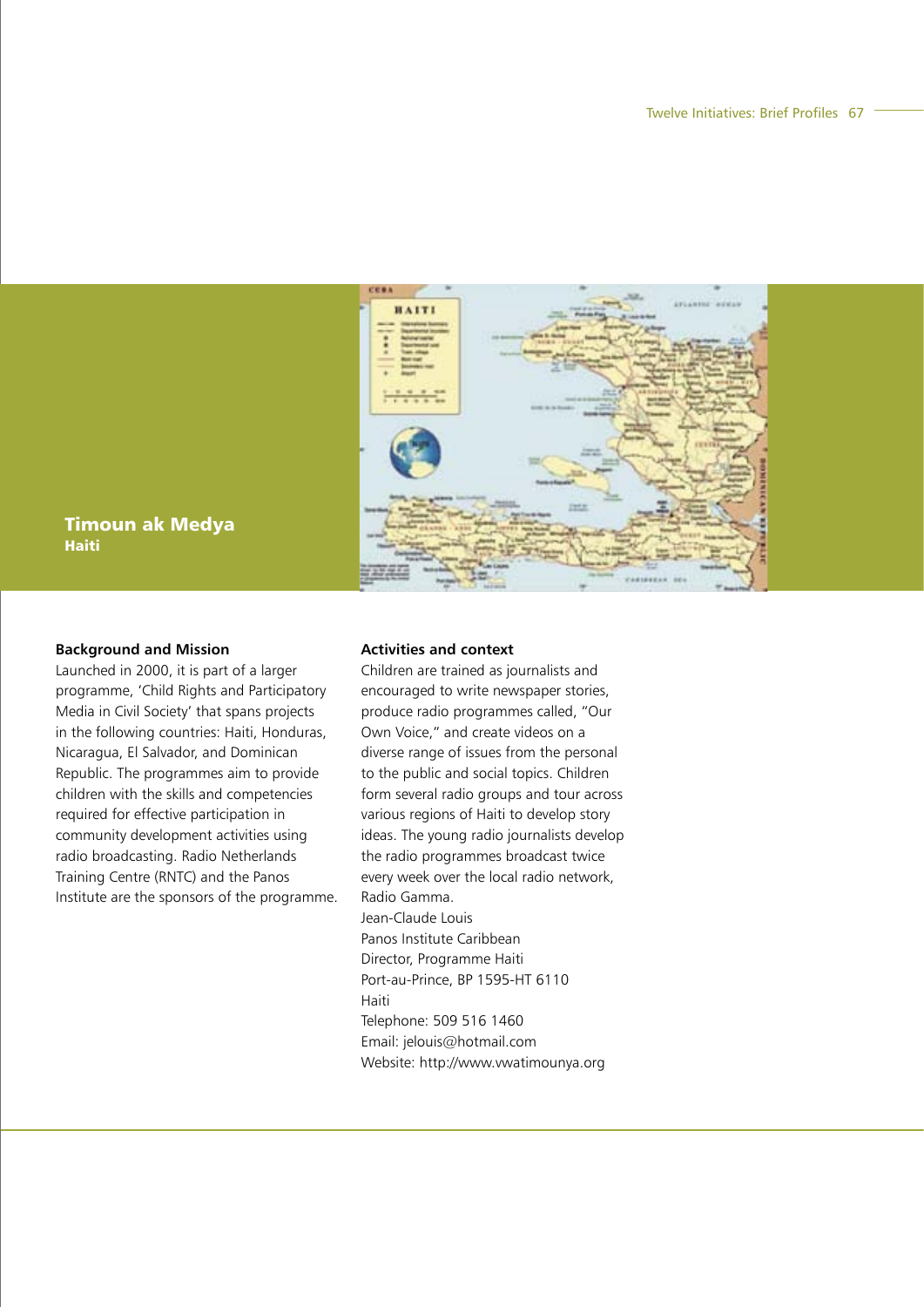## Timoun ak Medya
**Haiti**

### Background and Mission

Launched in 2000, it is part of a larger programme, 'Child Rights and Participatory Media in Civil Society' that spans projects in the following countries: Haiti, Honduras, Nicaragua, El Salvador, and Dominican Republic. The programmes aim to provide children with the skills and competencies required for effective participation in community development activities using radio broadcasting. Radio Netherlands Training Centre (RNTC) and the Panos Institute are the sponsors of the programme.

### Activities and context

Children are trained as journalists and encouraged to write newspaper stories, produce radio programmes called, "Our Own Voice," and create videos on a diverse range of issues from the personal to the public and social topics. Children form several radio groups and tour across various regions of Haiti to develop story ideas. The young radio journalists develop the radio programmes broadcast twice every week over the local radio network, Radio Gamma.

Jean-Claude Louis
Panos Institute Caribbean
Director, Programme Haiti
Port-au-Prince, BP 1595-HT 6110
Haiti
Telephone: 509 516 1460
Email: jelouis@hotmail.com
Website: http://www.vwatimounya.org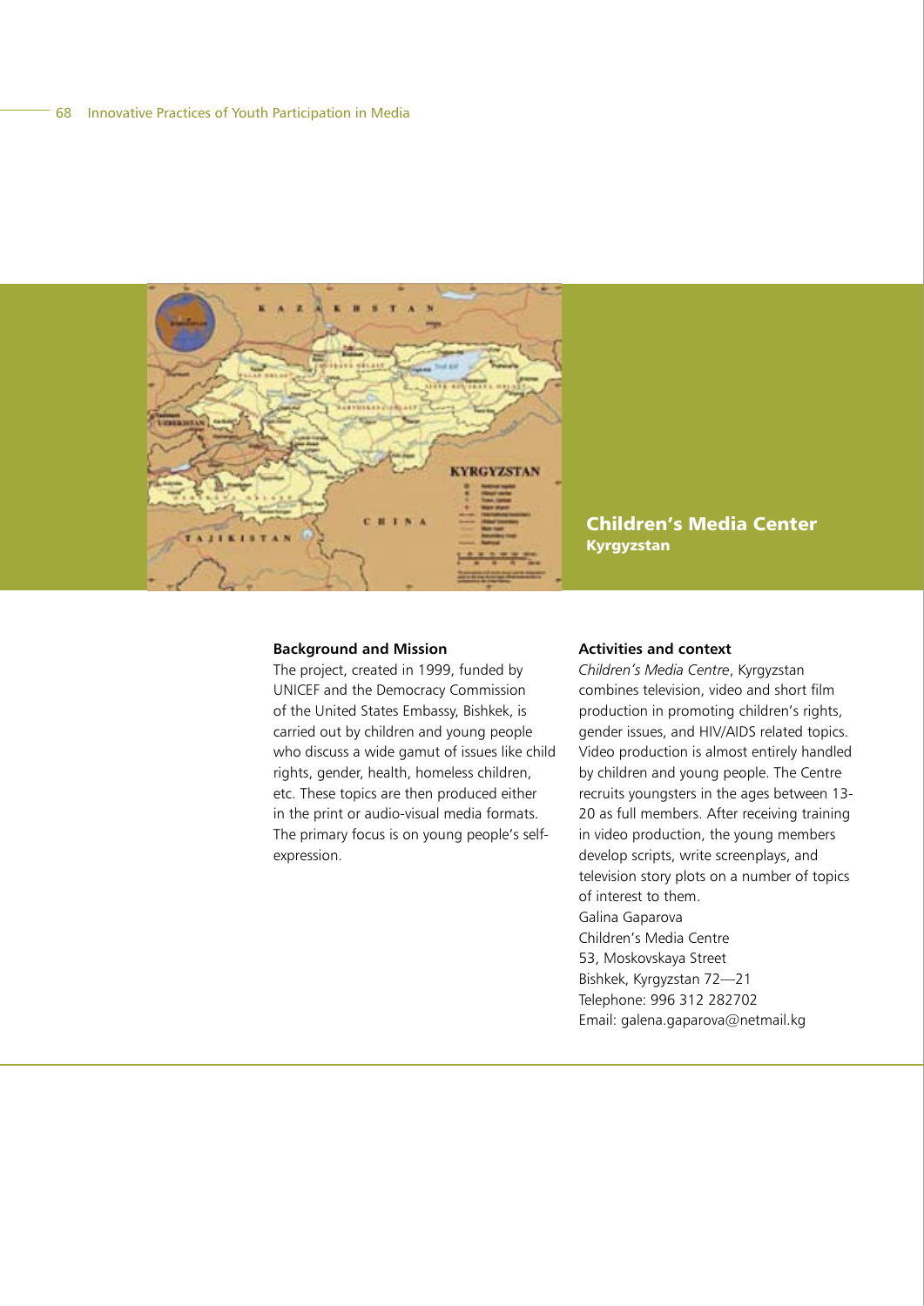## Children's Media Center

### Kyrgyzstan

**Background and Mission**

The project, created in 1999, funded by UNICEF and the Democracy Commission of the United States Embassy, Bishkek, is carried out by children and young people who discuss a wide gamut of issues like child rights, gender, health, homeless children, etc. These topics are then produced either in the print or audio-visual media formats. The primary focus is on young people's self-expression.

**Activities and context**

*Children's Media Centre*, Kyrgyzstan combines television, video and short film production in promoting children's rights, gender issues, and HIV/AIDS related topics. Video production is almost entirely handled by children and young people. The Centre recruits youngsters in the ages between 13-20 as full members. After receiving training in video production, the young members develop scripts, write screenplays, and television story plots on a number of topics of interest to them.

Galina Gaparova
Children's Media Centre
53, Moskovskaya Street
Bishkek, Kyrgyzstan 72—21
Telephone: 996 312 282702
Email: galena.gaparova@netmail.kg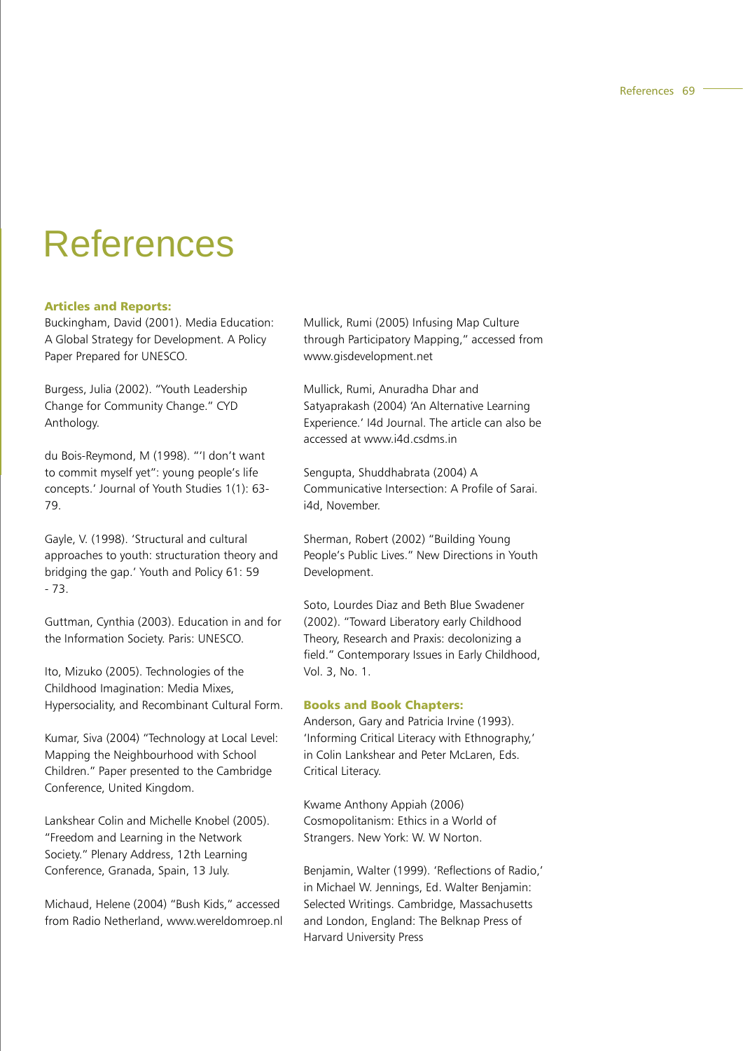# References

### Articles and Reports:

Buckingham, David (2001). Media Education: A Global Strategy for Development. A Policy Paper Prepared for UNESCO.

Burgess, Julia (2002). "Youth Leadership Change for Community Change." CYD Anthology.

du Bois-Reymond, M (1998). "'I don't want to commit myself yet": young people's life concepts.' Journal of Youth Studies 1(1): 63-79.

Gayle, V. (1998). 'Structural and cultural approaches to youth: structuration theory and bridging the gap.' Youth and Policy 61: 59 - 73.

Guttman, Cynthia (2003). Education in and for the Information Society. Paris: UNESCO.

Ito, Mizuko (2005). Technologies of the Childhood Imagination: Media Mixes, Hypersociality, and Recombinant Cultural Form.

Kumar, Siva (2004) "Technology at Local Level: Mapping the Neighbourhood with School Children." Paper presented to the Cambridge Conference, United Kingdom.

Lankshear Colin and Michelle Knobel (2005). "Freedom and Learning in the Network Society." Plenary Address, 12th Learning Conference, Granada, Spain, 13 July.

Michaud, Helene (2004) "Bush Kids," accessed from Radio Netherland, www.wereldomroep.nl

Mullick, Rumi (2005) Infusing Map Culture through Participatory Mapping," accessed from www.gisdevelopment.net

Mullick, Rumi, Anuradha Dhar and Satyaprakash (2004) 'An Alternative Learning Experience.' I4d Journal. The article can also be accessed at www.i4d.csdms.in

Sengupta, Shuddhabrata (2004) A Communicative Intersection: A Profile of Sarai. i4d, November.

Sherman, Robert (2002) "Building Young People's Public Lives." New Directions in Youth Development.

Soto, Lourdes Diaz and Beth Blue Swadener (2002). "Toward Liberatory early Childhood Theory, Research and Praxis: decolonizing a field." Contemporary Issues in Early Childhood, Vol. 3, No. 1.

### Books and Book Chapters:

Anderson, Gary and Patricia Irvine (1993). 'Informing Critical Literacy with Ethnography,' in Colin Lankshear and Peter McLaren, Eds. Critical Literacy.

Kwame Anthony Appiah (2006) Cosmopolitanism: Ethics in a World of Strangers. New York: W. W Norton.

Benjamin, Walter (1999). 'Reflections of Radio,' in Michael W. Jennings, Ed. Walter Benjamin: Selected Writings. Cambridge, Massachusetts and London, England: The Belknap Press of Harvard University Press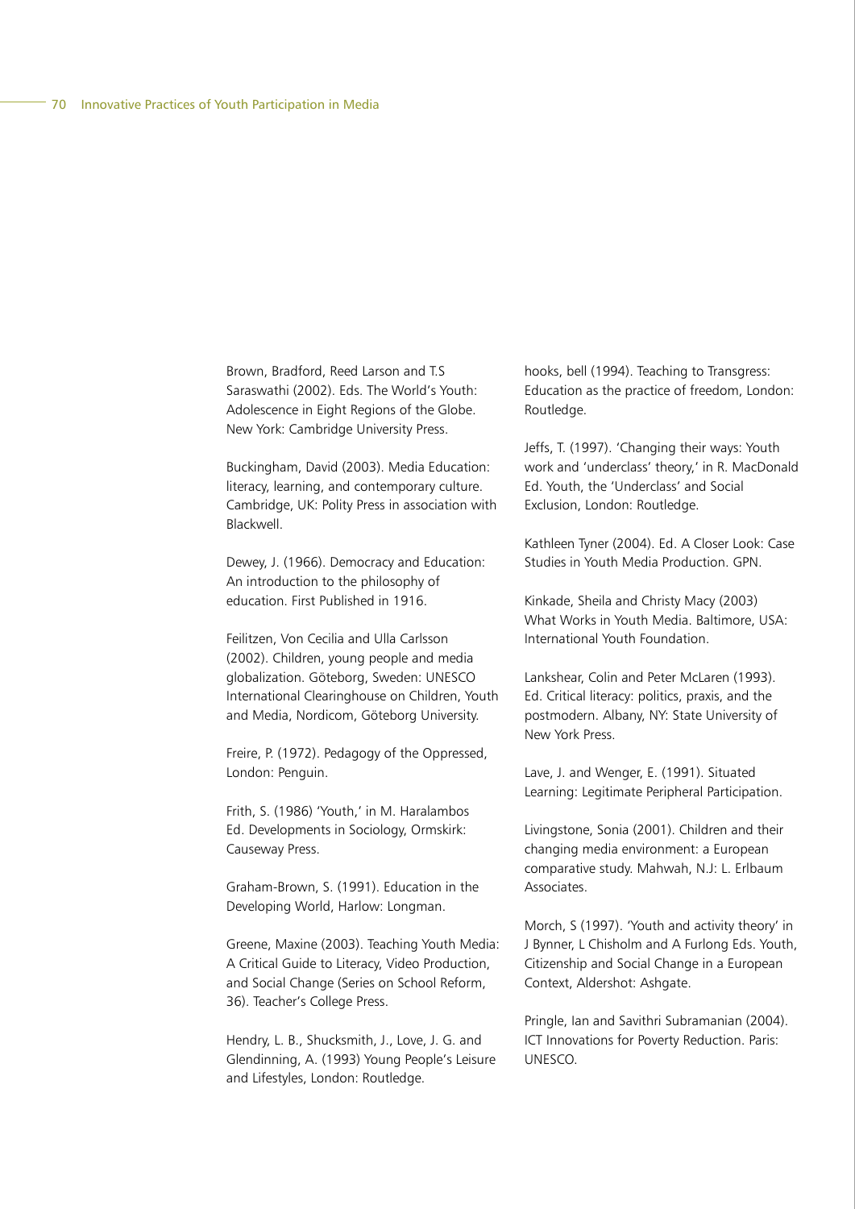Brown, Bradford, Reed Larson and T.S Saraswathi (2002). Eds. The World's Youth: Adolescence in Eight Regions of the Globe. New York: Cambridge University Press.

Buckingham, David (2003). Media Education: literacy, learning, and contemporary culture. Cambridge, UK: Polity Press in association with Blackwell.

Dewey, J. (1966). Democracy and Education: An introduction to the philosophy of education. First Published in 1916.

Feilitzen, Von Cecilia and Ulla Carlsson (2002). Children, young people and media globalization. Göteborg, Sweden: UNESCO International Clearinghouse on Children, Youth and Media, Nordicom, Göteborg University.

Freire, P. (1972). Pedagogy of the Oppressed, London: Penguin.

Frith, S. (1986) 'Youth,' in M. Haralambos Ed. Developments in Sociology, Ormskirk: Causeway Press.

Graham-Brown, S. (1991). Education in the Developing World, Harlow: Longman.

Greene, Maxine (2003). Teaching Youth Media: A Critical Guide to Literacy, Video Production, and Social Change (Series on School Reform, 36). Teacher's College Press.

Hendry, L. B., Shucksmith, J., Love, J. G. and Glendinning, A. (1993) Young People's Leisure and Lifestyles, London: Routledge.

hooks, bell (1994). Teaching to Transgress: Education as the practice of freedom, London: Routledge.

Jeffs, T. (1997). 'Changing their ways: Youth work and 'underclass' theory,' in R. MacDonald Ed. Youth, the 'Underclass' and Social Exclusion, London: Routledge.

Kathleen Tyner (2004). Ed. A Closer Look: Case Studies in Youth Media Production. GPN.

Kinkade, Sheila and Christy Macy (2003) What Works in Youth Media. Baltimore, USA: International Youth Foundation.

Lankshear, Colin and Peter McLaren (1993). Ed. Critical literacy: politics, praxis, and the postmodern. Albany, NY: State University of New York Press.

Lave, J. and Wenger, E. (1991). Situated Learning: Legitimate Peripheral Participation.

Livingstone, Sonia (2001). Children and their changing media environment: a European comparative study. Mahwah, N.J: L. Erlbaum Associates.

Morch, S (1997). 'Youth and activity theory' in J Bynner, L Chisholm and A Furlong Eds. Youth, Citizenship and Social Change in a European Context, Aldershot: Ashgate.

Pringle, Ian and Savithri Subramanian (2004). ICT Innovations for Poverty Reduction. Paris: UNESCO.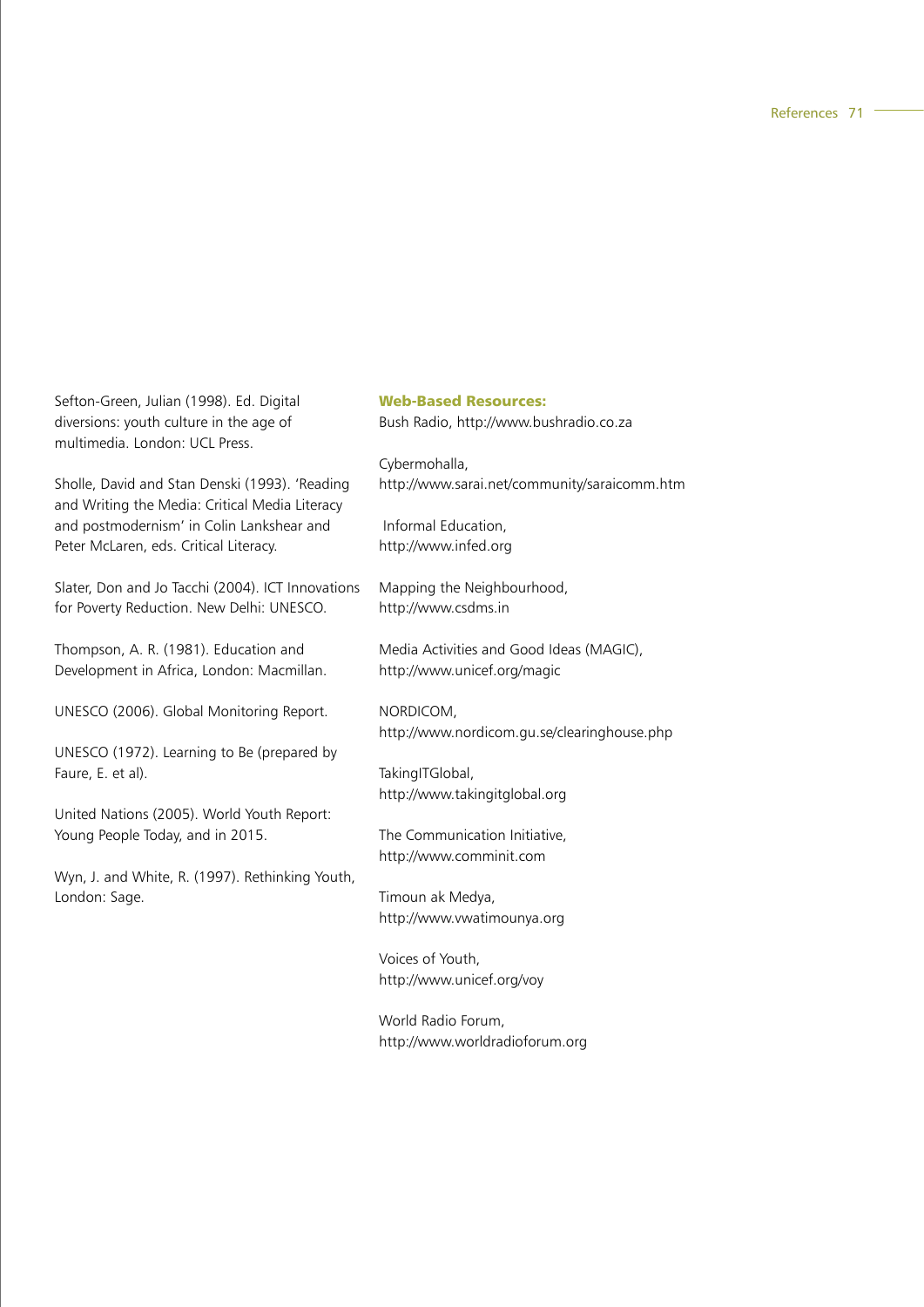Sefton-Green, Julian (1998). Ed. Digital diversions: youth culture in the age of multimedia. London: UCL Press.

Sholle, David and Stan Denski (1993). 'Reading and Writing the Media: Critical Media Literacy and postmodernism' in Colin Lankshear and Peter McLaren, eds. Critical Literacy.

Slater, Don and Jo Tacchi (2004). ICT Innovations for Poverty Reduction. New Delhi: UNESCO.

Thompson, A. R. (1981). Education and Development in Africa, London: Macmillan.

UNESCO (2006). Global Monitoring Report.

UNESCO (1972). Learning to Be (prepared by Faure, E. et al).

United Nations (2005). World Youth Report: Young People Today, and in 2015.

Wyn, J. and White, R. (1997). Rethinking Youth, London: Sage.

**Web-Based Resources:**

Bush Radio, http://www.bushradio.co.za

Cybermohalla, http://www.sarai.net/community/saraicomm.htm

Informal Education, http://www.infed.org

Mapping the Neighbourhood, http://www.csdms.in

Media Activities and Good Ideas (MAGIC), http://www.unicef.org/magic

NORDICOM, http://www.nordicom.gu.se/clearinghouse.php

TakingITGlobal, http://www.takingitglobal.org

The Communication Initiative, http://www.comminit.com

Timoun ak Medya, http://www.vwatimounya.org

Voices of Youth, http://www.unicef.org/voy

World Radio Forum, http://www.worldradioforum.org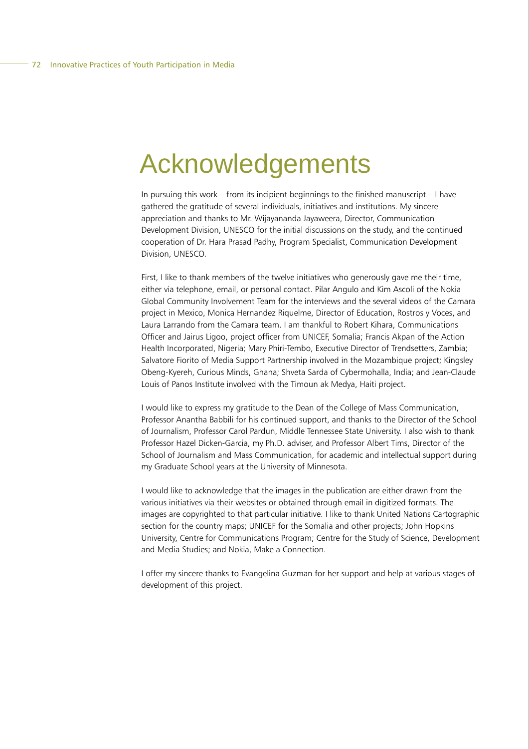# Acknowledgements

In pursuing this work – from its incipient beginnings to the finished manuscript – I have gathered the gratitude of several individuals, initiatives and institutions. My sincere appreciation and thanks to Mr. Wijayananda Jayaweera, Director, Communication Development Division, UNESCO for the initial discussions on the study, and the continued cooperation of Dr. Hara Prasad Padhy, Program Specialist, Communication Development Division, UNESCO.

First, I like to thank members of the twelve initiatives who generously gave me their time, either via telephone, email, or personal contact. Pilar Angulo and Kim Ascoli of the Nokia Global Community Involvement Team for the interviews and the several videos of the Camara project in Mexico, Monica Hernandez Riquelme, Director of Education, Rostros y Voces, and Laura Larrando from the Camara team. I am thankful to Robert Kihara, Communications Officer and Jairus Ligoo, project officer from UNICEF, Somalia; Francis Akpan of the Action Health Incorporated, Nigeria; Mary Phiri-Tembo, Executive Director of Trendsetters, Zambia; Salvatore Fiorito of Media Support Partnership involved in the Mozambique project; Kingsley Obeng-Kyereh, Curious Minds, Ghana; Shveta Sarda of Cybermohalla, India; and Jean-Claude Louis of Panos Institute involved with the Timoun ak Medya, Haiti project.

I would like to express my gratitude to the Dean of the College of Mass Communication, Professor Anantha Babbili for his continued support, and thanks to the Director of the School of Journalism, Professor Carol Pardun, Middle Tennessee State University. I also wish to thank Professor Hazel Dicken-Garcia, my Ph.D. adviser, and Professor Albert Tims, Director of the School of Journalism and Mass Communication, for academic and intellectual support during my Graduate School years at the University of Minnesota.

I would like to acknowledge that the images in the publication are either drawn from the various initiatives via their websites or obtained through email in digitized formats. The images are copyrighted to that particular initiative. I like to thank United Nations Cartographic section for the country maps; UNICEF for the Somalia and other projects; John Hopkins University, Centre for Communications Program; Centre for the Study of Science, Development and Media Studies; and Nokia, Make a Connection.

I offer my sincere thanks to Evangelina Guzman for her support and help at various stages of development of this project.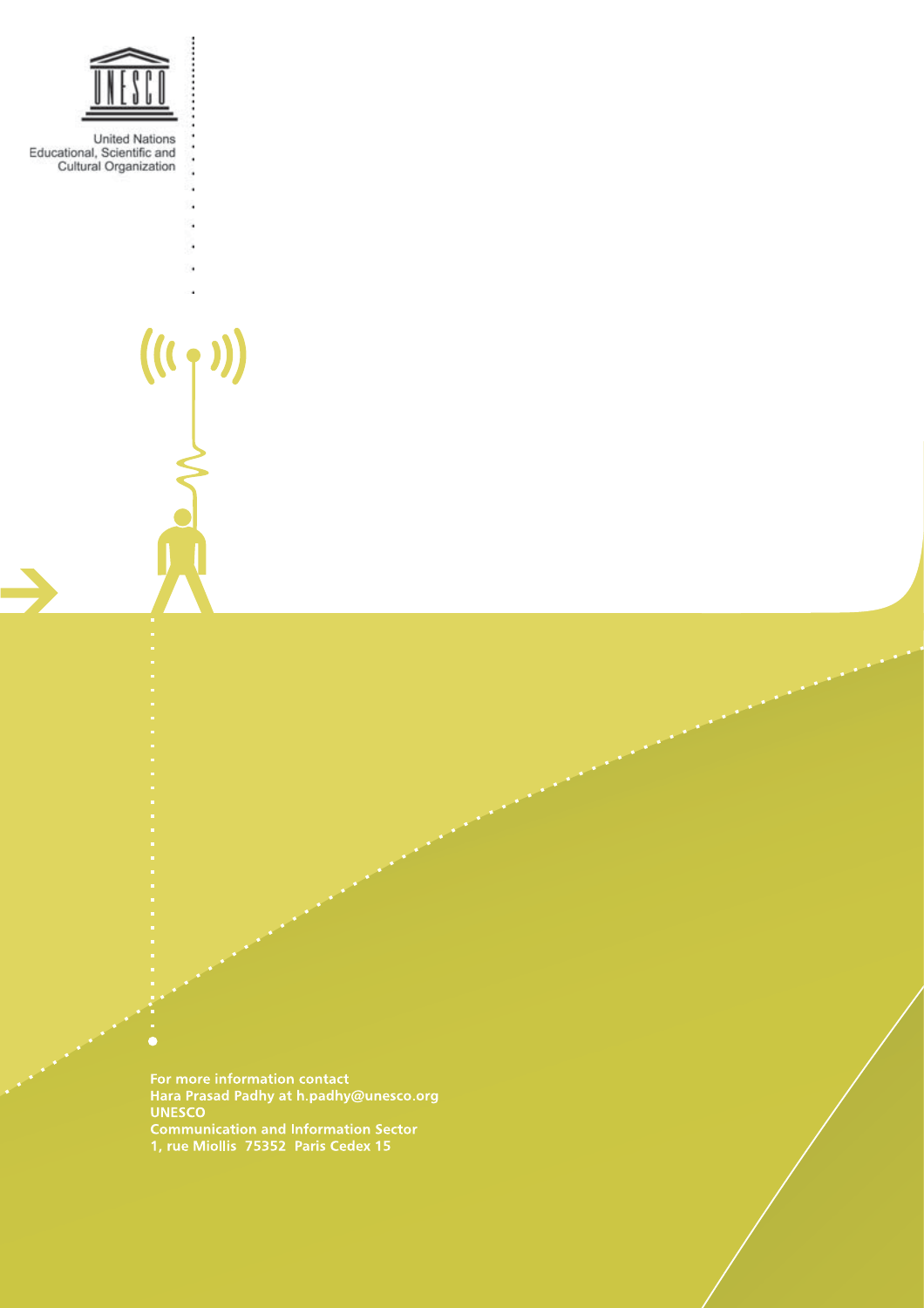UNESCO

United Nations
Educational, Scientific and
Cultural Organization

**For more information contact**
**Hara Prasad Padhy at h.padhy@unesco.org**
**UNESCO**
**Communication and Information Sector**
**1, rue Miollis 75352 Paris Cedex 15**